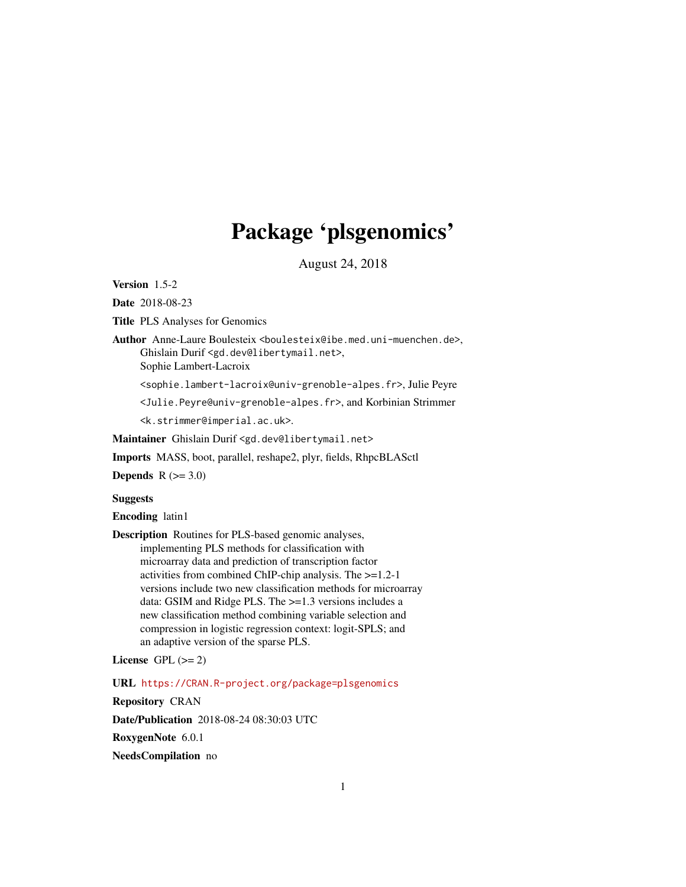# Package 'plsgenomics'

August 24, 2018

**Version** 1.5-2

**Date** 2018-08-23

**Title** PLS Analyses for Genomics

**Author** Anne-Laure Boulesteix <boulesteix@ibe.med.uni-muenchen.de>, Ghislain Durif <gd.dev@libertymail.net>, Sophie Lambert-Lacroix <sophie.lambert-lacroix@univ-grenoble-alpes.fr>, Julie Peyre <Julie.Peyre@univ-grenoble-alpes.fr>, and Korbinian Strimmer <k.strimmer@imperial.ac.uk>.

**Maintainer** Ghislain Durif <gd.dev@libertymail.net>

**Imports** MASS, boot, parallel, reshape2, plyr, fields, RhpcBLASctl

**Depends** R (>= 3.0)

**Suggests**

**Encoding** latin1

**Description** Routines for PLS-based genomic analyses, implementing PLS methods for classification with microarray data and prediction of transcription factor activities from combined ChIP-chip analysis. The >=1.2-1 versions include two new classification methods for microarray data: GSIM and Ridge PLS. The >=1.3 versions includes a new classification method combining variable selection and compression in logistic regression context: logit-SPLS; and an adaptive version of the sparse PLS.

**License** GPL (>= 2)

**URL** https://CRAN.R-project.org/package=plsgenomics

**Repository** CRAN

**Date/Publication** 2018-08-24 08:30:03 UTC

**RoxygenNote** 6.0.1

**NeedsCompilation** no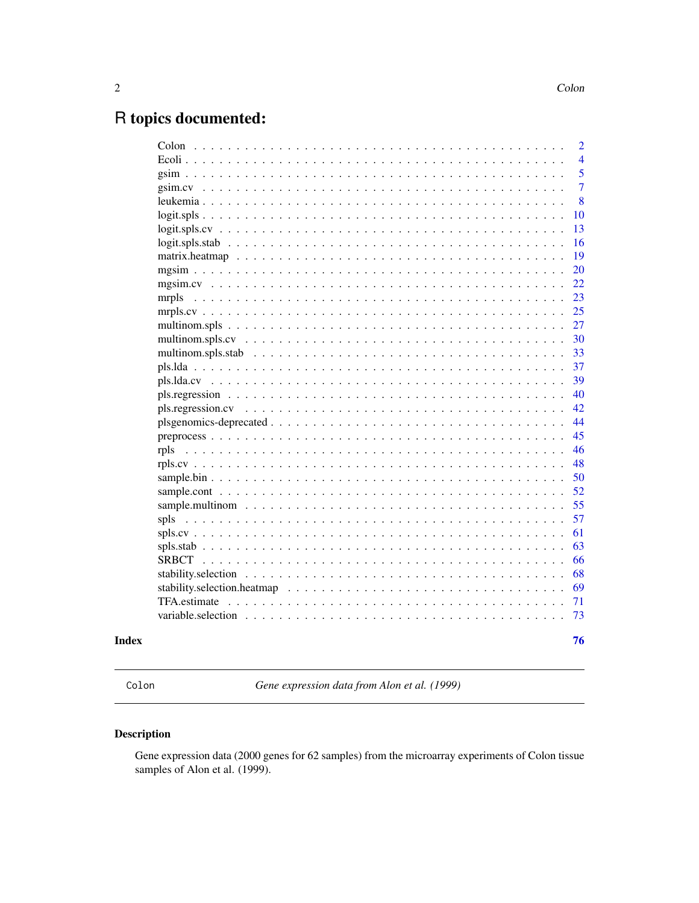# R topics documented:

| | |
|---|---|
| Colon | 2 |
| Ecoli | 4 |
| gsim | 5 |
| gsim.cv | 7 |
| leukemia | 8 |
| logit.spls | 10 |
| logit.spls.cv | 13 |
| logit.spls.stab | 16 |
| matrix.heatmap | 19 |
| mgsim | 20 |
| mgsim.cv | 22 |
| mrpls | 23 |
| mrpls.cv | 25 |
| multinom.spls | 27 |
| multinom.spls.cv | 30 |
| multinom.spls.stab | 33 |
| pls.lda | 37 |
| pls.lda.cv | 39 |
| pls.regression | 40 |
| pls.regression.cv | 42 |
| plsgenomics-deprecated | 44 |
| preprocess | 45 |
| rpls | 46 |
| rpls.cv | 48 |
| sample.bin | 50 |
| sample.cont | 52 |
| sample.multinom | 55 |
| spls | 57 |
| spls.cv | 61 |
| spls.stab | 63 |
| SRBCT | 66 |
| stability.selection | 68 |
| stability.selection.heatmap | 69 |
| TFA.estimate | 71 |
| variable.selection | 73 |
| **Index** | **76** |

---

`Colon` *Gene expression data from Alon et al. (1999)*

---

## Description

Gene expression data (2000 genes for 62 samples) from the microarray experiments of Colon tissue samples of Alon et al. (1999).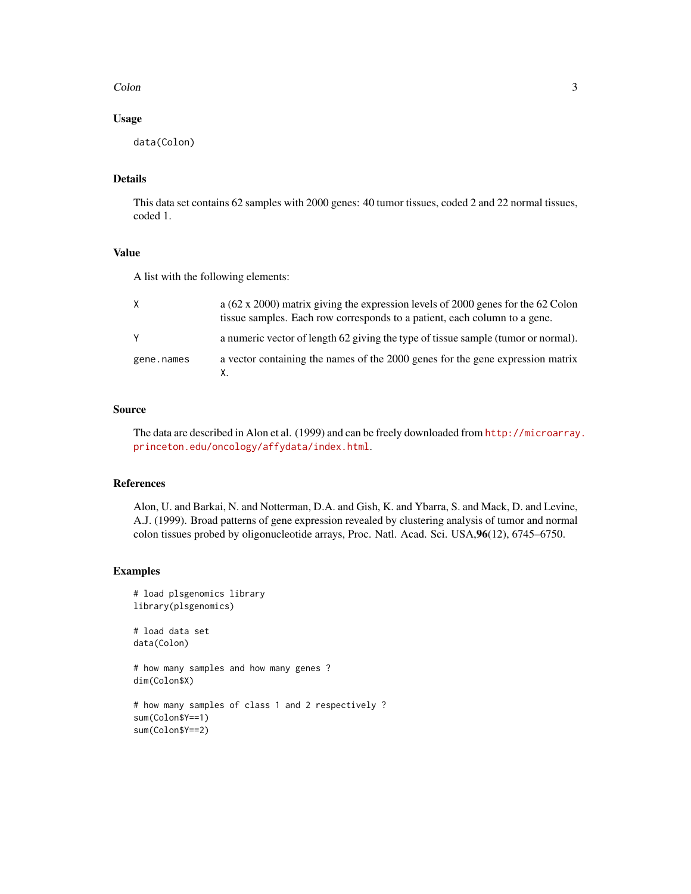## Usage

```
data(Colon)
```

## Details

This data set contains 62 samples with 2000 genes: 40 tumor tissues, coded 2 and 22 normal tissues, coded 1.

## Value

A list with the following elements:

| | |
|---|---|
| `X` | a (62 x 2000) matrix giving the expression levels of 2000 genes for the 62 Colon tissue samples. Each row corresponds to a patient, each column to a gene. |
| `Y` | a numeric vector of length 62 giving the type of tissue sample (tumor or normal). |
| `gene.names` | a vector containing the names of the 2000 genes for the gene expression matrix `X`. |

## Source

The data are described in Alon et al. (1999) and can be freely downloaded from http://microarray.princeton.edu/oncology/affydata/index.html.

## References

Alon, U. and Barkai, N. and Notterman, D.A. and Gish, K. and Ybarra, S. and Mack, D. and Levine, A.J. (1999). Broad patterns of gene expression revealed by clustering analysis of tumor and normal colon tissues probed by oligonucleotide arrays, Proc. Natl. Acad. Sci. USA,**96**(12), 6745–6750.

## Examples

```
# load plsgenomics library
library(plsgenomics)

# load data set
data(Colon)

# how many samples and how many genes ?
dim(Colon$X)

# how many samples of class 1 and 2 respectively ?
sum(Colon$Y==1)
sum(Colon$Y==2)
```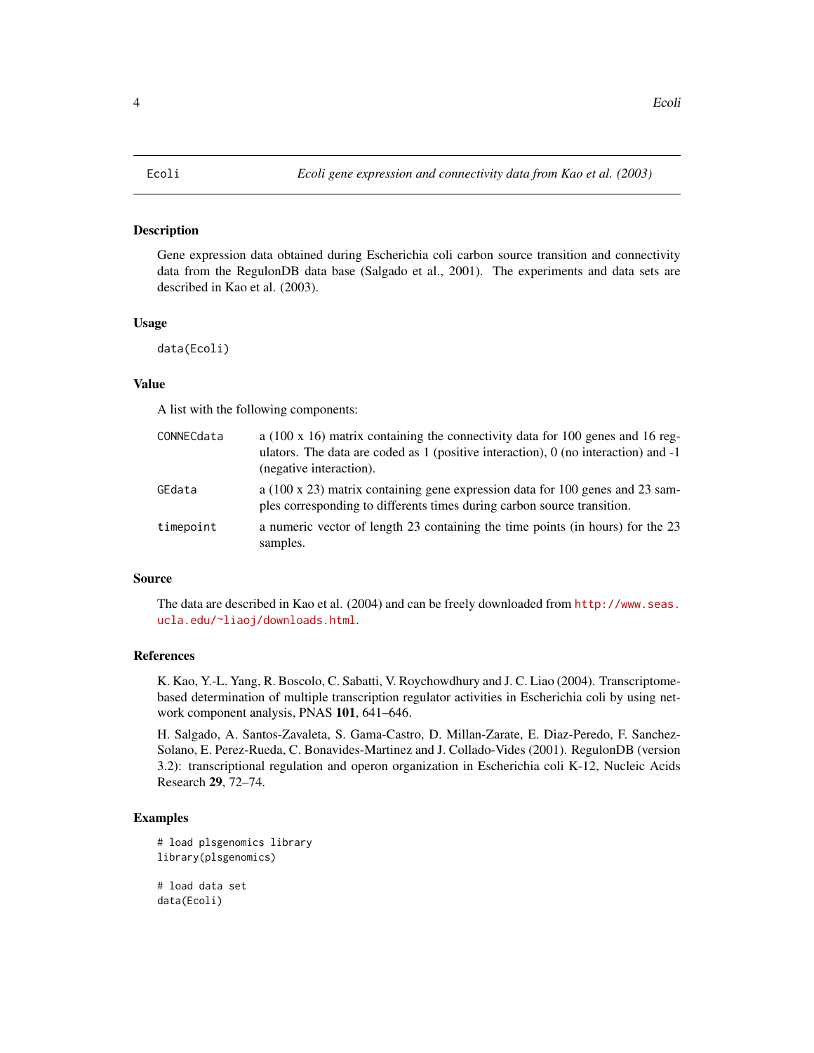# Ecoli — *Ecoli gene expression and connectivity data from Kao et al. (2003)*

## Description

Gene expression data obtained during Escherichia coli carbon source transition and connectivity data from the RegulonDB data base (Salgado et al., 2001). The experiments and data sets are described in Kao et al. (2003).

## Usage

```
data(Ecoli)
```

## Value

A list with the following components:

| | |
|---|---|
| `CONNECdata` | a (100 x 16) matrix containing the connectivity data for 100 genes and 16 regulators. The data are coded as 1 (positive interaction), 0 (no interaction) and -1 (negative interaction). |
| `GEdata` | a (100 x 23) matrix containing gene expression data for 100 genes and 23 samples corresponding to differents times during carbon source transition. |
| `timepoint` | a numeric vector of length 23 containing the time points (in hours) for the 23 samples. |

## Source

The data are described in Kao et al. (2004) and can be freely downloaded from http://www.seas.ucla.edu/~liaoj/downloads.html.

## References

K. Kao, Y.-L. Yang, R. Boscolo, C. Sabatti, V. Roychowdhury and J. C. Liao (2004). Transcriptome-based determination of multiple transcription regulator activities in Escherichia coli by using network component analysis, PNAS **101**, 641–646.

H. Salgado, A. Santos-Zavaleta, S. Gama-Castro, D. Millan-Zarate, E. Diaz-Peredo, F. Sanchez-Solano, E. Perez-Rueda, C. Bonavides-Martinez and J. Collado-Vides (2001). RegulonDB (version 3.2): transcriptional regulation and operon organization in Escherichia coli K-12, Nucleic Acids Research **29**, 72–74.

## Examples

```
# load plsgenomics library
library(plsgenomics)

# load data set
data(Ecoli)
```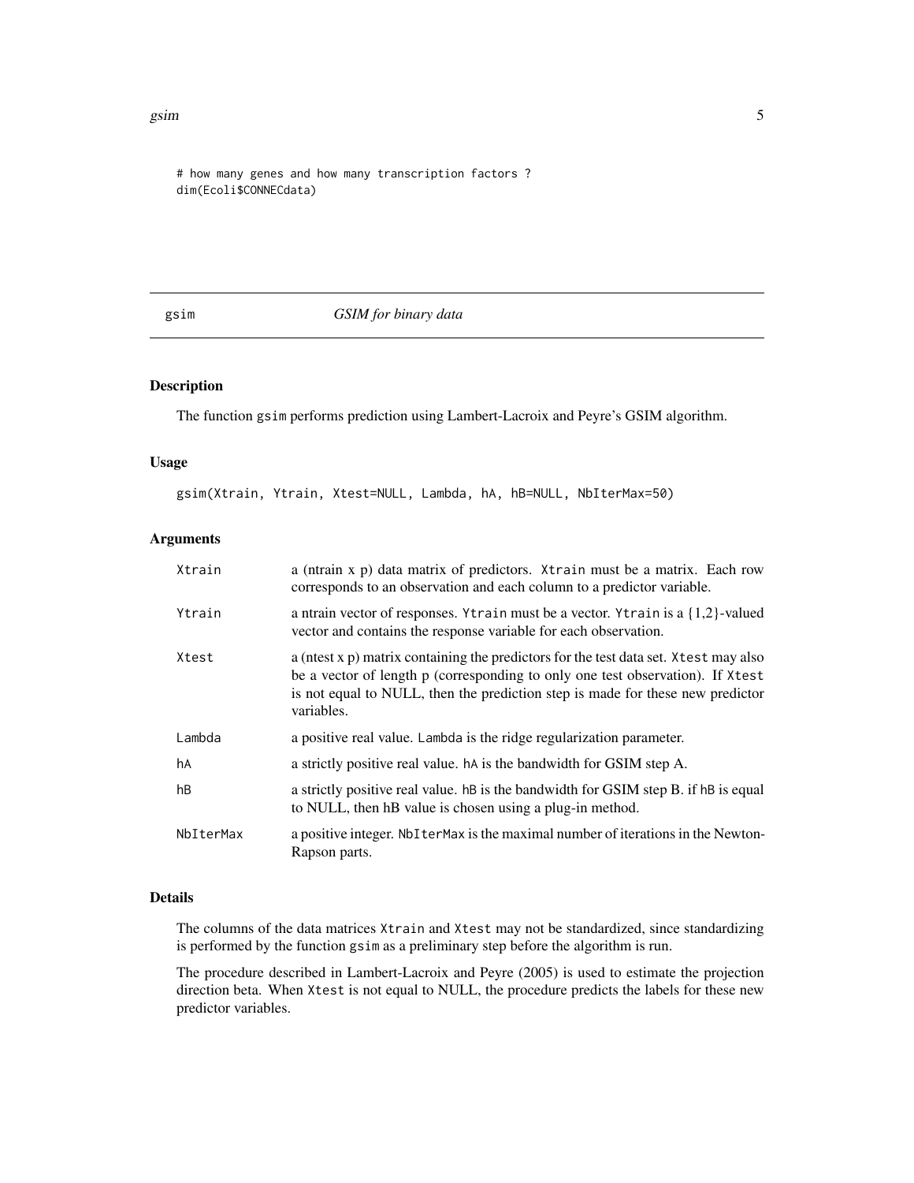```
# how many genes and how many transcription factors ?
dim(Ecoli$CONNECdata)
```

## gsim — *GSIM for binary data*

### Description

The function gsim performs prediction using Lambert-Lacroix and Peyre's GSIM algorithm.

### Usage

```
gsim(Xtrain, Ytrain, Xtest=NULL, Lambda, hA, hB=NULL, NbIterMax=50)
```

### Arguments

| | |
|---|---|
| Xtrain | a (ntrain x p) data matrix of predictors. Xtrain must be a matrix. Each row corresponds to an observation and each column to a predictor variable. |
| Ytrain | a ntrain vector of responses. Ytrain must be a vector. Ytrain is a {1,2}-valued vector and contains the response variable for each observation. |
| Xtest | a (ntest x p) matrix containing the predictors for the test data set. Xtest may also be a vector of length p (corresponding to only one test observation). If Xtest is not equal to NULL, then the prediction step is made for these new predictor variables. |
| Lambda | a positive real value. Lambda is the ridge regularization parameter. |
| hA | a strictly positive real value. hA is the bandwidth for GSIM step A. |
| hB | a strictly positive real value. hB is the bandwidth for GSIM step B. if hB is equal to NULL, then hB value is chosen using a plug-in method. |
| NbIterMax | a positive integer. NbIterMax is the maximal number of iterations in the Newton-Rapson parts. |

### Details

The columns of the data matrices Xtrain and Xtest may not be standardized, since standardizing is performed by the function gsim as a preliminary step before the algorithm is run.

The procedure described in Lambert-Lacroix and Peyre (2005) is used to estimate the projection direction beta. When Xtest is not equal to NULL, the procedure predicts the labels for these new predictor variables.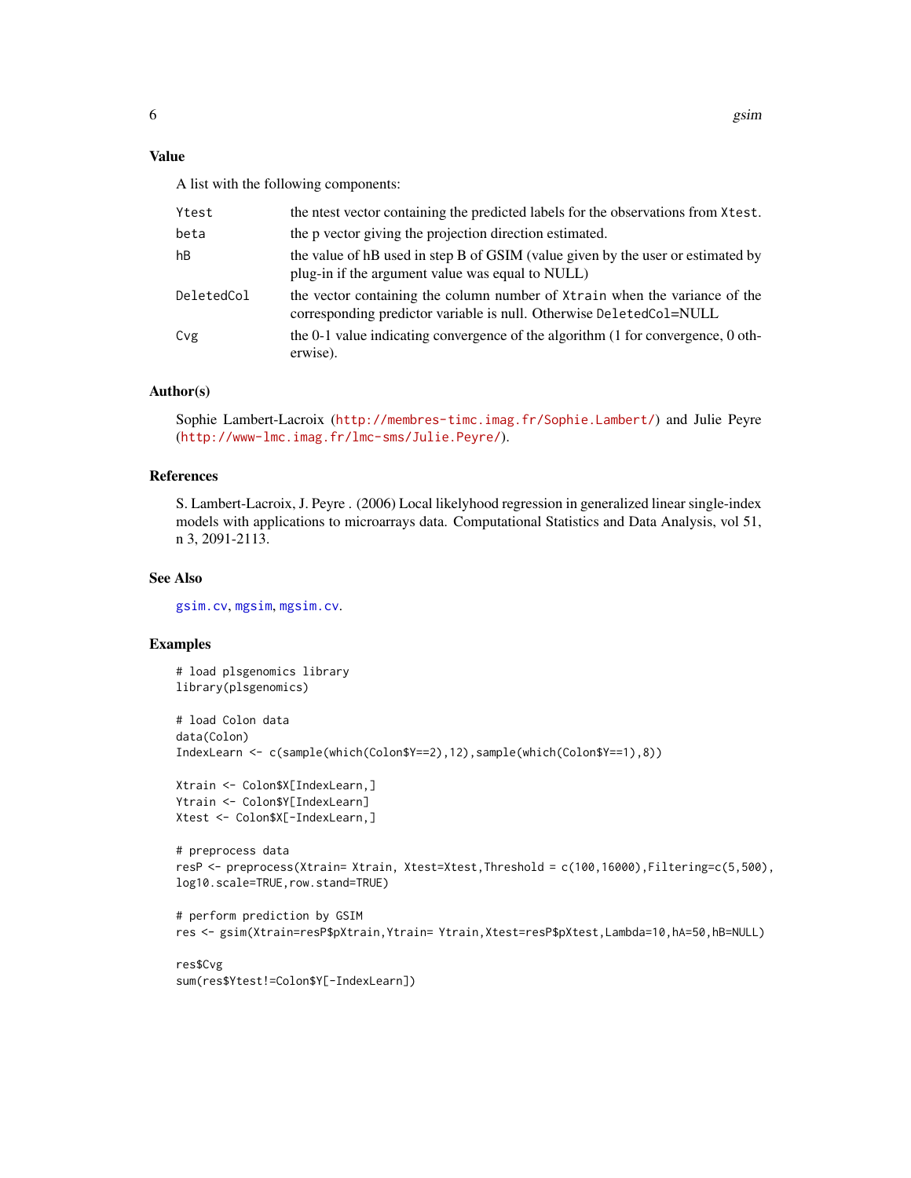## Value

A list with the following components:

| | |
|---|---|
| Ytest | the ntest vector containing the predicted labels for the observations from Xtest. |
| beta | the p vector giving the projection direction estimated. |
| hB | the value of hB used in step B of GSIM (value given by the user or estimated by plug-in if the argument value was equal to NULL) |
| DeletedCol | the vector containing the column number of Xtrain when the variance of the corresponding predictor variable is null. Otherwise DeletedCol=NULL |
| Cvg | the 0-1 value indicating convergence of the algorithm (1 for convergence, 0 otherwise). |

## Author(s)

Sophie Lambert-Lacroix (http://membres-timc.imag.fr/Sophie.Lambert/) and Julie Peyre (http://www-lmc.imag.fr/lmc-sms/Julie.Peyre/).

## References

S. Lambert-Lacroix, J. Peyre . (2006) Local likelyhood regression in generalized linear single-index models with applications to microarrays data. Computational Statistics and Data Analysis, vol 51, n 3, 2091-2113.

## See Also

gsim.cv, mgsim, mgsim.cv.

## Examples

```
# load plsgenomics library
library(plsgenomics)

# load Colon data
data(Colon)
IndexLearn <- c(sample(which(Colon$Y==2),12),sample(which(Colon$Y==1),8))

Xtrain <- Colon$X[IndexLearn,]
Ytrain <- Colon$Y[IndexLearn]
Xtest <- Colon$X[-IndexLearn,]

# preprocess data
resP <- preprocess(Xtrain= Xtrain, Xtest=Xtest,Threshold = c(100,16000),Filtering=c(5,500),
log10.scale=TRUE,row.stand=TRUE)

# perform prediction by GSIM
res <- gsim(Xtrain=resP$pXtrain,Ytrain= Ytrain,Xtest=resP$pXtest,Lambda=10,hA=50,hB=NULL)

res$Cvg
sum(res$Ytest!=Colon$Y[-IndexLearn])
```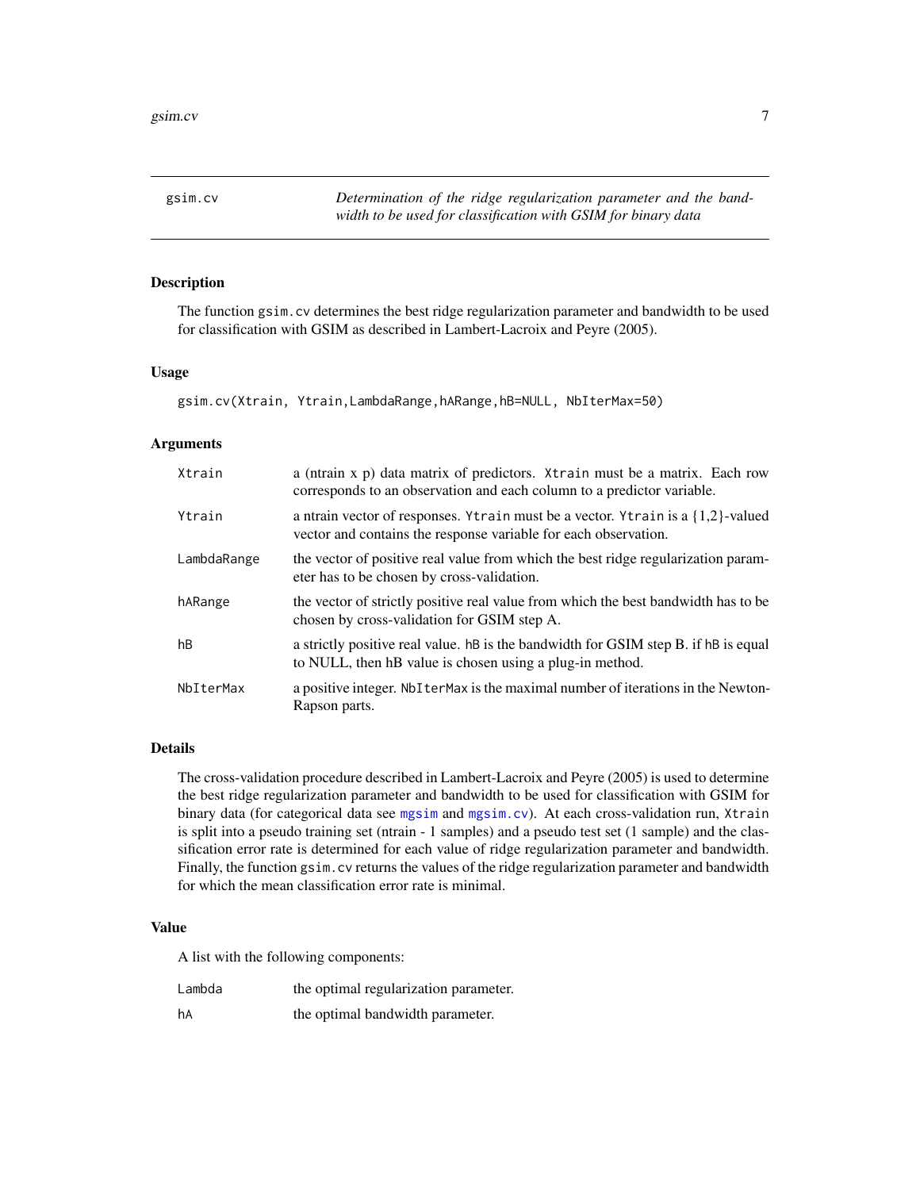# gsim.cv

*Determination of the ridge regularization parameter and the bandwidth to be used for classification with GSIM for binary data*

## Description

The function `gsim.cv` determines the best ridge regularization parameter and bandwidth to be used for classification with GSIM as described in Lambert-Lacroix and Peyre (2005).

## Usage

```
gsim.cv(Xtrain, Ytrain,LambdaRange,hARange,hB=NULL, NbIterMax=50)
```

## Arguments

| | |
|---|---|
| `Xtrain` | a (ntrain x p) data matrix of predictors. `Xtrain` must be a matrix. Each row corresponds to an observation and each column to a predictor variable. |
| `Ytrain` | a ntrain vector of responses. `Ytrain` must be a vector. `Ytrain` is a {1,2}-valued vector and contains the response variable for each observation. |
| `LambdaRange` | the vector of positive real value from which the best ridge regularization parameter has to be chosen by cross-validation. |
| `hARange` | the vector of strictly positive real value from which the best bandwidth has to be chosen by cross-validation for GSIM step A. |
| `hB` | a strictly positive real value. `hB` is the bandwidth for GSIM step B. if `hB` is equal to NULL, then hB value is chosen using a plug-in method. |
| `NbIterMax` | a positive integer. `NbIterMax` is the maximal number of iterations in the Newton-Rapson parts. |

## Details

The cross-validation procedure described in Lambert-Lacroix and Peyre (2005) is used to determine the best ridge regularization parameter and bandwidth to be used for classification with GSIM for binary data (for categorical data see `mgsim` and `mgsim.cv`). At each cross-validation run, `Xtrain` is split into a pseudo training set (ntrain - 1 samples) and a pseudo test set (1 sample) and the classification error rate is determined for each value of ridge regularization parameter and bandwidth. Finally, the function `gsim.cv` returns the values of the ridge regularization parameter and bandwidth for which the mean classification error rate is minimal.

## Value

A list with the following components:

| | |
|---|---|
| `Lambda` | the optimal regularization parameter. |
| `hA` | the optimal bandwidth parameter. |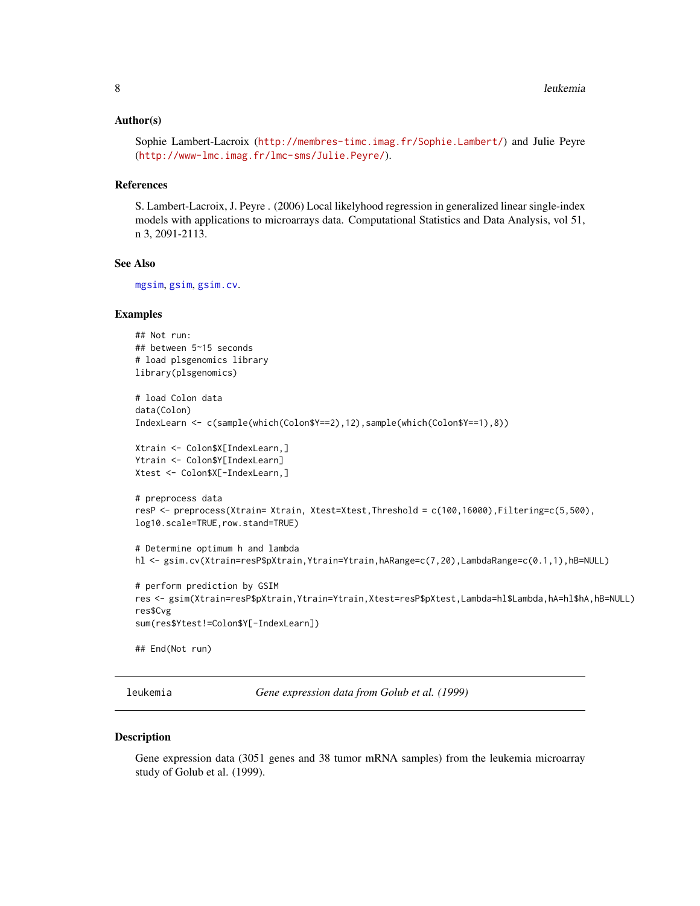### Author(s)

Sophie Lambert-Lacroix (http://membres-timc.imag.fr/Sophie.Lambert/) and Julie Peyre (http://www-lmc.imag.fr/lmc-sms/Julie.Peyre/).

### References

S. Lambert-Lacroix, J. Peyre . (2006) Local likelyhood regression in generalized linear single-index models with applications to microarrays data. Computational Statistics and Data Analysis, vol 51, n 3, 2091-2113.

### See Also

mgsim, gsim, gsim.cv.

### Examples

```
## Not run:
## between 5~15 seconds
# load plsgenomics library
library(plsgenomics)

# load Colon data
data(Colon)
IndexLearn <- c(sample(which(Colon$Y==2),12),sample(which(Colon$Y==1),8))

Xtrain <- Colon$X[IndexLearn,]
Ytrain <- Colon$Y[IndexLearn]
Xtest <- Colon$X[-IndexLearn,]

# preprocess data
resP <- preprocess(Xtrain= Xtrain, Xtest=Xtest,Threshold = c(100,16000),Filtering=c(5,500),
log10.scale=TRUE,row.stand=TRUE)

# Determine optimum h and lambda
hl <- gsim.cv(Xtrain=resP$pXtrain,Ytrain=Ytrain,hARange=c(7,20),LambdaRange=c(0.1,1),hB=NULL)

# perform prediction by GSIM
res <- gsim(Xtrain=resP$pXtrain,Ytrain=Ytrain,Xtest=resP$pXtest,Lambda=hl$Lambda,hA=hl$hA,hB=NULL)
res$Cvg
sum(res$Ytest!=Colon$Y[-IndexLearn])

## End(Not run)
```

---

## leukemia — *Gene expression data from Golub et al. (1999)*

---

### Description

Gene expression data (3051 genes and 38 tumor mRNA samples) from the leukemia microarray study of Golub et al. (1999).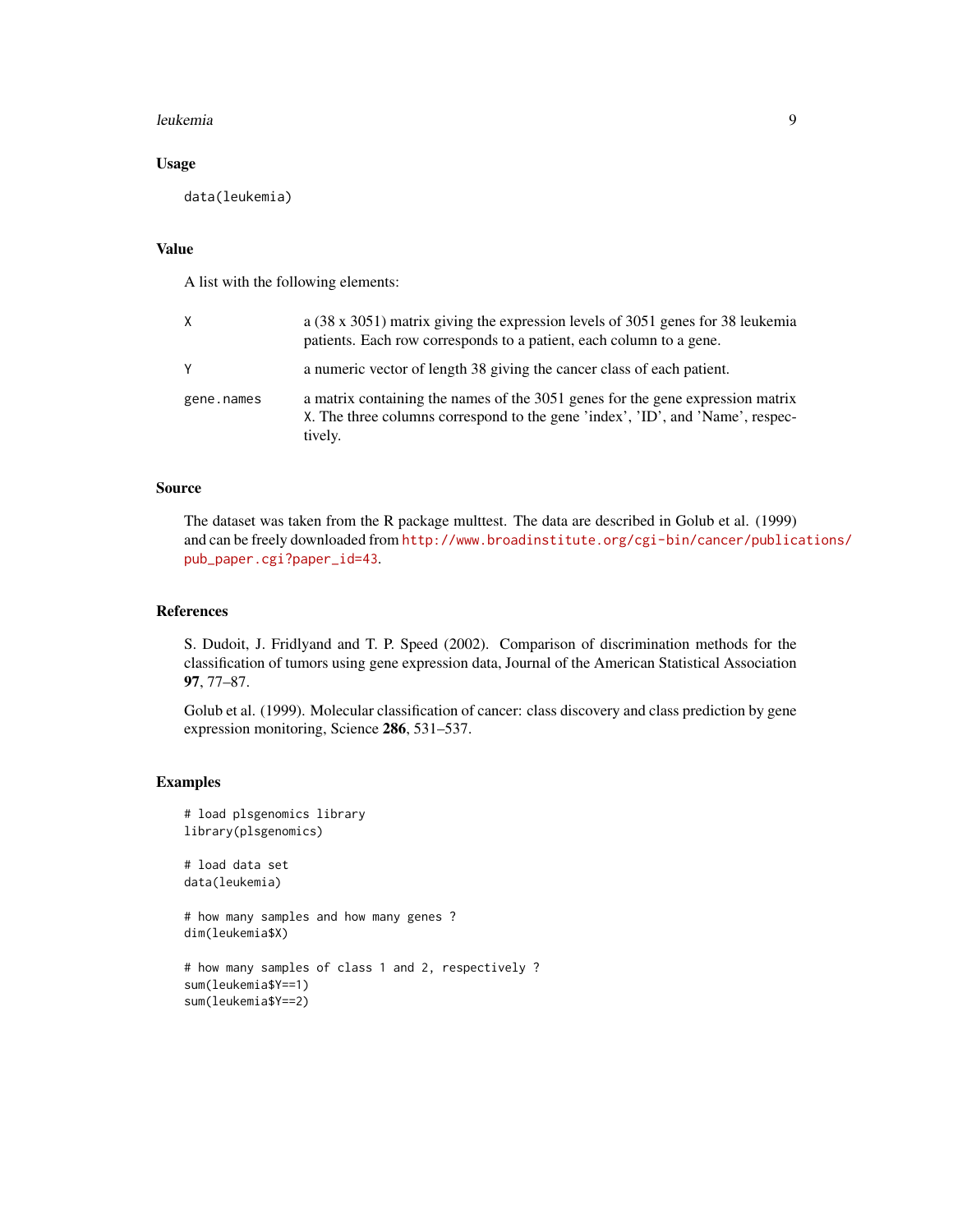## Usage

```
data(leukemia)
```

## Value

A list with the following elements:

| | |
|---|---|
| X | a (38 x 3051) matrix giving the expression levels of 3051 genes for 38 leukemia patients. Each row corresponds to a patient, each column to a gene. |
| Y | a numeric vector of length 38 giving the cancer class of each patient. |
| gene.names | a matrix containing the names of the 3051 genes for the gene expression matrix X. The three columns correspond to the gene 'index', 'ID', and 'Name', respectively. |

## Source

The dataset was taken from the R package multtest. The data are described in Golub et al. (1999) and can be freely downloaded from http://www.broadinstitute.org/cgi-bin/cancer/publications/pub_paper.cgi?paper_id=43.

## References

S. Dudoit, J. Fridlyand and T. P. Speed (2002). Comparison of discrimination methods for the classification of tumors using gene expression data, Journal of the American Statistical Association **97**, 77–87.

Golub et al. (1999). Molecular classification of cancer: class discovery and class prediction by gene expression monitoring, Science **286**, 531–537.

## Examples

```
# load plsgenomics library
library(plsgenomics)

# load data set
data(leukemia)

# how many samples and how many genes ?
dim(leukemia$X)

# how many samples of class 1 and 2, respectively ?
sum(leukemia$Y==1)
sum(leukemia$Y==2)
```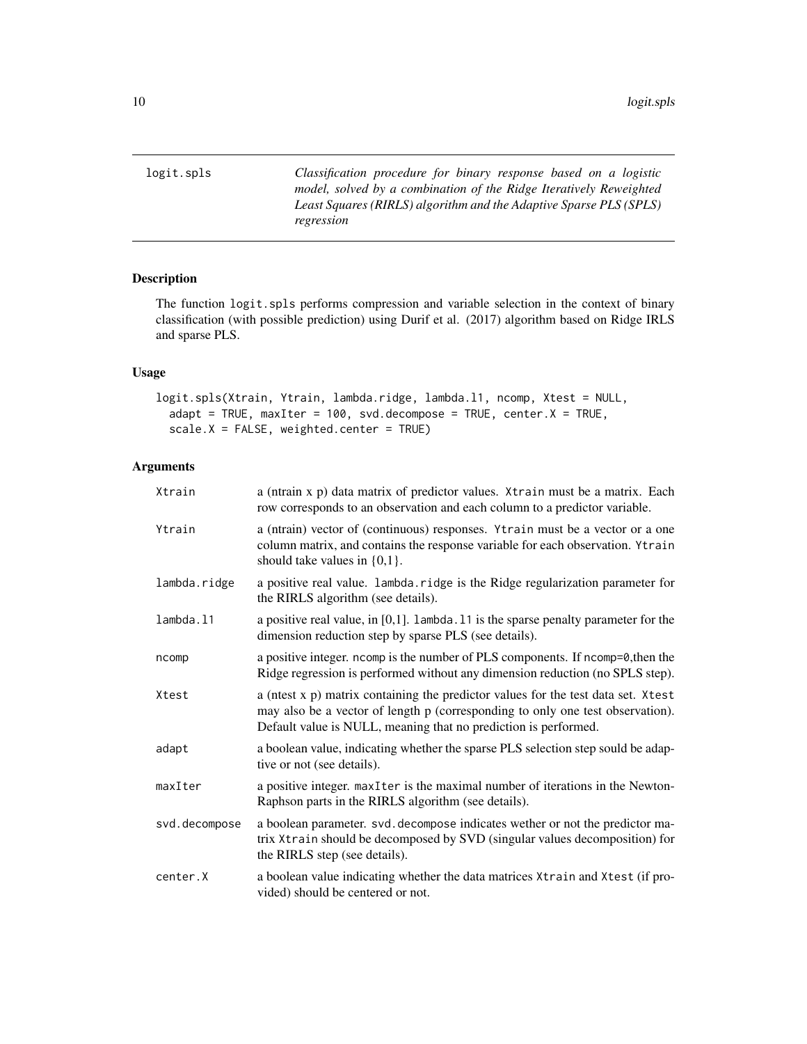logit.spls — *Classification procedure for binary response based on a logistic model, solved by a combination of the Ridge Iteratively Reweighted Least Squares (RIRLS) algorithm and the Adaptive Sparse PLS (SPLS) regression*

## Description

The function `logit.spls` performs compression and variable selection in the context of binary classification (with possible prediction) using Durif et al. (2017) algorithm based on Ridge IRLS and sparse PLS.

## Usage

```
logit.spls(Xtrain, Ytrain, lambda.ridge, lambda.l1, ncomp, Xtest = NULL,
  adapt = TRUE, maxIter = 100, svd.decompose = TRUE, center.X = TRUE,
  scale.X = FALSE, weighted.center = TRUE)
```

## Arguments

| | |
|---|---|
| `Xtrain` | a (ntrain x p) data matrix of predictor values. `Xtrain` must be a matrix. Each row corresponds to an observation and each column to a predictor variable. |
| `Ytrain` | a (ntrain) vector of (continuous) responses. `Ytrain` must be a vector or a one column matrix, and contains the response variable for each observation. `Ytrain` should take values in {0,1}. |
| `lambda.ridge` | a positive real value. `lambda.ridge` is the Ridge regularization parameter for the RIRLS algorithm (see details). |
| `lambda.l1` | a positive real value, in [0,1]. `lambda.l1` is the sparse penalty parameter for the dimension reduction step by sparse PLS (see details). |
| `ncomp` | a positive integer. `ncomp` is the number of PLS components. If `ncomp=0`,then the Ridge regression is performed without any dimension reduction (no SPLS step). |
| `Xtest` | a (ntest x p) matrix containing the predictor values for the test data set. `Xtest` may also be a vector of length p (corresponding to only one test observation). Default value is NULL, meaning that no prediction is performed. |
| `adapt` | a boolean value, indicating whether the sparse PLS selection step sould be adaptive or not (see details). |
| `maxIter` | a positive integer. `maxIter` is the maximal number of iterations in the Newton-Raphson parts in the RIRLS algorithm (see details). |
| `svd.decompose` | a boolean parameter. `svd.decompose` indicates wether or not the predictor matrix `Xtrain` should be decomposed by SVD (singular values decomposition) for the RIRLS step (see details). |
| `center.X` | a boolean value indicating whether the data matrices `Xtrain` and `Xtest` (if provided) should be centered or not. |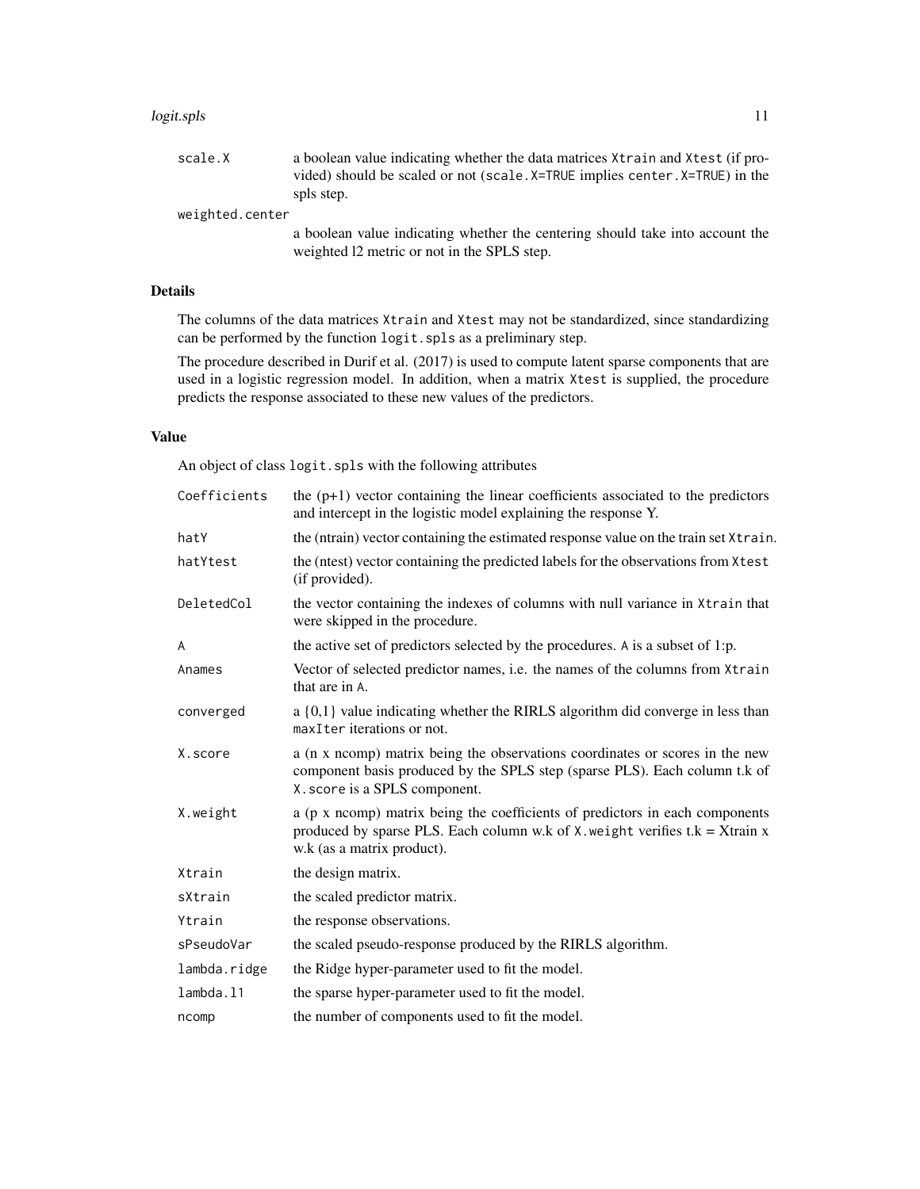| | |
|---|---|
| `scale.X` | a boolean value indicating whether the data matrices `Xtrain` and `Xtest` (if provided) should be scaled or not (`scale.X=TRUE` implies `center.X=TRUE`) in the spls step. |
| `weighted.center` | a boolean value indicating whether the centering should take into account the weighted l2 metric or not in the SPLS step. |

## Details

The columns of the data matrices `Xtrain` and `Xtest` may not be standardized, since standardizing can be performed by the function `logit.spls` as a preliminary step.

The procedure described in Durif et al. (2017) is used to compute latent sparse components that are used in a logistic regression model. In addition, when a matrix `Xtest` is supplied, the procedure predicts the response associated to these new values of the predictors.

## Value

An object of class `logit.spls` with the following attributes

| | |
|---|---|
| `Coefficients` | the (p+1) vector containing the linear coefficients associated to the predictors and intercept in the logistic model explaining the response Y. |
| `hatY` | the (ntrain) vector containing the estimated response value on the train set `Xtrain`. |
| `hatYtest` | the (ntest) vector containing the predicted labels for the observations from `Xtest` (if provided). |
| `DeletedCol` | the vector containing the indexes of columns with null variance in `Xtrain` that were skipped in the procedure. |
| `A` | the active set of predictors selected by the procedures. `A` is a subset of 1:p. |
| `Anames` | Vector of selected predictor names, i.e. the names of the columns from `Xtrain` that are in `A`. |
| `converged` | a {0,1} value indicating whether the RIRLS algorithm did converge in less than `maxIter` iterations or not. |
| `X.score` | a (n x ncomp) matrix being the observations coordinates or scores in the new component basis produced by the SPLS step (sparse PLS). Each column t.k of `X.score` is a SPLS component. |
| `X.weight` | a (p x ncomp) matrix being the coefficients of predictors in each components produced by sparse PLS. Each column w.k of `X.weight` verifies t.k = Xtrain x w.k (as a matrix product). |
| `Xtrain` | the design matrix. |
| `sXtrain` | the scaled predictor matrix. |
| `Ytrain` | the response observations. |
| `sPseudoVar` | the scaled pseudo-response produced by the RIRLS algorithm. |
| `lambda.ridge` | the Ridge hyper-parameter used to fit the model. |
| `lambda.l1` | the sparse hyper-parameter used to fit the model. |
| `ncomp` | the number of components used to fit the model. |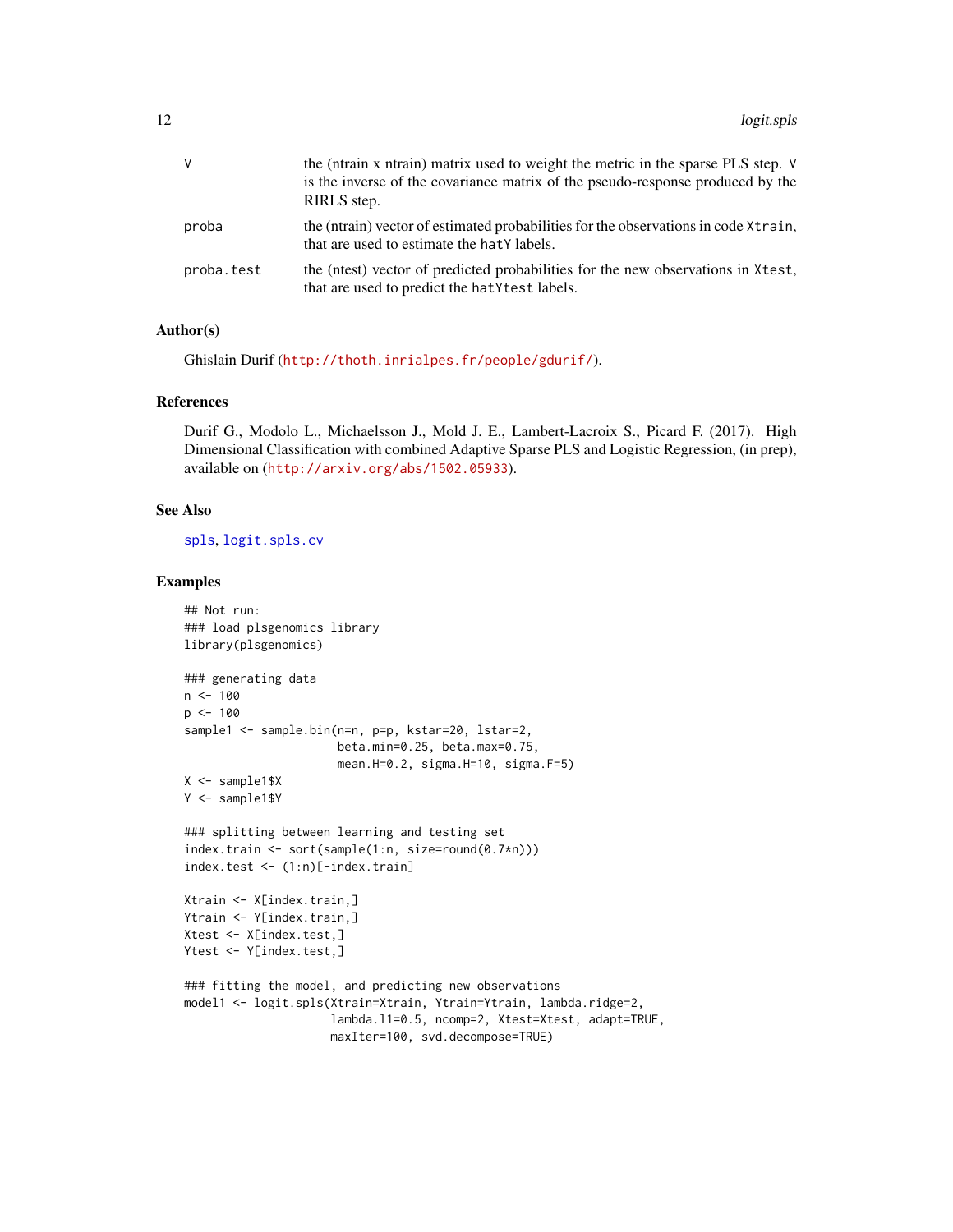| | |
|---|---|
| V | the (ntrain x ntrain) matrix used to weight the metric in the sparse PLS step. V is the inverse of the covariance matrix of the pseudo-response produced by the RIRLS step. |
| proba | the (ntrain) vector of estimated probabilities for the observations in code Xtrain, that are used to estimate the hatY labels. |
| proba.test | the (ntest) vector of predicted probabilities for the new observations in Xtest, that are used to predict the hatYtest labels. |

## Author(s)

Ghislain Durif (http://thoth.inrialpes.fr/people/gdurif/).

## References

Durif G., Modolo L., Michaelsson J., Mold J. E., Lambert-Lacroix S., Picard F. (2017). High Dimensional Classification with combined Adaptive Sparse PLS and Logistic Regression, (in prep), available on (http://arxiv.org/abs/1502.05933).

## See Also

spls, logit.spls.cv

## Examples

```
## Not run:
### load plsgenomics library
library(plsgenomics)

### generating data
n <- 100
p <- 100
sample1 <- sample.bin(n=n, p=p, kstar=20, lstar=2,
                      beta.min=0.25, beta.max=0.75,
                      mean.H=0.2, sigma.H=10, sigma.F=5)
X <- sample1$X
Y <- sample1$Y

### splitting between learning and testing set
index.train <- sort(sample(1:n, size=round(0.7*n)))
index.test <- (1:n)[-index.train]

Xtrain <- X[index.train,]
Ytrain <- Y[index.train,]
Xtest <- X[index.test,]
Ytest <- Y[index.test,]

### fitting the model, and predicting new observations
model1 <- logit.spls(Xtrain=Xtrain, Ytrain=Ytrain, lambda.ridge=2,
                     lambda.l1=0.5, ncomp=2, Xtest=Xtest, adapt=TRUE,
                     maxIter=100, svd.decompose=TRUE)
```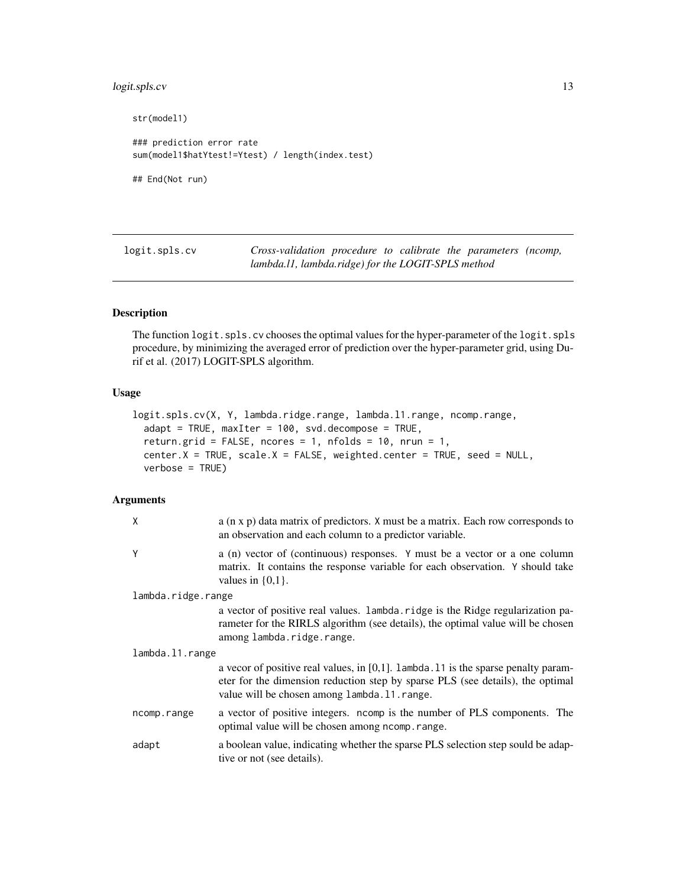```
str(model1)

### prediction error rate
sum(model1$hatYtest!=Ytest) / length(index.test)

## End(Not run)
```

---

## logit.spls.cv — *Cross-validation procedure to calibrate the parameters (ncomp, lambda.l1, lambda.ridge) for the LOGIT-SPLS method*

---

### Description

The function `logit.spls.cv` chooses the optimal values for the hyper-parameter of the `logit.spls` procedure, by minimizing the averaged error of prediction over the hyper-parameter grid, using Durif et al. (2017) LOGIT-SPLS algorithm.

### Usage

```
logit.spls.cv(X, Y, lambda.ridge.range, lambda.l1.range, ncomp.range,
  adapt = TRUE, maxIter = 100, svd.decompose = TRUE,
  return.grid = FALSE, ncores = 1, nfolds = 10, nrun = 1,
  center.X = TRUE, scale.X = FALSE, weighted.center = TRUE, seed = NULL,
  verbose = TRUE)
```

### Arguments

| | |
|---|---|
| `X` | a (n x p) data matrix of predictors. `X` must be a matrix. Each row corresponds to an observation and each column to a predictor variable. |
| `Y` | a (n) vector of (continuous) responses. `Y` must be a vector or a one column matrix. It contains the response variable for each observation. `Y` should take values in {0,1}. |
| `lambda.ridge.range` | a vector of positive real values. `lambda.ridge` is the Ridge regularization parameter for the RIRLS algorithm (see details), the optimal value will be chosen among `lambda.ridge.range`. |
| `lambda.l1.range` | a vecor of positive real values, in [0,1]. `lambda.l1` is the sparse penalty parameter for the dimension reduction step by sparse PLS (see details), the optimal value will be chosen among `lambda.l1.range`. |
| `ncomp.range` | a vector of positive integers. `ncomp` is the number of PLS components. The optimal value will be chosen among `ncomp.range`. |
| `adapt` | a boolean value, indicating whether the sparse PLS selection step sould be adaptive or not (see details). |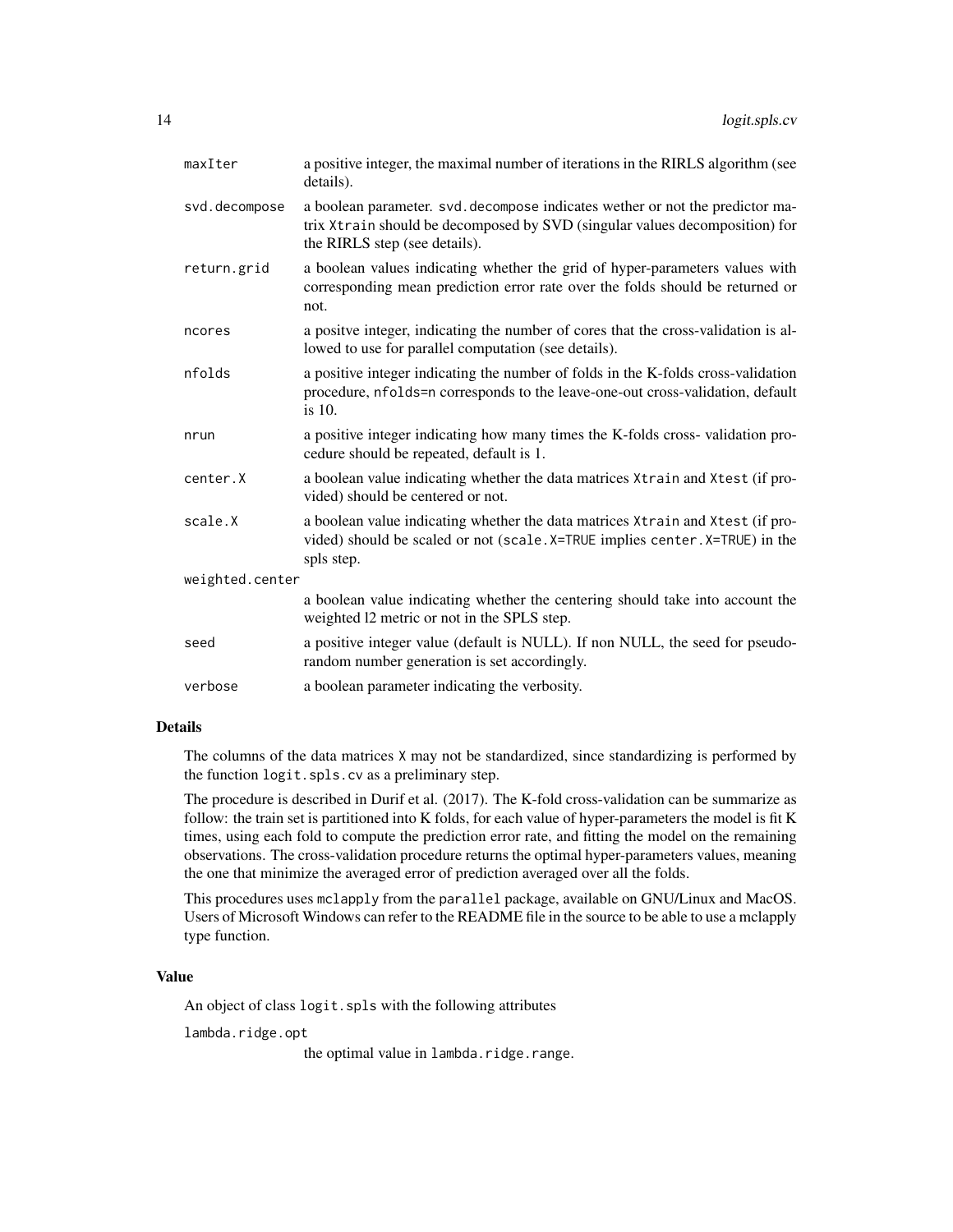| | |
|---|---|
| `maxIter` | a positive integer, the maximal number of iterations in the RIRLS algorithm (see details). |
| `svd.decompose` | a boolean parameter. `svd.decompose` indicates wether or not the predictor matrix `Xtrain` should be decomposed by SVD (singular values decomposition) for the RIRLS step (see details). |
| `return.grid` | a boolean values indicating whether the grid of hyper-parameters values with corresponding mean prediction error rate over the folds should be returned or not. |
| `ncores` | a positve integer, indicating the number of cores that the cross-validation is allowed to use for parallel computation (see details). |
| `nfolds` | a positive integer indicating the number of folds in the K-folds cross-validation procedure, `nfolds=n` corresponds to the leave-one-out cross-validation, default is 10. |
| `nrun` | a positive integer indicating how many times the K-folds cross- validation procedure should be repeated, default is 1. |
| `center.X` | a boolean value indicating whether the data matrices `Xtrain` and `Xtest` (if provided) should be centered or not. |
| `scale.X` | a boolean value indicating whether the data matrices `Xtrain` and `Xtest` (if provided) should be scaled or not (`scale.X=TRUE` implies `center.X=TRUE`) in the spls step. |
| `weighted.center` | a boolean value indicating whether the centering should take into account the weighted l2 metric or not in the SPLS step. |
| `seed` | a positive integer value (default is NULL). If non NULL, the seed for pseudo-random number generation is set accordingly. |
| `verbose` | a boolean parameter indicating the verbosity. |

## Details

The columns of the data matrices `X` may not be standardized, since standardizing is performed by the function `logit.spls.cv` as a preliminary step.

The procedure is described in Durif et al. (2017). The K-fold cross-validation can be summarize as follow: the train set is partitioned into K folds, for each value of hyper-parameters the model is fit K times, using each fold to compute the prediction error rate, and fitting the model on the remaining observations. The cross-validation procedure returns the optimal hyper-parameters values, meaning the one that minimize the averaged error of prediction averaged over all the folds.

This procedures uses `mclapply` from the `parallel` package, available on GNU/Linux and MacOS. Users of Microsoft Windows can refer to the README file in the source to be able to use a mclapply type function.

## Value

An object of class `logit.spls` with the following attributes

| | |
|---|---|
| `lambda.ridge.opt` | the optimal value in `lambda.ridge.range`. |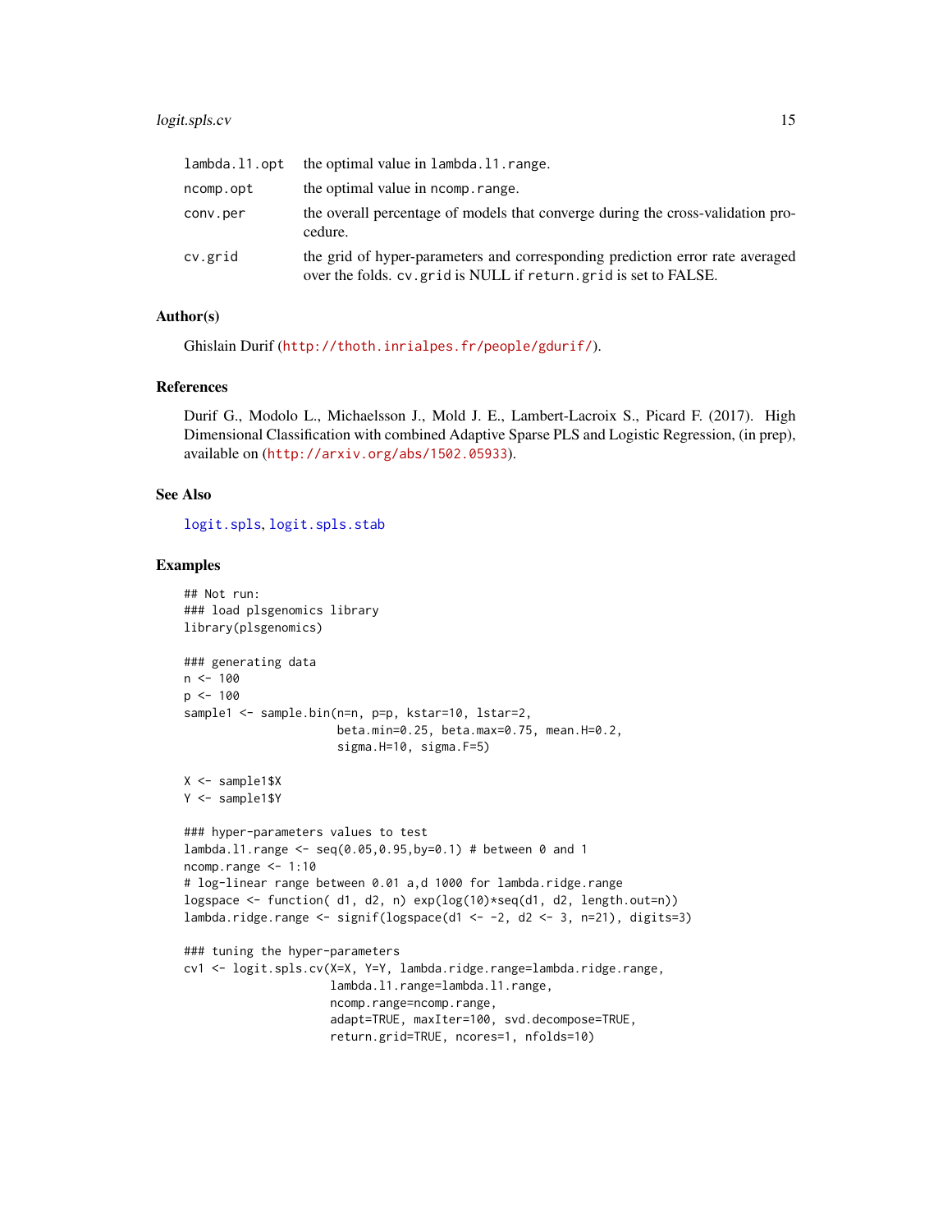| | |
|---|---|
| `lambda.l1.opt` | the optimal value in `lambda.l1.range`. |
| `ncomp.opt` | the optimal value in `ncomp.range`. |
| `conv.per` | the overall percentage of models that converge during the cross-validation procedure. |
| `cv.grid` | the grid of hyper-parameters and corresponding prediction error rate averaged over the folds. `cv.grid` is NULL if `return.grid` is set to FALSE. |

## Author(s)

Ghislain Durif (http://thoth.inrialpes.fr/people/gdurif/).

## References

Durif G., Modolo L., Michaelsson J., Mold J. E., Lambert-Lacroix S., Picard F. (2017). High Dimensional Classification with combined Adaptive Sparse PLS and Logistic Regression, (in prep), available on (http://arxiv.org/abs/1502.05933).

## See Also

logit.spls, logit.spls.stab

## Examples

```
## Not run:
### load plsgenomics library
library(plsgenomics)

### generating data
n <- 100
p <- 100
sample1 <- sample.bin(n=n, p=p, kstar=10, lstar=2,
                      beta.min=0.25, beta.max=0.75, mean.H=0.2,
                      sigma.H=10, sigma.F=5)

X <- sample1$X
Y <- sample1$Y

### hyper-parameters values to test
lambda.l1.range <- seq(0.05,0.95,by=0.1) # between 0 and 1
ncomp.range <- 1:10
# log-linear range between 0.01 a,d 1000 for lambda.ridge.range
logspace <- function( d1, d2, n) exp(log(10)*seq(d1, d2, length.out=n))
lambda.ridge.range <- signif(logspace(d1 <- -2, d2 <- 3, n=21), digits=3)

### tuning the hyper-parameters
cv1 <- logit.spls.cv(X=X, Y=Y, lambda.ridge.range=lambda.ridge.range,
                     lambda.l1.range=lambda.l1.range,
                     ncomp.range=ncomp.range,
                     adapt=TRUE, maxIter=100, svd.decompose=TRUE,
                     return.grid=TRUE, ncores=1, nfolds=10)
```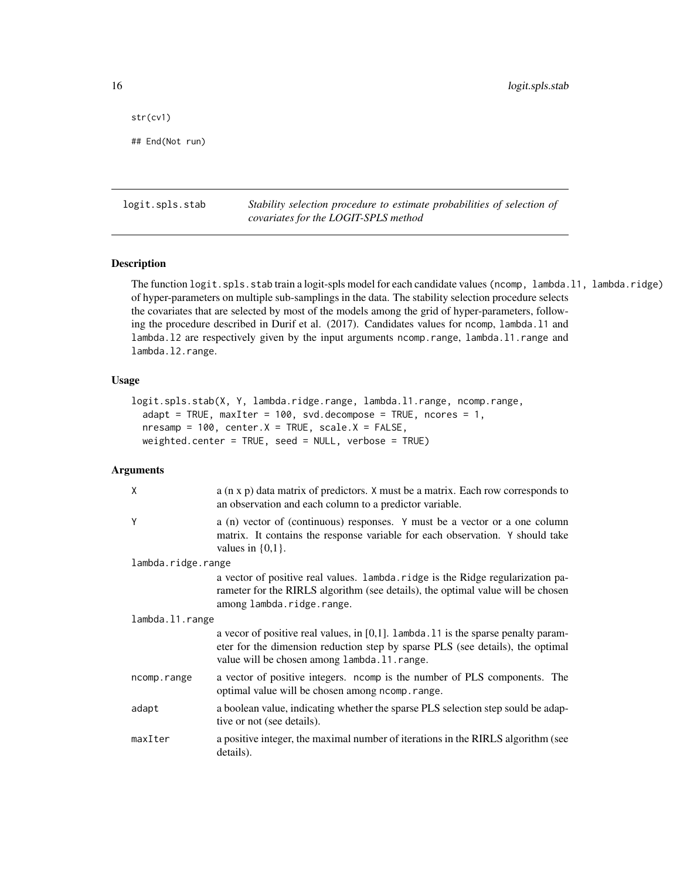```
str(cv1)

## End(Not run)
```

---

## logit.spls.stab — *Stability selection procedure to estimate probabilities of selection of covariates for the LOGIT-SPLS method*

### Description

The function `logit.spls.stab` train a logit-spls model for each candidate values `(ncomp, lambda.l1, lambda.ridge)` of hyper-parameters on multiple sub-samplings in the data. The stability selection procedure selects the covariates that are selected by most of the models among the grid of hyper-parameters, following the procedure described in Durif et al. (2017). Candidates values for `ncomp`, `lambda.l1` and `lambda.l2` are respectively given by the input arguments `ncomp.range`, `lambda.l1.range` and `lambda.l2.range`.

### Usage

```
logit.spls.stab(X, Y, lambda.ridge.range, lambda.l1.range, ncomp.range,
  adapt = TRUE, maxIter = 100, svd.decompose = TRUE, ncores = 1,
  nresamp = 100, center.X = TRUE, scale.X = FALSE,
  weighted.center = TRUE, seed = NULL, verbose = TRUE)
```

### Arguments

| | |
|---|---|
| `X` | a (n x p) data matrix of predictors. `X` must be a matrix. Each row corresponds to an observation and each column to a predictor variable. |
| `Y` | a (n) vector of (continuous) responses. `Y` must be a vector or a one column matrix. It contains the response variable for each observation. `Y` should take values in {0,1}. |
| `lambda.ridge.range` | a vector of positive real values. `lambda.ridge` is the Ridge regularization parameter for the RIRLS algorithm (see details), the optimal value will be chosen among `lambda.ridge.range`. |
| `lambda.l1.range` | a vecor of positive real values, in [0,1]. `lambda.l1` is the sparse penalty parameter for the dimension reduction step by sparse PLS (see details), the optimal value will be chosen among `lambda.l1.range`. |
| `ncomp.range` | a vector of positive integers. `ncomp` is the number of PLS components. The optimal value will be chosen among `ncomp.range`. |
| `adapt` | a boolean value, indicating whether the sparse PLS selection step sould be adaptive or not (see details). |
| `maxIter` | a positive integer, the maximal number of iterations in the RIRLS algorithm (see details). |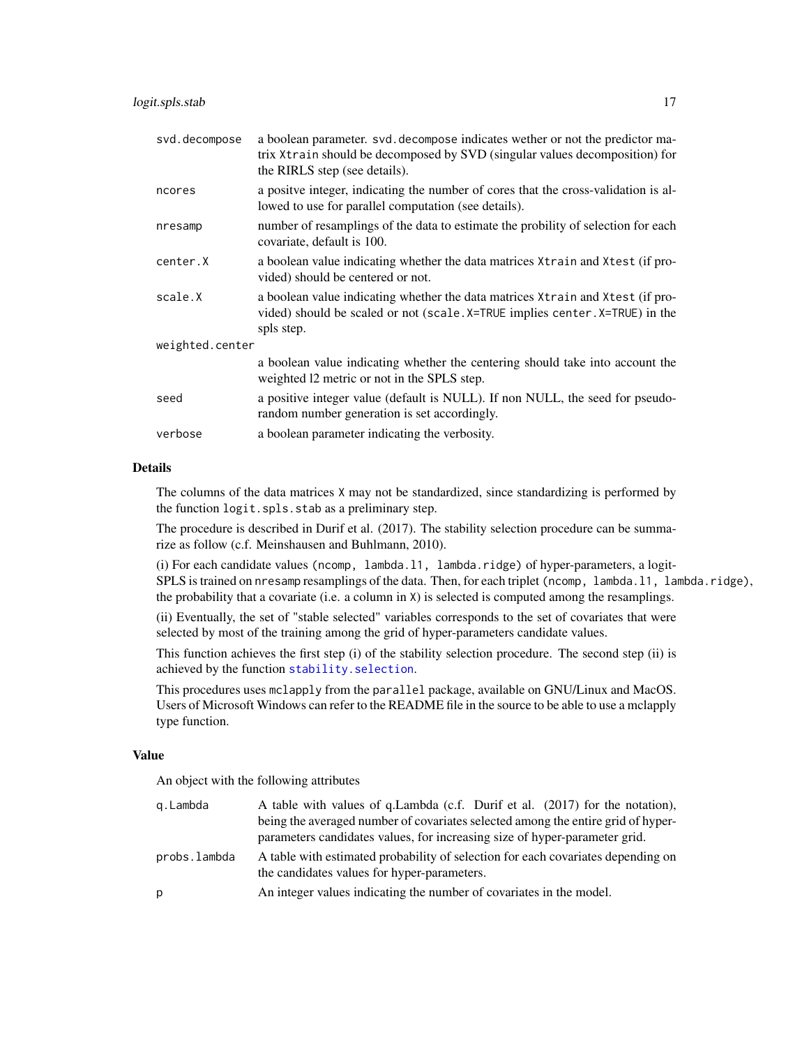| | |
|---|---|
| svd.decompose | a boolean parameter. `svd.decompose` indicates wether or not the predictor matrix `Xtrain` should be decomposed by SVD (singular values decomposition) for the RIRLS step (see details). |
| ncores | a positve integer, indicating the number of cores that the cross-validation is allowed to use for parallel computation (see details). |
| nresamp | number of resamplings of the data to estimate the probility of selection for each covariate, default is 100. |
| center.X | a boolean value indicating whether the data matrices `Xtrain` and `Xtest` (if provided) should be centered or not. |
| scale.X | a boolean value indicating whether the data matrices `Xtrain` and `Xtest` (if provided) should be scaled or not (`scale.X=TRUE` implies `center.X=TRUE`) in the spls step. |
| weighted.center | a boolean value indicating whether the centering should take into account the weighted l2 metric or not in the SPLS step. |
| seed | a positive integer value (default is NULL). If non NULL, the seed for pseudo-random number generation is set accordingly. |
| verbose | a boolean parameter indicating the verbosity. |

## Details

The columns of the data matrices `X` may not be standardized, since standardizing is performed by the function `logit.spls.stab` as a preliminary step.

The procedure is described in Durif et al. (2017). The stability selection procedure can be summarize as follow (c.f. Meinshausen and Buhlmann, 2010).

(i) For each candidate values (`ncomp, lambda.l1, lambda.ridge`) of hyper-parameters, a logit-SPLS is trained on `nresamp` resamplings of the data. Then, for each triplet (`ncomp, lambda.l1, lambda.ridge`), the probability that a covariate (i.e. a column in `X`) is selected is computed among the resamplings.

(ii) Eventually, the set of "stable selected" variables corresponds to the set of covariates that were selected by most of the training among the grid of hyper-parameters candidate values.

This function achieves the first step (i) of the stability selection procedure. The second step (ii) is achieved by the function `stability.selection`.

This procedures uses `mclapply` from the `parallel` package, available on GNU/Linux and MacOS. Users of Microsoft Windows can refer to the README file in the source to be able to use a mclapply type function.

## Value

An object with the following attributes

| | |
|---|---|
| q.Lambda | A table with values of q.Lambda (c.f. Durif et al. (2017) for the notation), being the averaged number of covariates selected among the entire grid of hyper-parameters candidates values, for increasing size of hyper-parameter grid. |
| probs.lambda | A table with estimated probability of selection for each covariates depending on the candidates values for hyper-parameters. |
| p | An integer values indicating the number of covariates in the model. |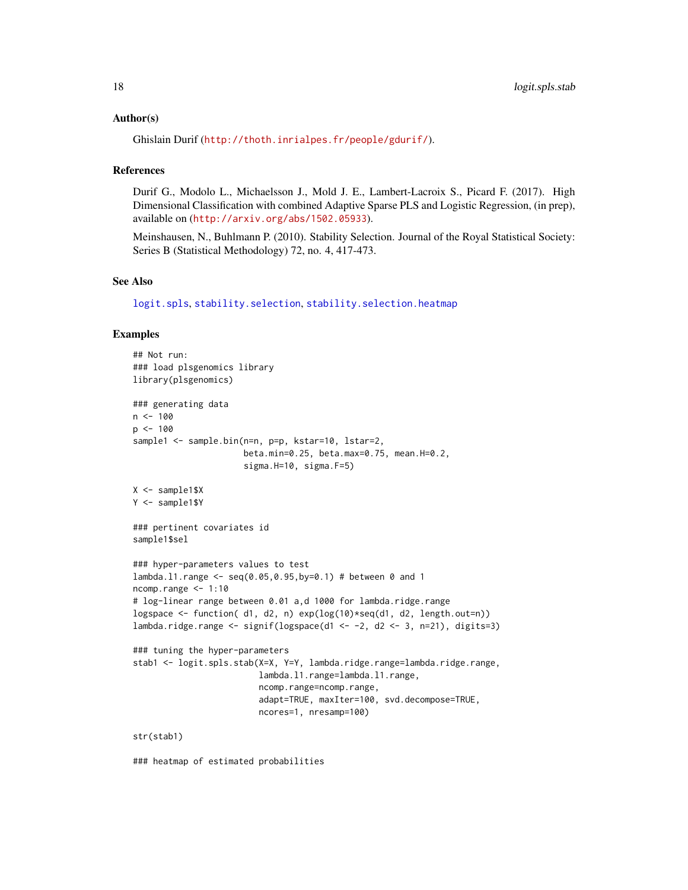## Author(s)

Ghislain Durif (http://thoth.inrialpes.fr/people/gdurif/).

## References

Durif G., Modolo L., Michaelsson J., Mold J. E., Lambert-Lacroix S., Picard F. (2017). High Dimensional Classification with combined Adaptive Sparse PLS and Logistic Regression, (in prep), available on (http://arxiv.org/abs/1502.05933).

Meinshausen, N., Buhlmann P. (2010). Stability Selection. Journal of the Royal Statistical Society: Series B (Statistical Methodology) 72, no. 4, 417-473.

## See Also

logit.spls, stability.selection, stability.selection.heatmap

## Examples

```
## Not run:
### load plsgenomics library
library(plsgenomics)

### generating data
n <- 100
p <- 100
sample1 <- sample.bin(n=n, p=p, kstar=10, lstar=2,
                      beta.min=0.25, beta.max=0.75, mean.H=0.2,
                      sigma.H=10, sigma.F=5)

X <- sample1$X
Y <- sample1$Y

### pertinent covariates id
sample1$sel

### hyper-parameters values to test
lambda.l1.range <- seq(0.05,0.95,by=0.1) # between 0 and 1
ncomp.range <- 1:10
# log-linear range between 0.01 a,d 1000 for lambda.ridge.range
logspace <- function( d1, d2, n) exp(log(10)*seq(d1, d2, length.out=n))
lambda.ridge.range <- signif(logspace(d1 <- -2, d2 <- 3, n=21), digits=3)

### tuning the hyper-parameters
stab1 <- logit.spls.stab(X=X, Y=Y, lambda.ridge.range=lambda.ridge.range,
                         lambda.l1.range=lambda.l1.range,
                         ncomp.range=ncomp.range,
                         adapt=TRUE, maxIter=100, svd.decompose=TRUE,
                         ncores=1, nresamp=100)

str(stab1)

### heatmap of estimated probabilities
```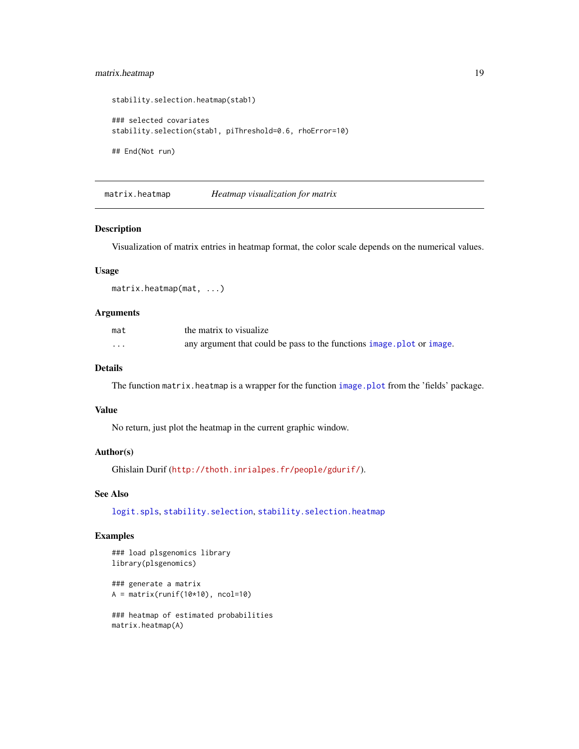```
stability.selection.heatmap(stab1)

### selected covariates
stability.selection(stab1, piThreshold=0.6, rhoError=10)

## End(Not run)
```

---

## matrix.heatmap — *Heatmap visualization for matrix*

### Description

Visualization of matrix entries in heatmap format, the color scale depends on the numerical values.

### Usage

```
matrix.heatmap(mat, ...)
```

### Arguments

| | |
|---|---|
| mat | the matrix to visualize |
| ... | any argument that could be pass to the functions image.plot or image. |

### Details

The function matrix.heatmap is a wrapper for the function image.plot from the 'fields' package.

### Value

No return, just plot the heatmap in the current graphic window.

### Author(s)

Ghislain Durif (http://thoth.inrialpes.fr/people/gdurif/).

### See Also

logit.spls, stability.selection, stability.selection.heatmap

### Examples

```
### load plsgenomics library
library(plsgenomics)

### generate a matrix
A = matrix(runif(10*10), ncol=10)

### heatmap of estimated probabilities
matrix.heatmap(A)
```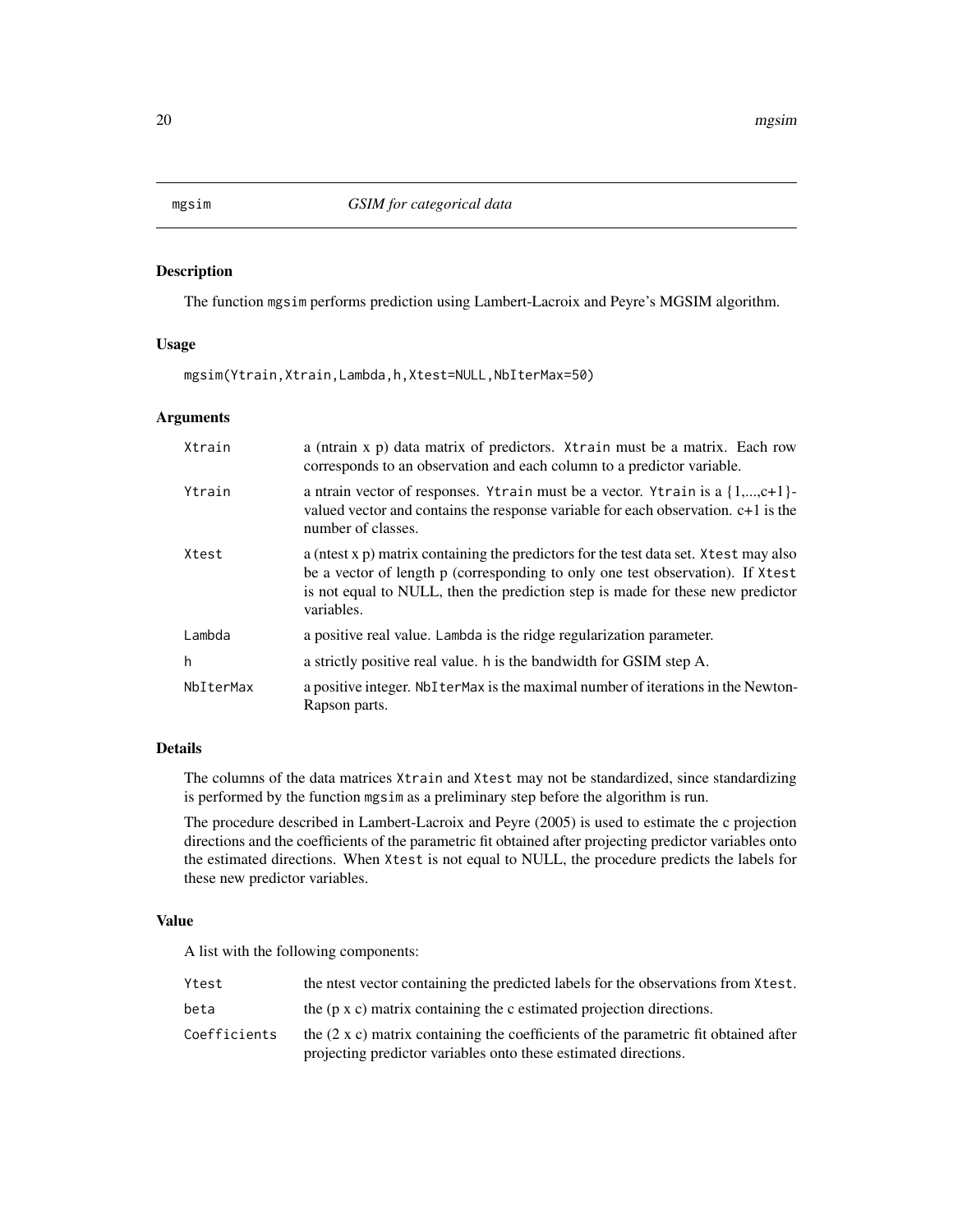# mgsim — *GSIM for categorical data*

## Description

The function mgsim performs prediction using Lambert-Lacroix and Peyre's MGSIM algorithm.

## Usage

```
mgsim(Ytrain,Xtrain,Lambda,h,Xtest=NULL,NbIterMax=50)
```

## Arguments

| | |
|---|---|
| `Xtrain` | a (ntrain x p) data matrix of predictors. `Xtrain` must be a matrix. Each row corresponds to an observation and each column to a predictor variable. |
| `Ytrain` | a ntrain vector of responses. `Ytrain` must be a vector. `Ytrain` is a {1,...,c+1}-valued vector and contains the response variable for each observation. c+1 is the number of classes. |
| `Xtest` | a (ntest x p) matrix containing the predictors for the test data set. `Xtest` may also be a vector of length p (corresponding to only one test observation). If `Xtest` is not equal to NULL, then the prediction step is made for these new predictor variables. |
| `Lambda` | a positive real value. `Lambda` is the ridge regularization parameter. |
| `h` | a strictly positive real value. `h` is the bandwidth for GSIM step A. |
| `NbIterMax` | a positive integer. `NbIterMax` is the maximal number of iterations in the Newton-Rapson parts. |

## Details

The columns of the data matrices `Xtrain` and `Xtest` may not be standardized, since standardizing is performed by the function mgsim as a preliminary step before the algorithm is run.

The procedure described in Lambert-Lacroix and Peyre (2005) is used to estimate the c projection directions and the coefficients of the parametric fit obtained after projecting predictor variables onto the estimated directions. When `Xtest` is not equal to NULL, the procedure predicts the labels for these new predictor variables.

## Value

A list with the following components:

| | |
|---|---|
| `Ytest` | the ntest vector containing the predicted labels for the observations from `Xtest`. |
| `beta` | the (p x c) matrix containing the c estimated projection directions. |
| `Coefficients` | the (2 x c) matrix containing the coefficients of the parametric fit obtained after projecting predictor variables onto these estimated directions. |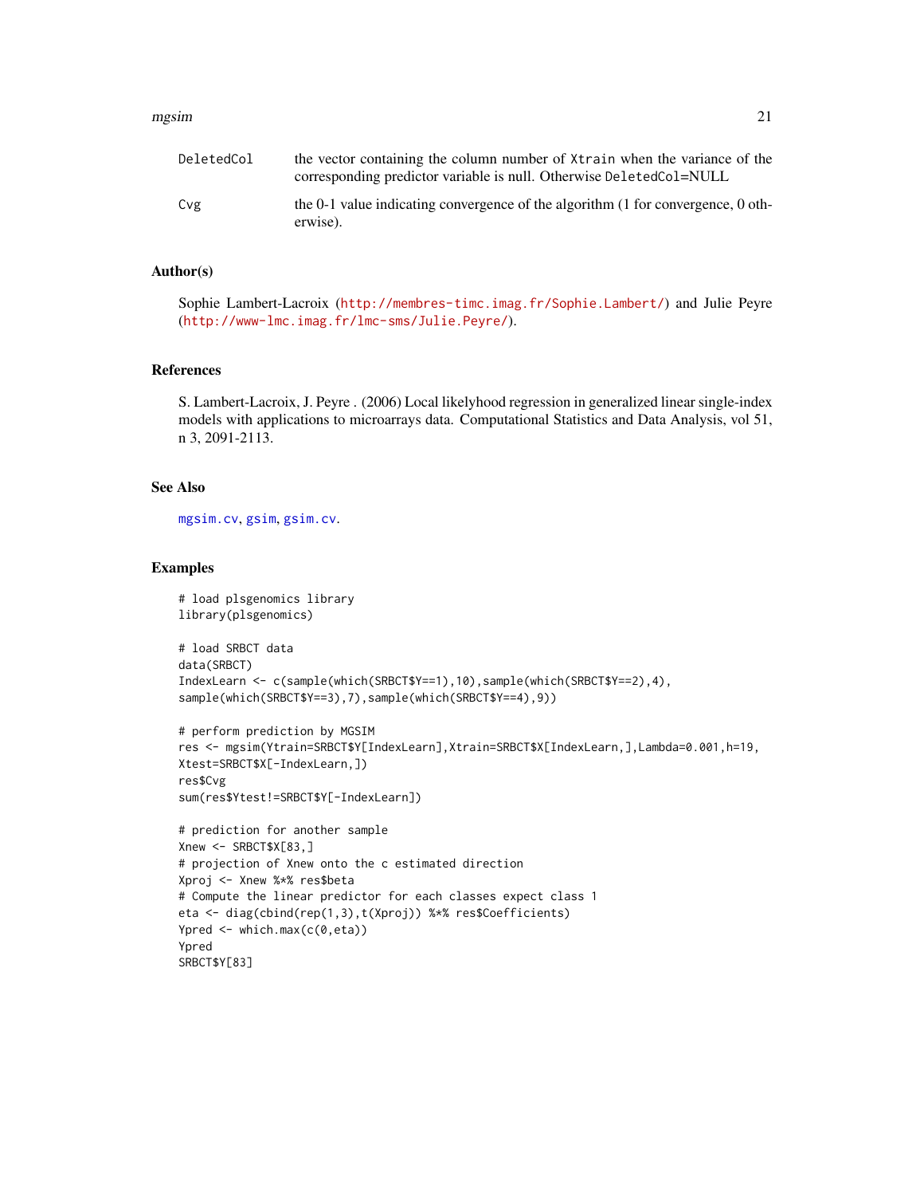| | |
|---|---|
| DeletedCol | the vector containing the column number of Xtrain when the variance of the corresponding predictor variable is null. Otherwise DeletedCol=NULL |
| Cvg | the 0-1 value indicating convergence of the algorithm (1 for convergence, 0 otherwise). |

## Author(s)

Sophie Lambert-Lacroix (http://membres-timc.imag.fr/Sophie.Lambert/) and Julie Peyre (http://www-lmc.imag.fr/lmc-sms/Julie.Peyre/).

## References

S. Lambert-Lacroix, J. Peyre . (2006) Local likelyhood regression in generalized linear single-index models with applications to microarrays data. Computational Statistics and Data Analysis, vol 51, n 3, 2091-2113.

## See Also

mgsim.cv, gsim, gsim.cv.

## Examples

```
# load plsgenomics library
library(plsgenomics)

# load SRBCT data
data(SRBCT)
IndexLearn <- c(sample(which(SRBCT$Y==1),10),sample(which(SRBCT$Y==2),4),
sample(which(SRBCT$Y==3),7),sample(which(SRBCT$Y==4),9))

# perform prediction by MGSIM
res <- mgsim(Ytrain=SRBCT$Y[IndexLearn],Xtrain=SRBCT$X[IndexLearn,],Lambda=0.001,h=19,
Xtest=SRBCT$X[-IndexLearn,])
res$Cvg
sum(res$Ytest!=SRBCT$Y[-IndexLearn])

# prediction for another sample
Xnew <- SRBCT$X[83,]
# projection of Xnew onto the c estimated direction
Xproj <- Xnew %*% res$beta
# Compute the linear predictor for each classes expect class 1
eta <- diag(cbind(rep(1,3),t(Xproj)) %*% res$Coefficients)
Ypred <- which.max(c(0,eta))
Ypred
SRBCT$Y[83]
```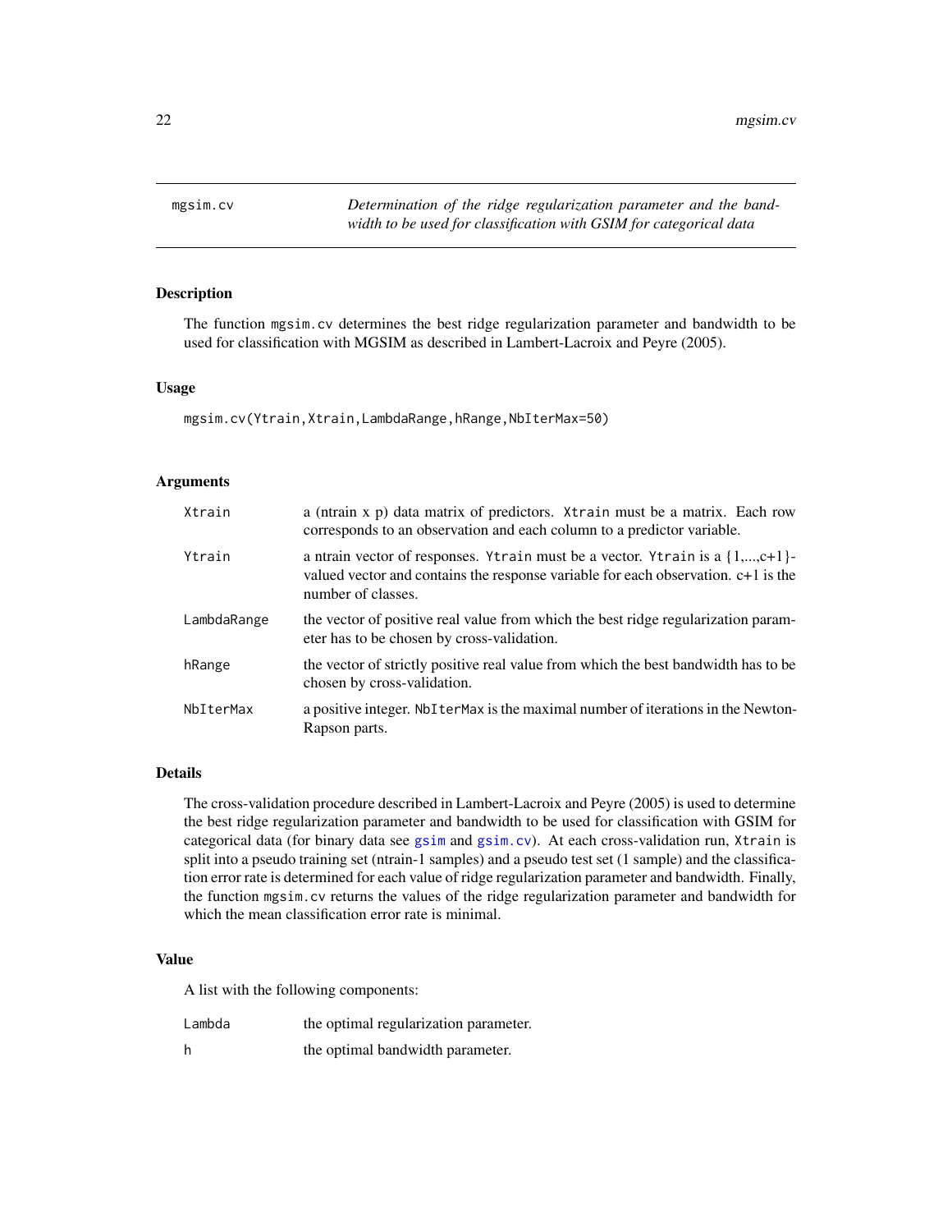# mgsim.cv

*Determination of the ridge regularization parameter and the bandwidth to be used for classification with GSIM for categorical data*

## Description

The function `mgsim.cv` determines the best ridge regularization parameter and bandwidth to be used for classification with MGSIM as described in Lambert-Lacroix and Peyre (2005).

## Usage

```
mgsim.cv(Ytrain,Xtrain,LambdaRange,hRange,NbIterMax=50)
```

## Arguments

| | |
|---|---|
| `Xtrain` | a (ntrain x p) data matrix of predictors. `Xtrain` must be a matrix. Each row corresponds to an observation and each column to a predictor variable. |
| `Ytrain` | a ntrain vector of responses. `Ytrain` must be a vector. `Ytrain` is a {1,...,c+1}-valued vector and contains the response variable for each observation. c+1 is the number of classes. |
| `LambdaRange` | the vector of positive real value from which the best ridge regularization parameter has to be chosen by cross-validation. |
| `hRange` | the vector of strictly positive real value from which the best bandwidth has to be chosen by cross-validation. |
| `NbIterMax` | a positive integer. `NbIterMax` is the maximal number of iterations in the Newton-Rapson parts. |

## Details

The cross-validation procedure described in Lambert-Lacroix and Peyre (2005) is used to determine the best ridge regularization parameter and bandwidth to be used for classification with GSIM for categorical data (for binary data see `gsim` and `gsim.cv`). At each cross-validation run, `Xtrain` is split into a pseudo training set (ntrain-1 samples) and a pseudo test set (1 sample) and the classification error rate is determined for each value of ridge regularization parameter and bandwidth. Finally, the function `mgsim.cv` returns the values of the ridge regularization parameter and bandwidth for which the mean classification error rate is minimal.

## Value

A list with the following components:

| | |
|---|---|
| `Lambda` | the optimal regularization parameter. |
| `h` | the optimal bandwidth parameter. |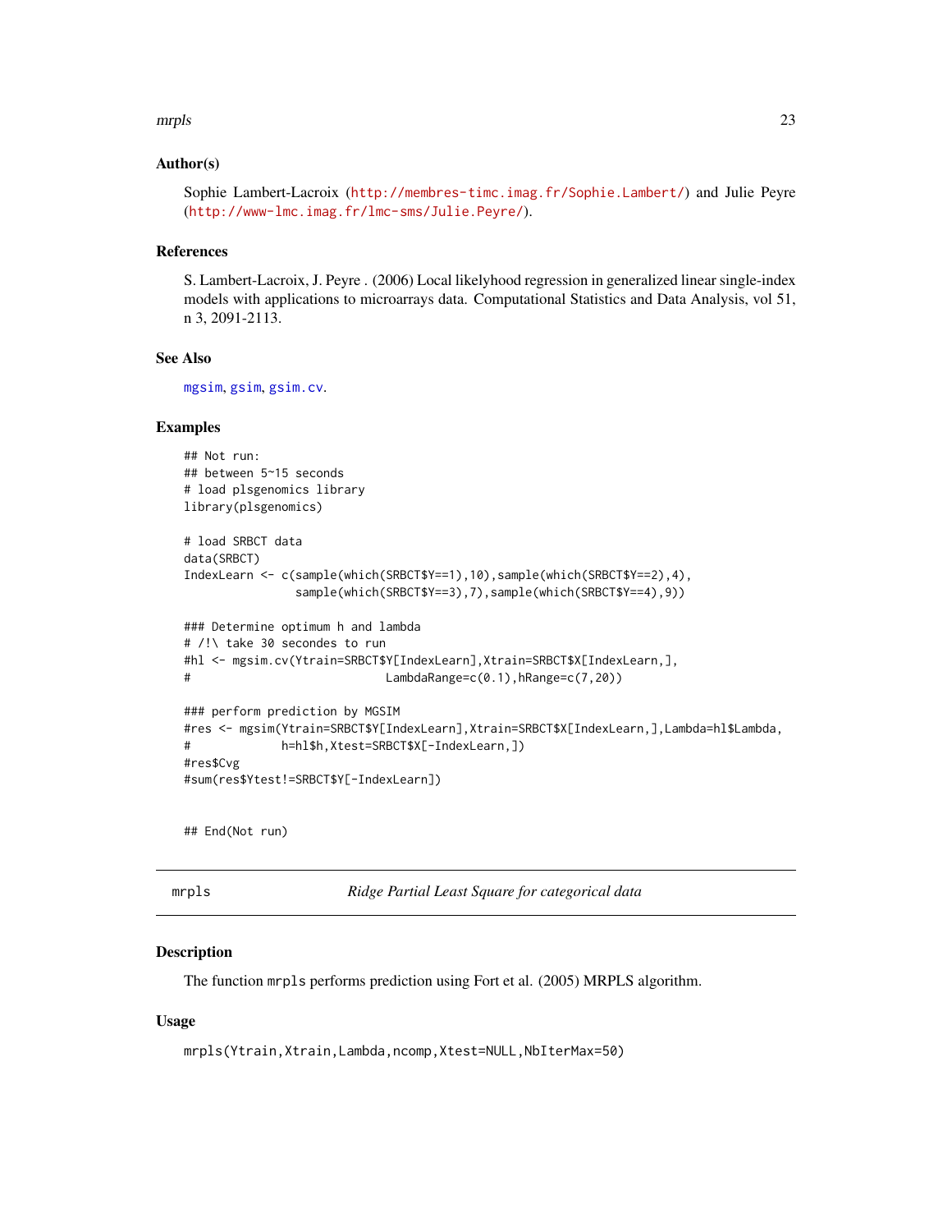### Author(s)

Sophie Lambert-Lacroix (http://membres-timc.imag.fr/Sophie.Lambert/) and Julie Peyre (http://www-lmc.imag.fr/lmc-sms/Julie.Peyre/).

### References

S. Lambert-Lacroix, J. Peyre . (2006) Local likelyhood regression in generalized linear single-index models with applications to microarrays data. Computational Statistics and Data Analysis, vol 51, n 3, 2091-2113.

### See Also

mgsim, gsim, gsim.cv.

### Examples

```
## Not run:
## between 5~15 seconds
# load plsgenomics library
library(plsgenomics)

# load SRBCT data
data(SRBCT)
IndexLearn <- c(sample(which(SRBCT$Y==1),10),sample(which(SRBCT$Y==2),4),
                sample(which(SRBCT$Y==3),7),sample(which(SRBCT$Y==4),9))

### Determine optimum h and lambda
# /!\ take 30 secondes to run
#hl <- mgsim.cv(Ytrain=SRBCT$Y[IndexLearn],Xtrain=SRBCT$X[IndexLearn,],
#                           LambdaRange=c(0.1),hRange=c(7,20))

### perform prediction by MGSIM
#res <- mgsim(Ytrain=SRBCT$Y[IndexLearn],Xtrain=SRBCT$X[IndexLearn,],Lambda=hl$Lambda,
#            h=hl$h,Xtest=SRBCT$X[-IndexLearn,])
#res$Cvg
#sum(res$Ytest!=SRBCT$Y[-IndexLearn])


## End(Not run)
```

---

## mrpls — *Ridge Partial Least Square for categorical data*

### Description

The function mrpls performs prediction using Fort et al. (2005) MRPLS algorithm.

### Usage

```
mrpls(Ytrain,Xtrain,Lambda,ncomp,Xtest=NULL,NbIterMax=50)
```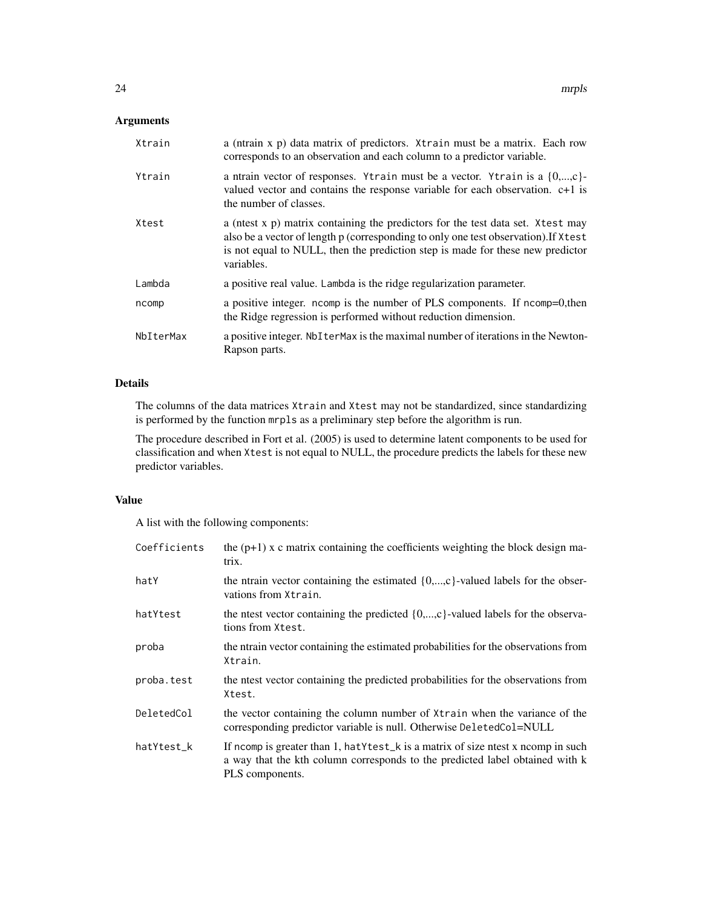## Arguments

| | |
|---|---|
| Xtrain | a (ntrain x p) data matrix of predictors. Xtrain must be a matrix. Each row corresponds to an observation and each column to a predictor variable. |
| Ytrain | a ntrain vector of responses. Ytrain must be a vector. Ytrain is a {0,...,c}-valued vector and contains the response variable for each observation. c+1 is the number of classes. |
| Xtest | a (ntest x p) matrix containing the predictors for the test data set. Xtest may also be a vector of length p (corresponding to only one test observation).If Xtest is not equal to NULL, then the prediction step is made for these new predictor variables. |
| Lambda | a positive real value. Lambda is the ridge regularization parameter. |
| ncomp | a positive integer. ncomp is the number of PLS components. If ncomp=0,then the Ridge regression is performed without reduction dimension. |
| NbIterMax | a positive integer. NbIterMax is the maximal number of iterations in the Newton-Rapson parts. |

## Details

The columns of the data matrices Xtrain and Xtest may not be standardized, since standardizing is performed by the function mrpls as a preliminary step before the algorithm is run.

The procedure described in Fort et al. (2005) is used to determine latent components to be used for classification and when Xtest is not equal to NULL, the procedure predicts the labels for these new predictor variables.

## Value

A list with the following components:

| | |
|---|---|
| Coefficients | the (p+1) x c matrix containing the coefficients weighting the block design matrix. |
| hatY | the ntrain vector containing the estimated {0,...,c}-valued labels for the observations from Xtrain. |
| hatYtest | the ntest vector containing the predicted {0,...,c}-valued labels for the observations from Xtest. |
| proba | the ntrain vector containing the estimated probabilities for the observations from Xtrain. |
| proba.test | the ntest vector containing the predicted probabilities for the observations from Xtest. |
| DeletedCol | the vector containing the column number of Xtrain when the variance of the corresponding predictor variable is null. Otherwise DeletedCol=NULL |
| hatYtest_k | If ncomp is greater than 1, hatYtest_k is a matrix of size ntest x ncomp in such a way that the kth column corresponds to the predicted label obtained with k PLS components. |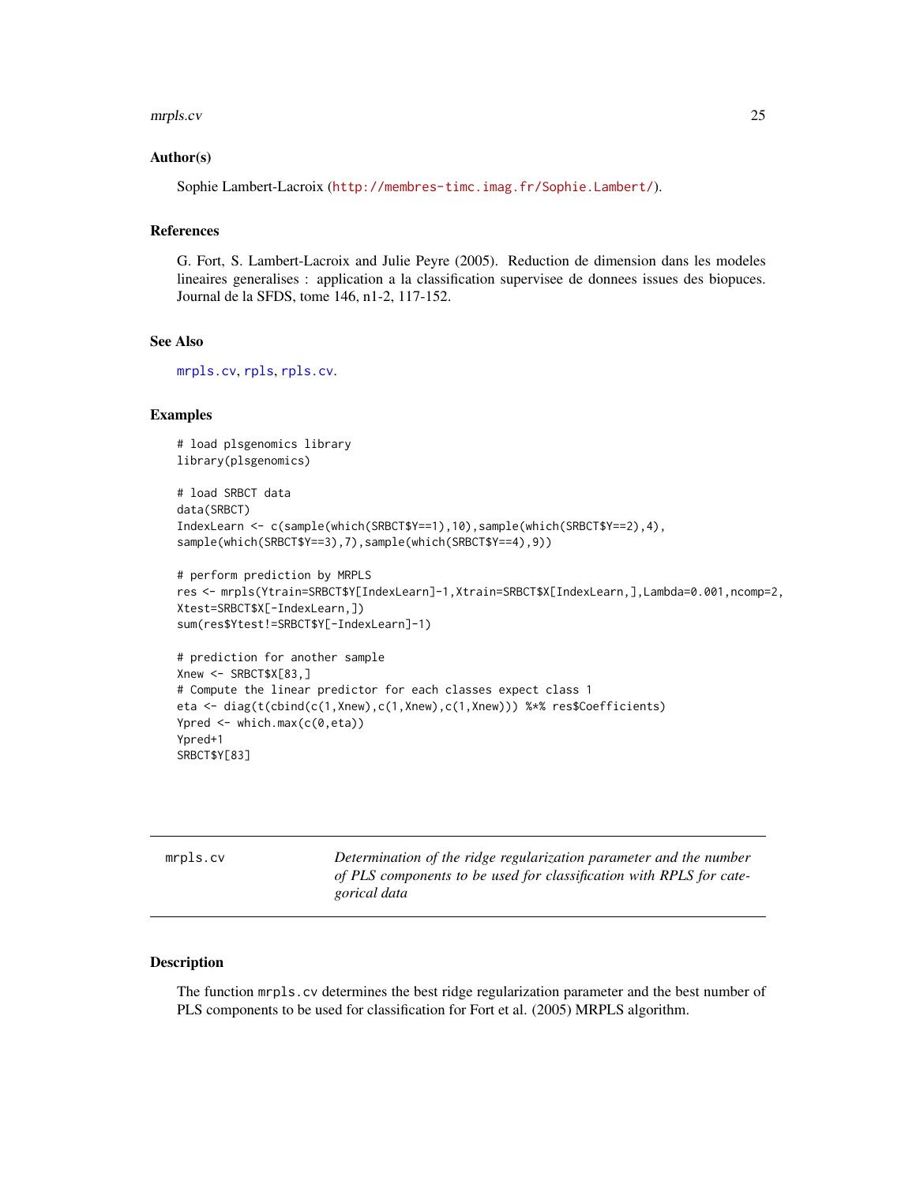### Author(s)

Sophie Lambert-Lacroix (http://membres-timc.imag.fr/Sophie.Lambert/).

### References

G. Fort, S. Lambert-Lacroix and Julie Peyre (2005). Reduction de dimension dans les modeles lineaires generalises : application a la classification supervisee de donnees issues des biopuces. Journal de la SFDS, tome 146, n1-2, 117-152.

### See Also

mrpls.cv, rpls, rpls.cv.

### Examples

```
# load plsgenomics library
library(plsgenomics)

# load SRBCT data
data(SRBCT)
IndexLearn <- c(sample(which(SRBCT$Y==1),10),sample(which(SRBCT$Y==2),4),
sample(which(SRBCT$Y==3),7),sample(which(SRBCT$Y==4),9))

# perform prediction by MRPLS
res <- mrpls(Ytrain=SRBCT$Y[IndexLearn]-1,Xtrain=SRBCT$X[IndexLearn,],Lambda=0.001,ncomp=2,
Xtest=SRBCT$X[-IndexLearn,])
sum(res$Ytest!=SRBCT$Y[-IndexLearn]-1)

# prediction for another sample
Xnew <- SRBCT$X[83,]
# Compute the linear predictor for each classes expect class 1
eta <- diag(t(cbind(c(1,Xnew),c(1,Xnew),c(1,Xnew))) %*% res$Coefficients)
Ypred <- which.max(c(0,eta))
Ypred+1
SRBCT$Y[83]
```

---

## mrpls.cv

*Determination of the ridge regularization parameter and the number of PLS components to be used for classification with RPLS for categorical data*

---

### Description

The function `mrpls.cv` determines the best ridge regularization parameter and the best number of PLS components to be used for classification for Fort et al. (2005) MRPLS algorithm.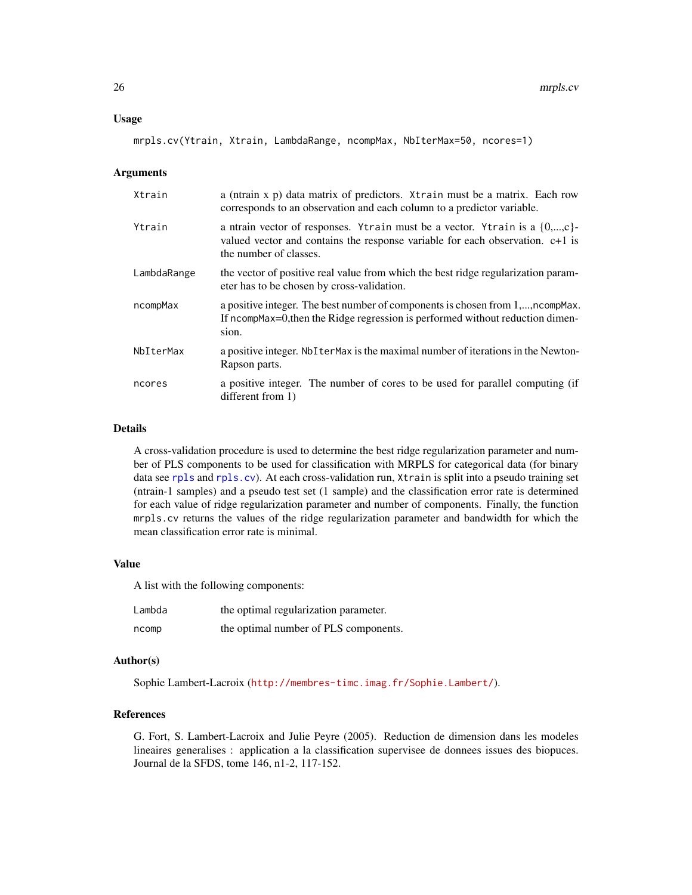## Usage

```
mrpls.cv(Ytrain, Xtrain, LambdaRange, ncompMax, NbIterMax=50, ncores=1)
```

## Arguments

| | |
|---|---|
| Xtrain | a (ntrain x p) data matrix of predictors. Xtrain must be a matrix. Each row corresponds to an observation and each column to a predictor variable. |
| Ytrain | a ntrain vector of responses. Ytrain must be a vector. Ytrain is a {0,...,c}-valued vector and contains the response variable for each observation. c+1 is the number of classes. |
| LambdaRange | the vector of positive real value from which the best ridge regularization parameter has to be chosen by cross-validation. |
| ncompMax | a positive integer. The best number of components is chosen from 1,...,ncompMax. If ncompMax=0,then the Ridge regression is performed without reduction dimension. |
| NbIterMax | a positive integer. NbIterMax is the maximal number of iterations in the Newton-Rapson parts. |
| ncores | a positive integer. The number of cores to be used for parallel computing (if different from 1) |

## Details

A cross-validation procedure is used to determine the best ridge regularization parameter and number of PLS components to be used for classification with MRPLS for categorical data (for binary data see rpls and rpls.cv). At each cross-validation run, Xtrain is split into a pseudo training set (ntrain-1 samples) and a pseudo test set (1 sample) and the classification error rate is determined for each value of ridge regularization parameter and number of components. Finally, the function mrpls.cv returns the values of the ridge regularization parameter and bandwidth for which the mean classification error rate is minimal.

## Value

A list with the following components:

| | |
|---|---|
| Lambda | the optimal regularization parameter. |
| ncomp | the optimal number of PLS components. |

## Author(s)

Sophie Lambert-Lacroix (http://membres-timc.imag.fr/Sophie.Lambert/).

## References

G. Fort, S. Lambert-Lacroix and Julie Peyre (2005). Reduction de dimension dans les modeles lineaires generalises : application a la classification supervisee de donnees issues des biopuces. Journal de la SFDS, tome 146, n1-2, 117-152.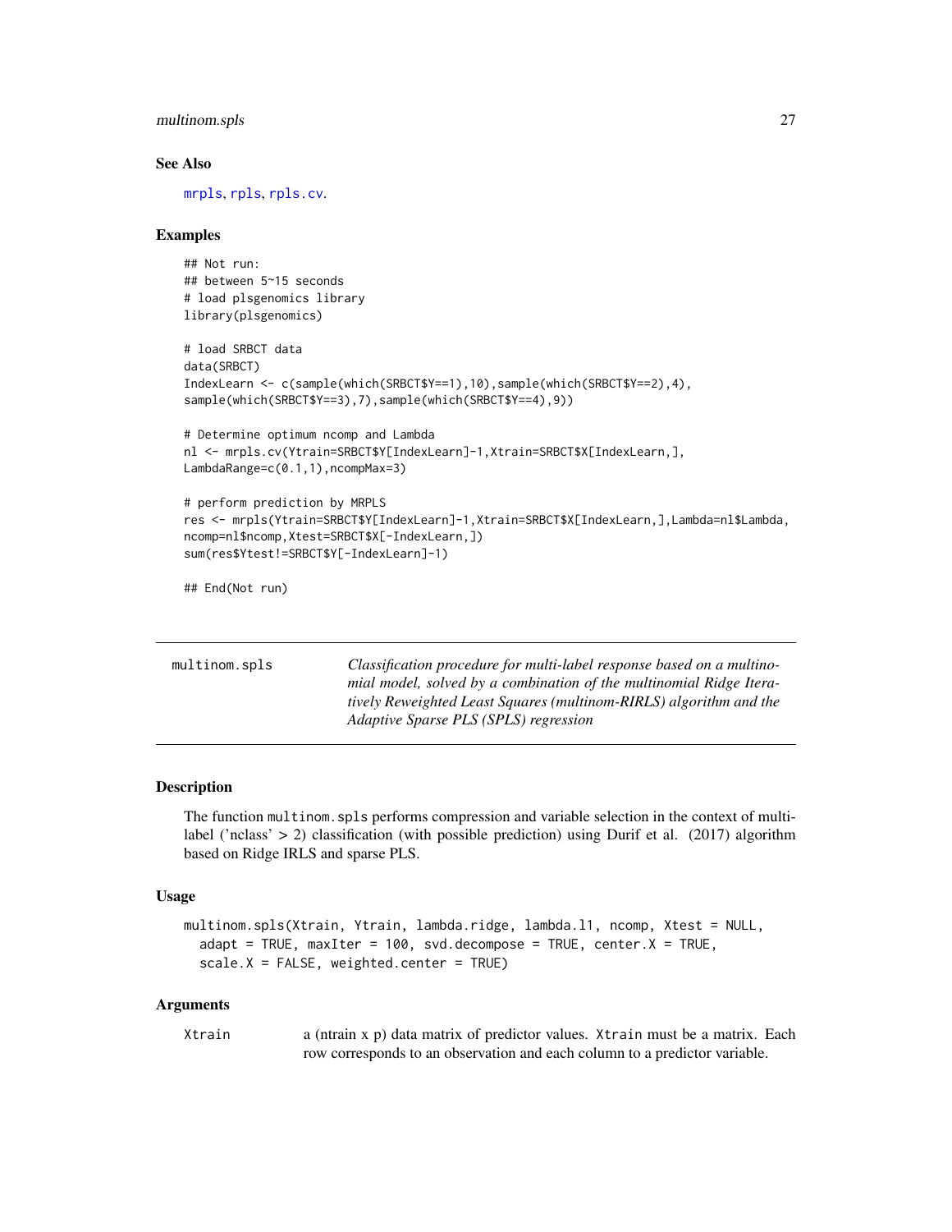## See Also

mrpls, rpls, rpls.cv.

## Examples

```
## Not run:
## between 5~15 seconds
# load plsgenomics library
library(plsgenomics)

# load SRBCT data
data(SRBCT)
IndexLearn <- c(sample(which(SRBCT$Y==1),10),sample(which(SRBCT$Y==2),4),
sample(which(SRBCT$Y==3),7),sample(which(SRBCT$Y==4),9))

# Determine optimum ncomp and Lambda
nl <- mrpls.cv(Ytrain=SRBCT$Y[IndexLearn]-1,Xtrain=SRBCT$X[IndexLearn,],
LambdaRange=c(0.1,1),ncompMax=3)

# perform prediction by MRPLS
res <- mrpls(Ytrain=SRBCT$Y[IndexLearn]-1,Xtrain=SRBCT$X[IndexLearn,],Lambda=nl$Lambda,
ncomp=nl$ncomp,Xtest=SRBCT$X[-IndexLearn,])
sum(res$Ytest!=SRBCT$Y[-IndexLearn]-1)

## End(Not run)
```

---

# multinom.spls

*Classification procedure for multi-label response based on a multinomial model, solved by a combination of the multinomial Ridge Iteratively Reweighted Least Squares (multinom-RIRLS) algorithm and the Adaptive Sparse PLS (SPLS) regression*

---

## Description

The function `multinom.spls` performs compression and variable selection in the context of multi-label ('nclass' > 2) classification (with possible prediction) using Durif et al. (2017) algorithm based on Ridge IRLS and sparse PLS.

## Usage

```
multinom.spls(Xtrain, Ytrain, lambda.ridge, lambda.l1, ncomp, Xtest = NULL,
  adapt = TRUE, maxIter = 100, svd.decompose = TRUE, center.X = TRUE,
  scale.X = FALSE, weighted.center = TRUE)
```

## Arguments

`Xtrain` a (ntrain x p) data matrix of predictor values. `Xtrain` must be a matrix. Each row corresponds to an observation and each column to a predictor variable.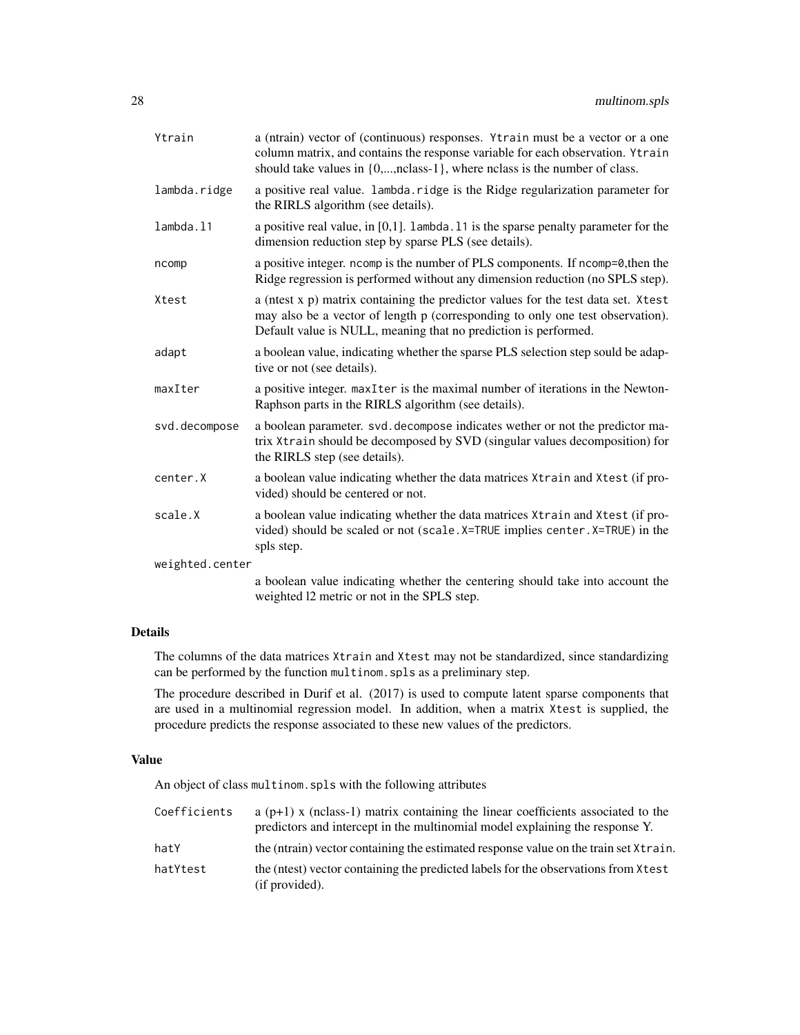| | |
|---|---|
| Ytrain | a (ntrain) vector of (continuous) responses. Ytrain must be a vector or a one column matrix, and contains the response variable for each observation. Ytrain should take values in {0,...,nclass-1}, where nclass is the number of class. |
| lambda.ridge | a positive real value. lambda.ridge is the Ridge regularization parameter for the RIRLS algorithm (see details). |
| lambda.l1 | a positive real value, in [0,1]. lambda.l1 is the sparse penalty parameter for the dimension reduction step by sparse PLS (see details). |
| ncomp | a positive integer. ncomp is the number of PLS components. If ncomp=0,then the Ridge regression is performed without any dimension reduction (no SPLS step). |
| Xtest | a (ntest x p) matrix containing the predictor values for the test data set. Xtest may also be a vector of length p (corresponding to only one test observation). Default value is NULL, meaning that no prediction is performed. |
| adapt | a boolean value, indicating whether the sparse PLS selection step sould be adaptive or not (see details). |
| maxIter | a positive integer. maxIter is the maximal number of iterations in the Newton-Raphson parts in the RIRLS algorithm (see details). |
| svd.decompose | a boolean parameter. svd.decompose indicates wether or not the predictor matrix Xtrain should be decomposed by SVD (singular values decomposition) for the RIRLS step (see details). |
| center.X | a boolean value indicating whether the data matrices Xtrain and Xtest (if provided) should be centered or not. |
| scale.X | a boolean value indicating whether the data matrices Xtrain and Xtest (if provided) should be scaled or not (scale.X=TRUE implies center.X=TRUE) in the spls step. |
| weighted.center | a boolean value indicating whether the centering should take into account the weighted l2 metric or not in the SPLS step. |

## Details

The columns of the data matrices Xtrain and Xtest may not be standardized, since standardizing can be performed by the function multinom.spls as a preliminary step.

The procedure described in Durif et al. (2017) is used to compute latent sparse components that are used in a multinomial regression model. In addition, when a matrix Xtest is supplied, the procedure predicts the response associated to these new values of the predictors.

## Value

An object of class multinom.spls with the following attributes

| | |
|---|---|
| Coefficients | a (p+1) x (nclass-1) matrix containing the linear coefficients associated to the predictors and intercept in the multinomial model explaining the response Y. |
| hatY | the (ntrain) vector containing the estimated response value on the train set Xtrain. |
| hatYtest | the (ntest) vector containing the predicted labels for the observations from Xtest (if provided). |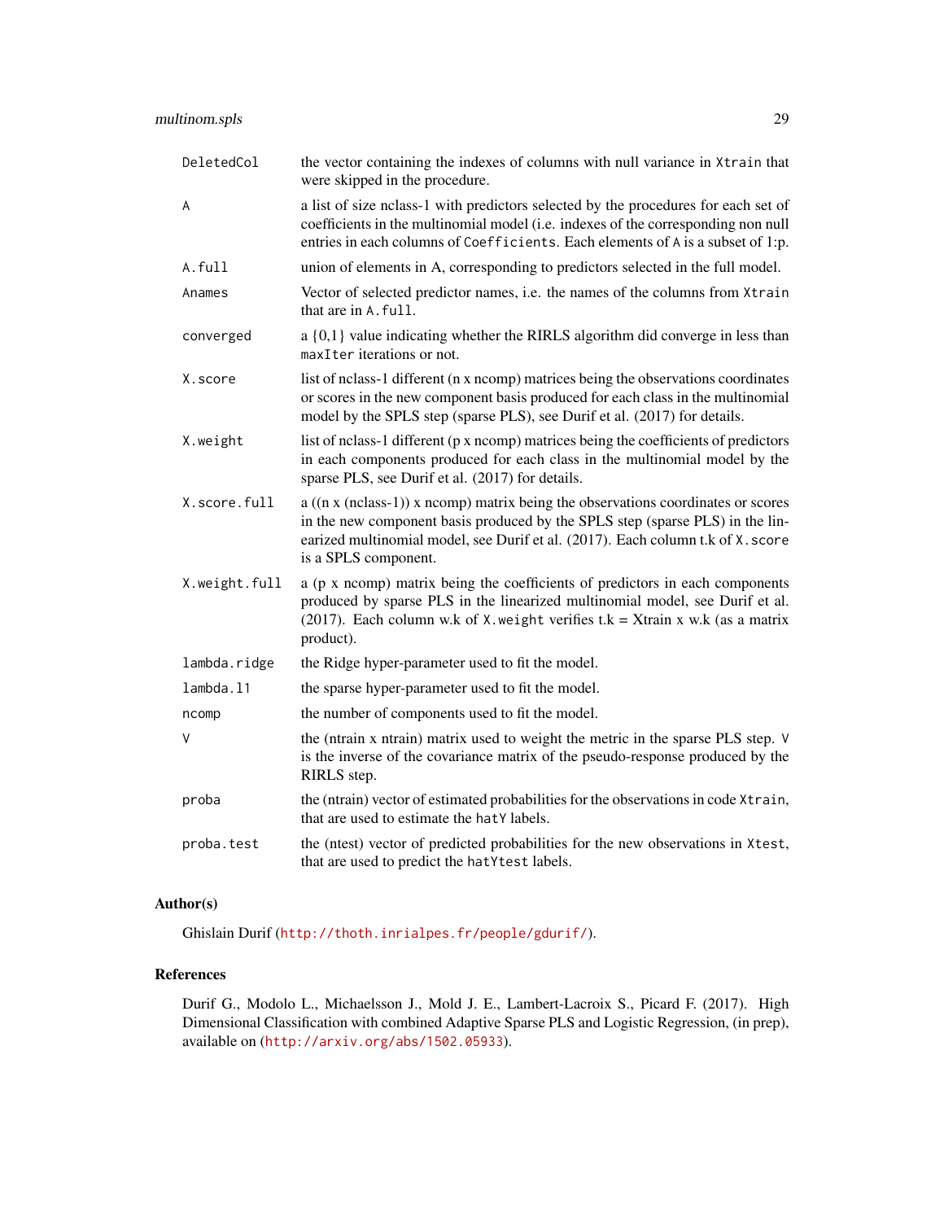| | |
|---|---|
| `DeletedCol` | the vector containing the indexes of columns with null variance in `Xtrain` that were skipped in the procedure. |
| `A` | a list of size nclass-1 with predictors selected by the procedures for each set of coefficients in the multinomial model (i.e. indexes of the corresponding non null entries in each columns of `Coefficients`. Each elements of `A` is a subset of 1:p. |
| `A.full` | union of elements in A, corresponding to predictors selected in the full model. |
| `Anames` | Vector of selected predictor names, i.e. the names of the columns from `Xtrain` that are in `A.full`. |
| `converged` | a {0,1} value indicating whether the RIRLS algorithm did converge in less than `maxIter` iterations or not. |
| `X.score` | list of nclass-1 different (n x ncomp) matrices being the observations coordinates or scores in the new component basis produced for each class in the multinomial model by the SPLS step (sparse PLS), see Durif et al. (2017) for details. |
| `X.weight` | list of nclass-1 different (p x ncomp) matrices being the coefficients of predictors in each components produced for each class in the multinomial model by the sparse PLS, see Durif et al. (2017) for details. |
| `X.score.full` | a ((n x (nclass-1)) x ncomp) matrix being the observations coordinates or scores in the new component basis produced by the SPLS step (sparse PLS) in the linearized multinomial model, see Durif et al. (2017). Each column t.k of `X.score` is a SPLS component. |
| `X.weight.full` | a (p x ncomp) matrix being the coefficients of predictors in each components produced by sparse PLS in the linearized multinomial model, see Durif et al. (2017). Each column w.k of `X.weight` verifies t.k = Xtrain x w.k (as a matrix product). |
| `lambda.ridge` | the Ridge hyper-parameter used to fit the model. |
| `lambda.l1` | the sparse hyper-parameter used to fit the model. |
| `ncomp` | the number of components used to fit the model. |
| `V` | the (ntrain x ntrain) matrix used to weight the metric in the sparse PLS step. `V` is the inverse of the covariance matrix of the pseudo-response produced by the RIRLS step. |
| `proba` | the (ntrain) vector of estimated probabilities for the observations in code `Xtrain`, that are used to estimate the `hatY` labels. |
| `proba.test` | the (ntest) vector of predicted probabilities for the new observations in `Xtest`, that are used to predict the `hatYtest` labels. |

## Author(s)

Ghislain Durif (http://thoth.inrialpes.fr/people/gdurif/).

## References

Durif G., Modolo L., Michaelsson J., Mold J. E., Lambert-Lacroix S., Picard F. (2017). High Dimensional Classification with combined Adaptive Sparse PLS and Logistic Regression, (in prep), available on (http://arxiv.org/abs/1502.05933).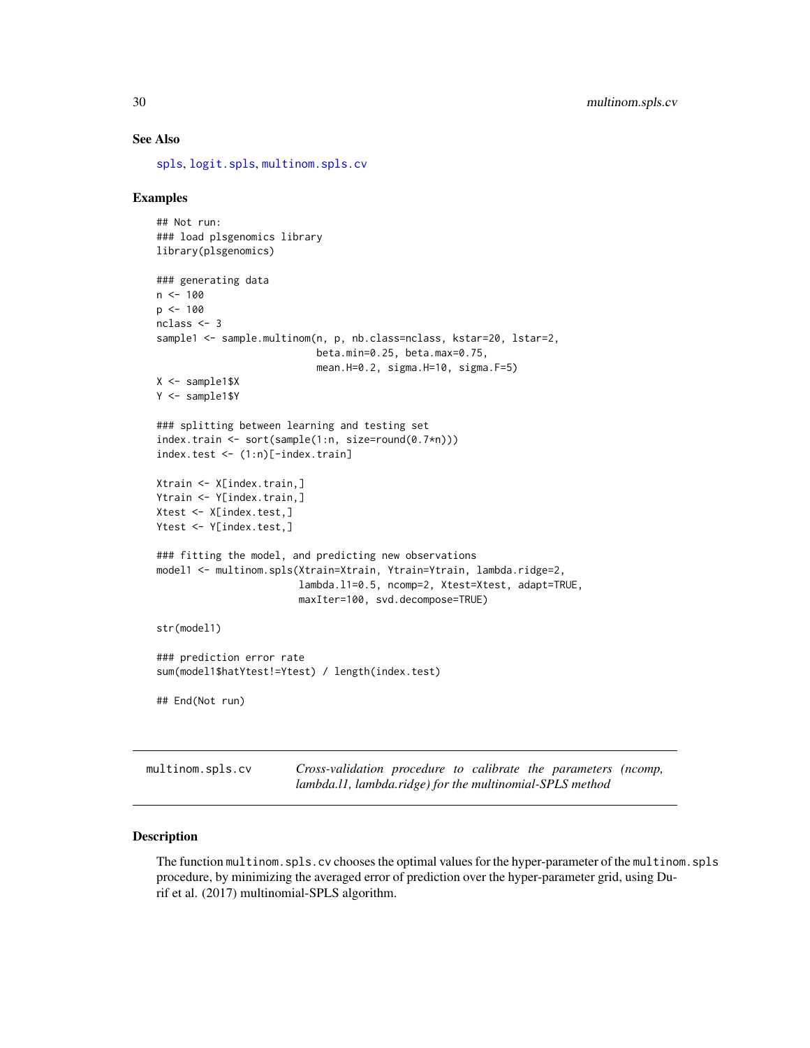## See Also

spls, logit.spls, multinom.spls.cv

## Examples

```
## Not run:
### load plsgenomics library
library(plsgenomics)

### generating data
n <- 100
p <- 100
nclass <- 3
sample1 <- sample.multinom(n, p, nb.class=nclass, kstar=20, lstar=2,
                           beta.min=0.25, beta.max=0.75,
                           mean.H=0.2, sigma.H=10, sigma.F=5)
X <- sample1$X
Y <- sample1$Y

### splitting between learning and testing set
index.train <- sort(sample(1:n, size=round(0.7*n)))
index.test <- (1:n)[-index.train]

Xtrain <- X[index.train,]
Ytrain <- Y[index.train,]
Xtest <- X[index.test,]
Ytest <- Y[index.test,]

### fitting the model, and predicting new observations
model1 <- multinom.spls(Xtrain=Xtrain, Ytrain=Ytrain, lambda.ridge=2,
                        lambda.l1=0.5, ncomp=2, Xtest=Xtest, adapt=TRUE,
                        maxIter=100, svd.decompose=TRUE)

str(model1)

### prediction error rate
sum(model1$hatYtest!=Ytest) / length(index.test)

## End(Not run)
```

---

# multinom.spls.cv

*Cross-validation procedure to calibrate the parameters (ncomp, lambda.l1, lambda.ridge) for the multinomial-SPLS method*

---

## Description

The function multinom.spls.cv chooses the optimal values for the hyper-parameter of the multinom.spls procedure, by minimizing the averaged error of prediction over the hyper-parameter grid, using Durif et al. (2017) multinomial-SPLS algorithm.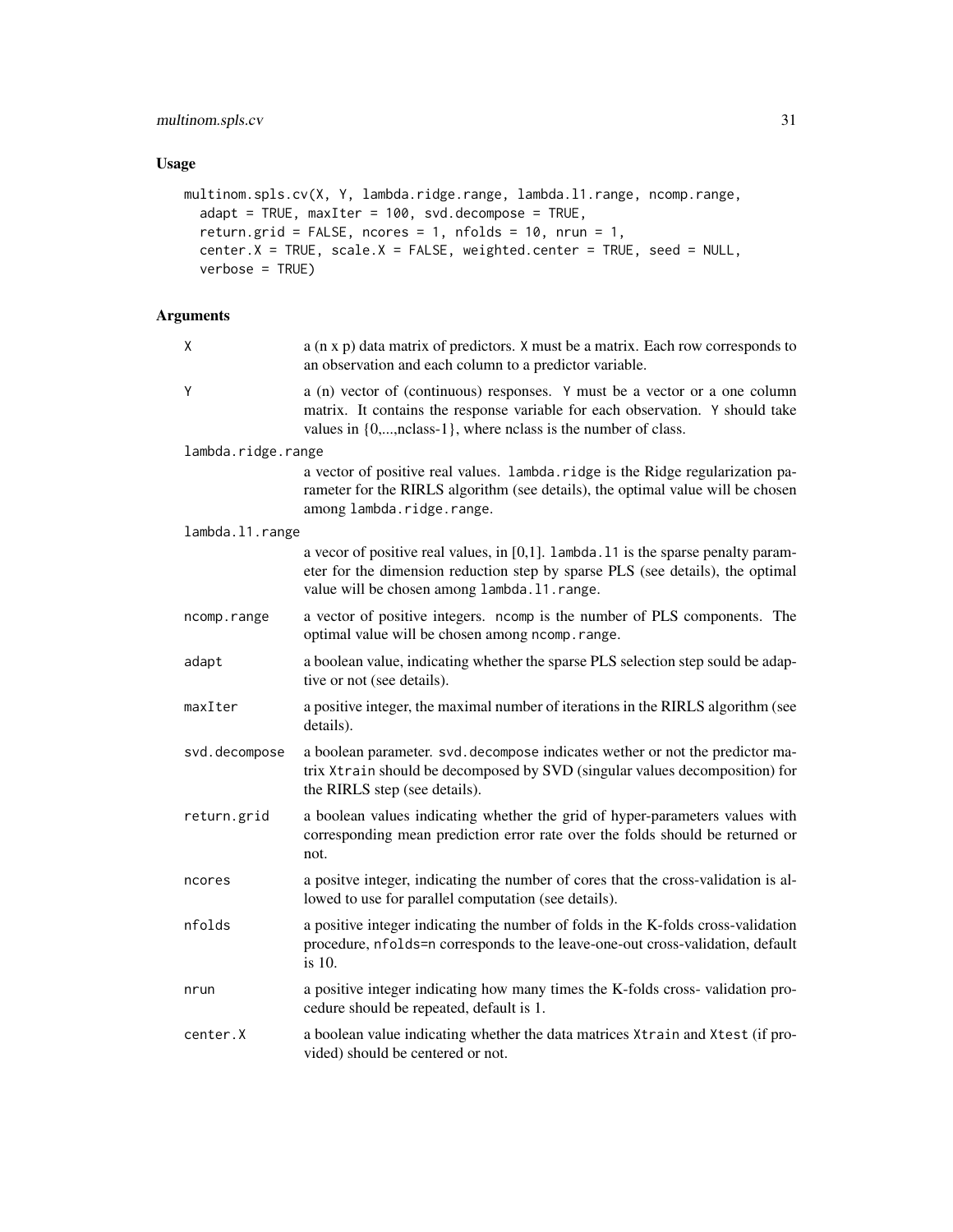## Usage

```
multinom.spls.cv(X, Y, lambda.ridge.range, lambda.l1.range, ncomp.range,
  adapt = TRUE, maxIter = 100, svd.decompose = TRUE,
  return.grid = FALSE, ncores = 1, nfolds = 10, nrun = 1,
  center.X = TRUE, scale.X = FALSE, weighted.center = TRUE, seed = NULL,
  verbose = TRUE)
```

## Arguments

| | |
|---|---|
| `X` | a (n x p) data matrix of predictors. `X` must be a matrix. Each row corresponds to an observation and each column to a predictor variable. |
| `Y` | a (n) vector of (continuous) responses. `Y` must be a vector or a one column matrix. It contains the response variable for each observation. `Y` should take values in {0,...,nclass-1}, where nclass is the number of class. |
| `lambda.ridge.range` | a vector of positive real values. `lambda.ridge` is the Ridge regularization parameter for the RIRLS algorithm (see details), the optimal value will be chosen among `lambda.ridge.range`. |
| `lambda.l1.range` | a vecor of positive real values, in [0,1]. `lambda.l1` is the sparse penalty parameter for the dimension reduction step by sparse PLS (see details), the optimal value will be chosen among `lambda.l1.range`. |
| `ncomp.range` | a vector of positive integers. `ncomp` is the number of PLS components. The optimal value will be chosen among `ncomp.range`. |
| `adapt` | a boolean value, indicating whether the sparse PLS selection step sould be adaptive or not (see details). |
| `maxIter` | a positive integer, the maximal number of iterations in the RIRLS algorithm (see details). |
| `svd.decompose` | a boolean parameter. `svd.decompose` indicates wether or not the predictor matrix `Xtrain` should be decomposed by SVD (singular values decomposition) for the RIRLS step (see details). |
| `return.grid` | a boolean values indicating whether the grid of hyper-parameters values with corresponding mean prediction error rate over the folds should be returned or not. |
| `ncores` | a positve integer, indicating the number of cores that the cross-validation is allowed to use for parallel computation (see details). |
| `nfolds` | a positive integer indicating the number of folds in the K-folds cross-validation procedure, `nfolds=n` corresponds to the leave-one-out cross-validation, default is 10. |
| `nrun` | a positive integer indicating how many times the K-folds cross- validation procedure should be repeated, default is 1. |
| `center.X` | a boolean value indicating whether the data matrices `Xtrain` and `Xtest` (if provided) should be centered or not. |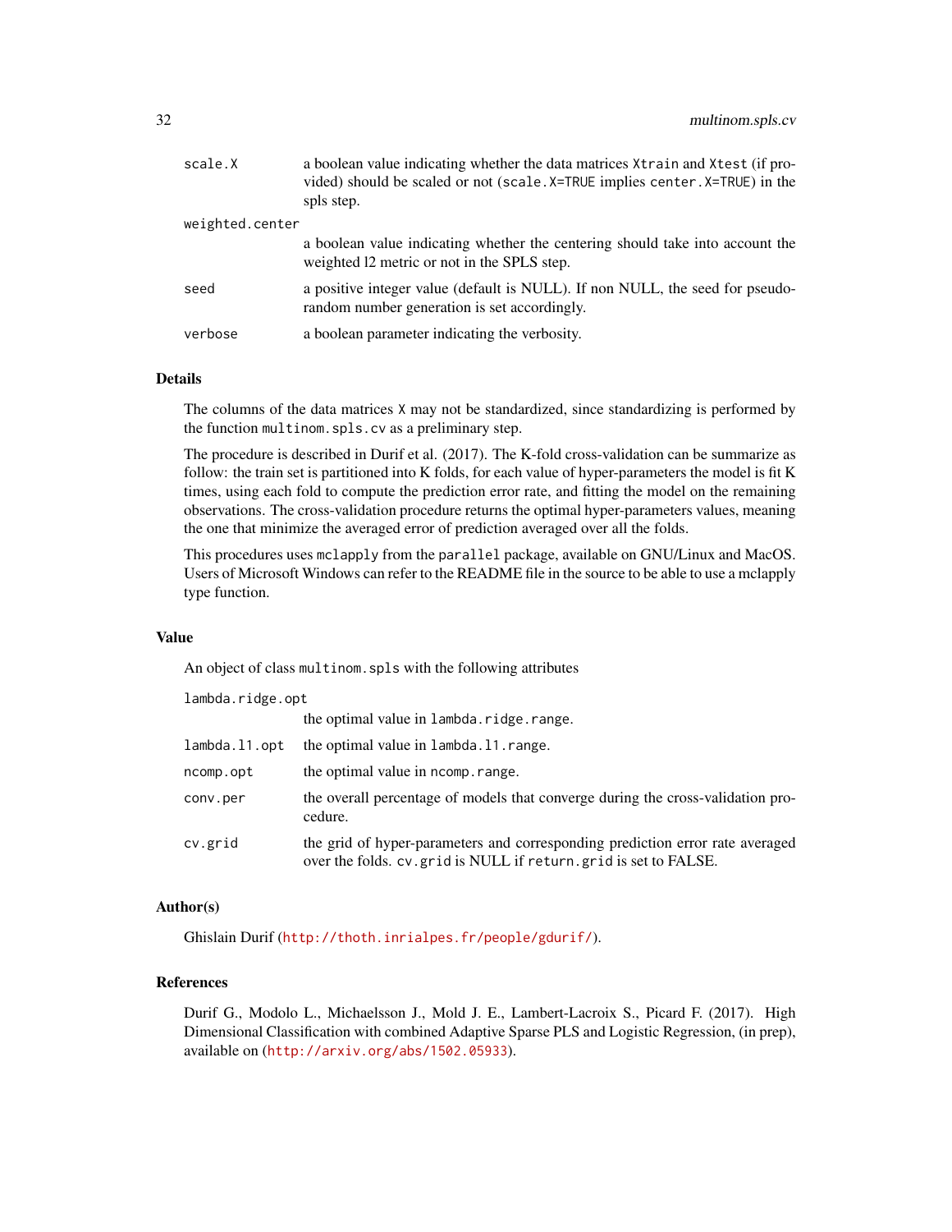| | |
|---|---|
| `scale.X` | a boolean value indicating whether the data matrices `Xtrain` and `Xtest` (if provided) should be scaled or not (`scale.X=TRUE` implies `center.X=TRUE`) in the spls step. |
| `weighted.center` | a boolean value indicating whether the centering should take into account the weighted l2 metric or not in the SPLS step. |
| `seed` | a positive integer value (default is NULL). If non NULL, the seed for pseudo-random number generation is set accordingly. |
| `verbose` | a boolean parameter indicating the verbosity. |

## Details

The columns of the data matrices `X` may not be standardized, since standardizing is performed by the function `multinom.spls.cv` as a preliminary step.

The procedure is described in Durif et al. (2017). The K-fold cross-validation can be summarize as follow: the train set is partitioned into K folds, for each value of hyper-parameters the model is fit K times, using each fold to compute the prediction error rate, and fitting the model on the remaining observations. The cross-validation procedure returns the optimal hyper-parameters values, meaning the one that minimize the averaged error of prediction averaged over all the folds.

This procedures uses `mclapply` from the `parallel` package, available on GNU/Linux and MacOS. Users of Microsoft Windows can refer to the README file in the source to be able to use a mclapply type function.

## Value

An object of class `multinom.spls` with the following attributes

| | |
|---|---|
| `lambda.ridge.opt` | the optimal value in `lambda.ridge.range`. |
| `lambda.l1.opt` | the optimal value in `lambda.l1.range`. |
| `ncomp.opt` | the optimal value in `ncomp.range`. |
| `conv.per` | the overall percentage of models that converge during the cross-validation procedure. |
| `cv.grid` | the grid of hyper-parameters and corresponding prediction error rate averaged over the folds. `cv.grid` is NULL if `return.grid` is set to FALSE. |

## Author(s)

Ghislain Durif (http://thoth.inrialpes.fr/people/gdurif/).

## References

Durif G., Modolo L., Michaelsson J., Mold J. E., Lambert-Lacroix S., Picard F. (2017). High Dimensional Classification with combined Adaptive Sparse PLS and Logistic Regression, (in prep), available on (http://arxiv.org/abs/1502.05933).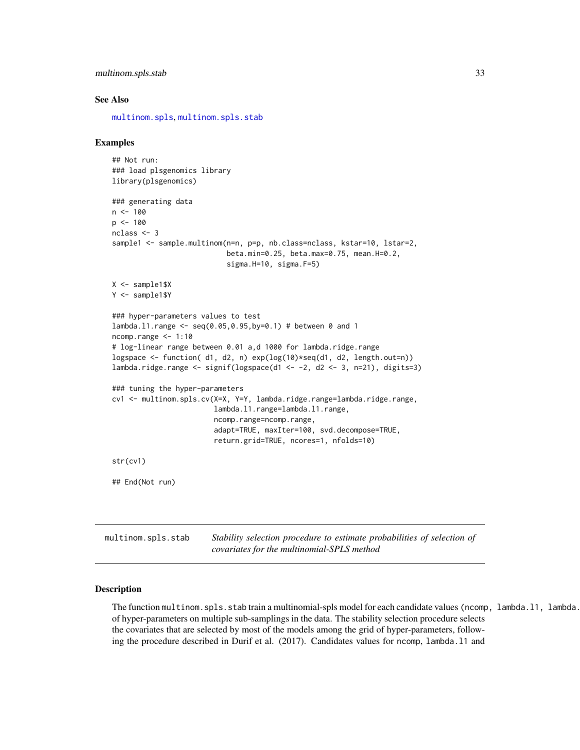## See Also

multinom.spls, multinom.spls.stab

## Examples

```
## Not run:
### load plsgenomics library
library(plsgenomics)

### generating data
n <- 100
p <- 100
nclass <- 3
sample1 <- sample.multinom(n=n, p=p, nb.class=nclass, kstar=10, lstar=2,
                           beta.min=0.25, beta.max=0.75, mean.H=0.2,
                           sigma.H=10, sigma.F=5)

X <- sample1$X
Y <- sample1$Y

### hyper-parameters values to test
lambda.l1.range <- seq(0.05,0.95,by=0.1) # between 0 and 1
ncomp.range <- 1:10
# log-linear range between 0.01 a,d 1000 for lambda.ridge.range
logspace <- function( d1, d2, n) exp(log(10)*seq(d1, d2, length.out=n))
lambda.ridge.range <- signif(logspace(d1 <- -2, d2 <- 3, n=21), digits=3)

### tuning the hyper-parameters
cv1 <- multinom.spls.cv(X=X, Y=Y, lambda.ridge.range=lambda.ridge.range,
                        lambda.l1.range=lambda.l1.range,
                        ncomp.range=ncomp.range,
                        adapt=TRUE, maxIter=100, svd.decompose=TRUE,
                        return.grid=TRUE, ncores=1, nfolds=10)

str(cv1)

## End(Not run)
```

---

# multinom.spls.stab — *Stability selection procedure to estimate probabilities of selection of covariates for the multinomial-SPLS method*

## Description

The function `multinom.spls.stab` train a multinomial-spls model for each candidate values (`ncomp, lambda.l1, lambda.` of hyper-parameters on multiple sub-samplings in the data. The stability selection procedure selects the covariates that are selected by most of the models among the grid of hyper-parameters, following the procedure described in Durif et al. (2017). Candidates values for `ncomp`, `lambda.l1` and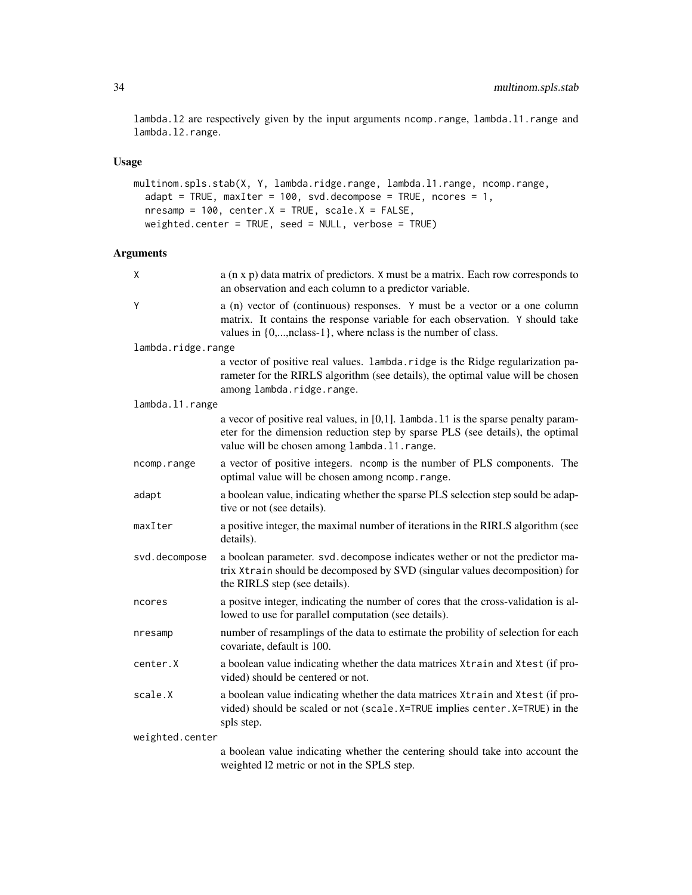lambda.l2 are respectively given by the input arguments ncomp.range, lambda.l1.range and lambda.l2.range.

### Usage

```
multinom.spls.stab(X, Y, lambda.ridge.range, lambda.l1.range, ncomp.range,
  adapt = TRUE, maxIter = 100, svd.decompose = TRUE, ncores = 1,
  nresamp = 100, center.X = TRUE, scale.X = FALSE,
  weighted.center = TRUE, seed = NULL, verbose = TRUE)
```

### Arguments

| | |
|---|---|
| X | a (n x p) data matrix of predictors. X must be a matrix. Each row corresponds to an observation and each column to a predictor variable. |
| Y | a (n) vector of (continuous) responses. Y must be a vector or a one column matrix. It contains the response variable for each observation. Y should take values in {0,...,nclass-1}, where nclass is the number of class. |
| lambda.ridge.range | a vector of positive real values. lambda.ridge is the Ridge regularization parameter for the RIRLS algorithm (see details), the optimal value will be chosen among lambda.ridge.range. |
| lambda.l1.range | a vecor of positive real values, in [0,1]. lambda.l1 is the sparse penalty parameter for the dimension reduction step by sparse PLS (see details), the optimal value will be chosen among lambda.l1.range. |
| ncomp.range | a vector of positive integers. ncomp is the number of PLS components. The optimal value will be chosen among ncomp.range. |
| adapt | a boolean value, indicating whether the sparse PLS selection step sould be adaptive or not (see details). |
| maxIter | a positive integer, the maximal number of iterations in the RIRLS algorithm (see details). |
| svd.decompose | a boolean parameter. svd.decompose indicates wether or not the predictor matrix Xtrain should be decomposed by SVD (singular values decomposition) for the RIRLS step (see details). |
| ncores | a positve integer, indicating the number of cores that the cross-validation is allowed to use for parallel computation (see details). |
| nresamp | number of resamplings of the data to estimate the probility of selection for each covariate, default is 100. |
| center.X | a boolean value indicating whether the data matrices Xtrain and Xtest (if provided) should be centered or not. |
| scale.X | a boolean value indicating whether the data matrices Xtrain and Xtest (if provided) should be scaled or not (scale.X=TRUE implies center.X=TRUE) in the spls step. |
| weighted.center | a boolean value indicating whether the centering should take into account the weighted l2 metric or not in the SPLS step. |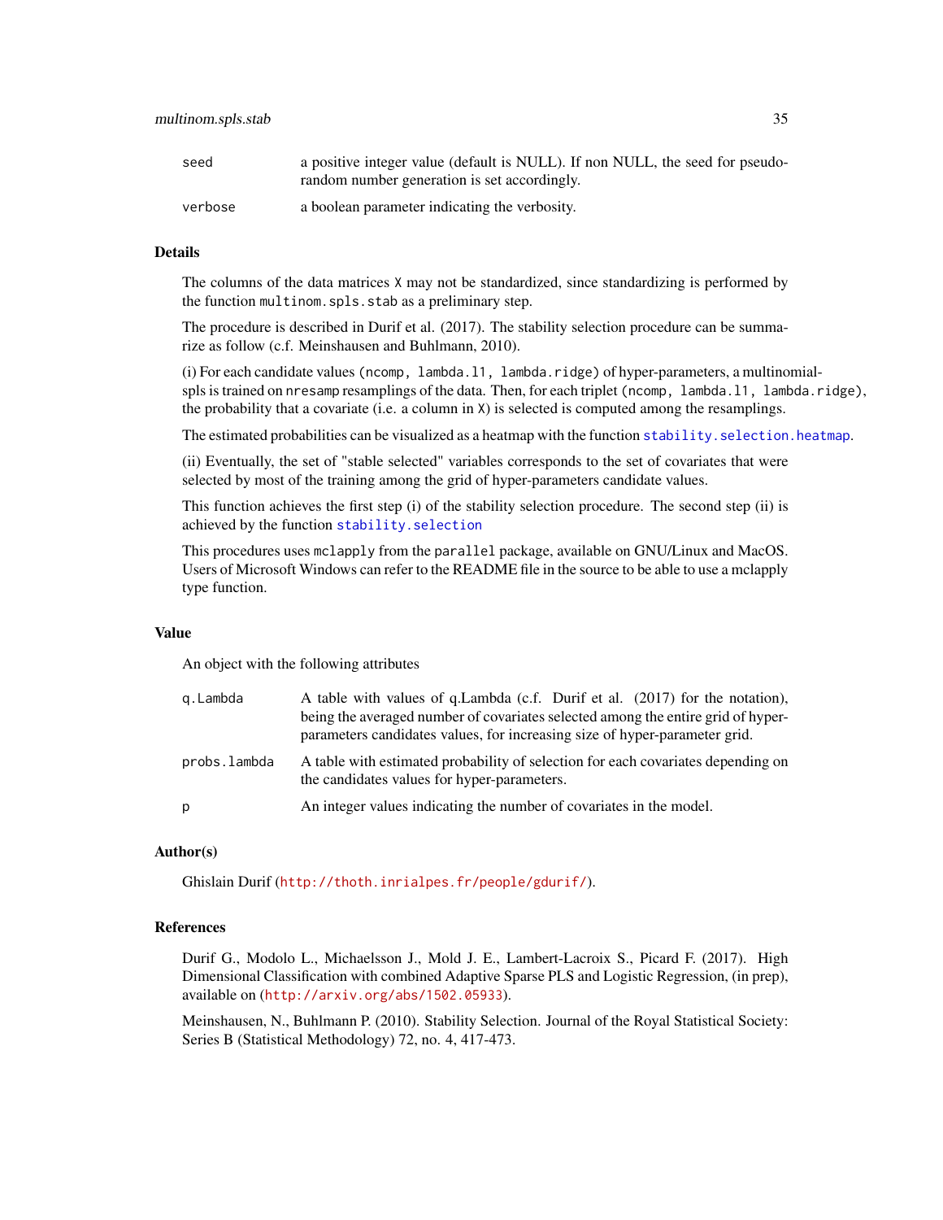| | |
|---|---|
| `seed` | a positive integer value (default is NULL). If non NULL, the seed for pseudo-random number generation is set accordingly. |
| `verbose` | a boolean parameter indicating the verbosity. |

### Details

The columns of the data matrices `X` may not be standardized, since standardizing is performed by the function `multinom.spls.stab` as a preliminary step.

The procedure is described in Durif et al. (2017). The stability selection procedure can be summarize as follow (c.f. Meinshausen and Buhlmann, 2010).

(i) For each candidate values (`ncomp, lambda.l1, lambda.ridge`) of hyper-parameters, a multinomial-spls is trained on `nresamp` resamplings of the data. Then, for each triplet (`ncomp, lambda.l1, lambda.ridge`), the probability that a covariate (i.e. a column in `X`) is selected is computed among the resamplings.

The estimated probabilities can be visualized as a heatmap with the function `stability.selection.heatmap`.

(ii) Eventually, the set of "stable selected" variables corresponds to the set of covariates that were selected by most of the training among the grid of hyper-parameters candidate values.

This function achieves the first step (i) of the stability selection procedure. The second step (ii) is achieved by the function `stability.selection`

This procedures uses `mclapply` from the `parallel` package, available on GNU/Linux and MacOS. Users of Microsoft Windows can refer to the README file in the source to be able to use a mclapply type function.

### Value

An object with the following attributes

| | |
|---|---|
| `q.Lambda` | A table with values of q.Lambda (c.f. Durif et al. (2017) for the notation), being the averaged number of covariates selected among the entire grid of hyper-parameters candidates values, for increasing size of hyper-parameter grid. |
| `probs.lambda` | A table with estimated probability of selection for each covariates depending on the candidates values for hyper-parameters. |
| `p` | An integer values indicating the number of covariates in the model. |

### Author(s)

Ghislain Durif (http://thoth.inrialpes.fr/people/gdurif/).

### References

Durif G., Modolo L., Michaelsson J., Mold J. E., Lambert-Lacroix S., Picard F. (2017). High Dimensional Classification with combined Adaptive Sparse PLS and Logistic Regression, (in prep), available on (http://arxiv.org/abs/1502.05933).

Meinshausen, N., Buhlmann P. (2010). Stability Selection. Journal of the Royal Statistical Society: Series B (Statistical Methodology) 72, no. 4, 417-473.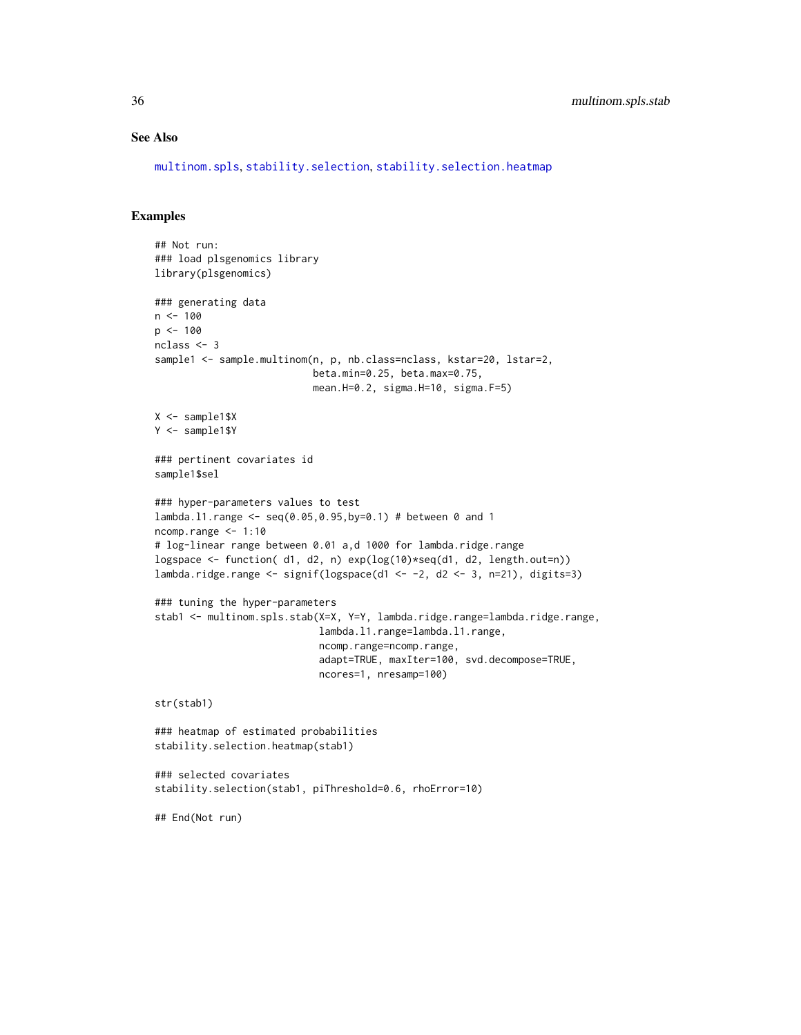## See Also

multinom.spls, stability.selection, stability.selection.heatmap

## Examples

```
## Not run:
### load plsgenomics library
library(plsgenomics)

### generating data
n <- 100
p <- 100
nclass <- 3
sample1 <- sample.multinom(n, p, nb.class=nclass, kstar=20, lstar=2,
                           beta.min=0.25, beta.max=0.75,
                           mean.H=0.2, sigma.H=10, sigma.F=5)

X <- sample1$X
Y <- sample1$Y

### pertinent covariates id
sample1$sel

### hyper-parameters values to test
lambda.l1.range <- seq(0.05,0.95,by=0.1) # between 0 and 1
ncomp.range <- 1:10
# log-linear range between 0.01 a,d 1000 for lambda.ridge.range
logspace <- function( d1, d2, n) exp(log(10)*seq(d1, d2, length.out=n))
lambda.ridge.range <- signif(logspace(d1 <- -2, d2 <- 3, n=21), digits=3)

### tuning the hyper-parameters
stab1 <- multinom.spls.stab(X=X, Y=Y, lambda.ridge.range=lambda.ridge.range,
                            lambda.l1.range=lambda.l1.range,
                            ncomp.range=ncomp.range,
                            adapt=TRUE, maxIter=100, svd.decompose=TRUE,
                            ncores=1, nresamp=100)

str(stab1)

### heatmap of estimated probabilities
stability.selection.heatmap(stab1)

### selected covariates
stability.selection(stab1, piThreshold=0.6, rhoError=10)

## End(Not run)
```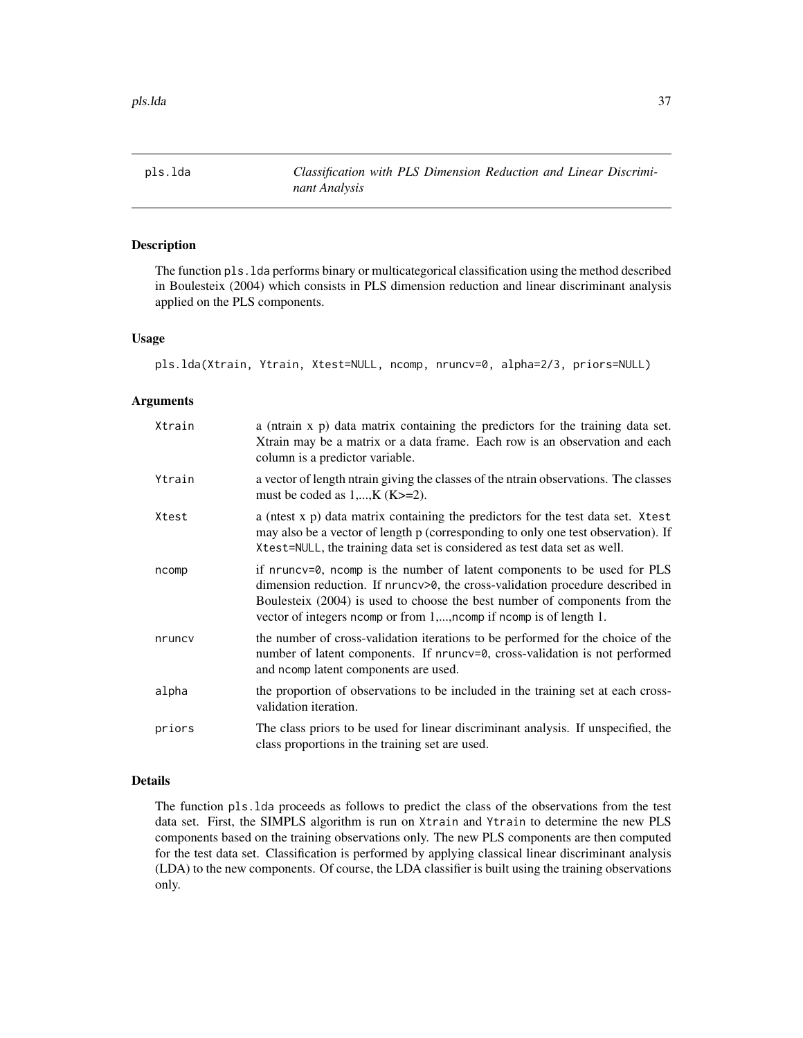# pls.lda

*Classification with PLS Dimension Reduction and Linear Discriminant Analysis*

## Description

The function `pls.lda` performs binary or multicategorical classification using the method described in Boulesteix (2004) which consists in PLS dimension reduction and linear discriminant analysis applied on the PLS components.

## Usage

```
pls.lda(Xtrain, Ytrain, Xtest=NULL, ncomp, nruncv=0, alpha=2/3, priors=NULL)
```

## Arguments

| | |
|---|---|
| `Xtrain` | a (ntrain x p) data matrix containing the predictors for the training data set. Xtrain may be a matrix or a data frame. Each row is an observation and each column is a predictor variable. |
| `Ytrain` | a vector of length ntrain giving the classes of the ntrain observations. The classes must be coded as 1,...,K (K>=2). |
| `Xtest` | a (ntest x p) data matrix containing the predictors for the test data set. `Xtest` may also be a vector of length p (corresponding to only one test observation). If `Xtest=NULL`, the training data set is considered as test data set as well. |
| `ncomp` | if `nruncv=0`, `ncomp` is the number of latent components to be used for PLS dimension reduction. If `nruncv>0`, the cross-validation procedure described in Boulesteix (2004) is used to choose the best number of components from the vector of integers `ncomp` or from 1,...,`ncomp` if `ncomp` is of length 1. |
| `nruncv` | the number of cross-validation iterations to be performed for the choice of the number of latent components. If `nruncv=0`, cross-validation is not performed and `ncomp` latent components are used. |
| `alpha` | the proportion of observations to be included in the training set at each cross-validation iteration. |
| `priors` | The class priors to be used for linear discriminant analysis. If unspecified, the class proportions in the training set are used. |

## Details

The function `pls.lda` proceeds as follows to predict the class of the observations from the test data set. First, the SIMPLS algorithm is run on `Xtrain` and `Ytrain` to determine the new PLS components based on the training observations only. The new PLS components are then computed for the test data set. Classification is performed by applying classical linear discriminant analysis (LDA) to the new components. Of course, the LDA classifier is built using the training observations only.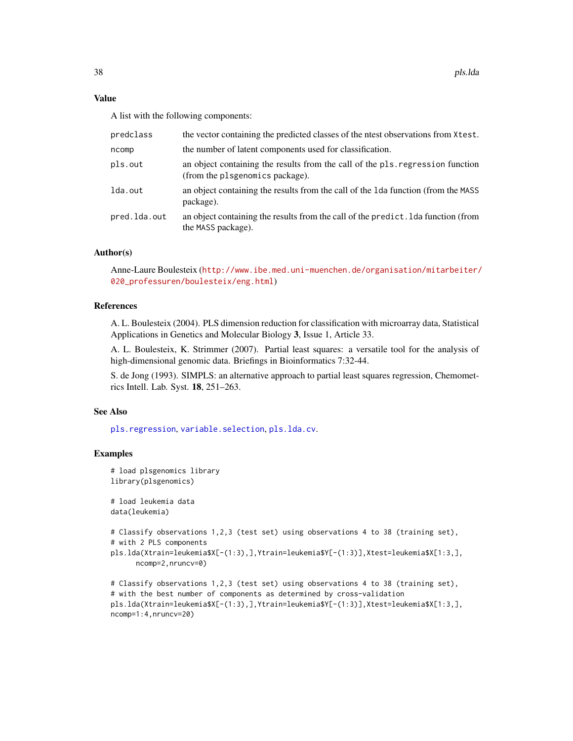## Value

A list with the following components:

| | |
|---|---|
| predclass | the vector containing the predicted classes of the ntest observations from Xtest. |
| ncomp | the number of latent components used for classification. |
| pls.out | an object containing the results from the call of the pls.regression function (from the plsgenomics package). |
| lda.out | an object containing the results from the call of the lda function (from the MASS package). |
| pred.lda.out | an object containing the results from the call of the predict.lda function (from the MASS package). |

## Author(s)

Anne-Laure Boulesteix (http://www.ibe.med.uni-muenchen.de/organisation/mitarbeiter/020_professuren/boulesteix/eng.html)

## References

A. L. Boulesteix (2004). PLS dimension reduction for classification with microarray data, Statistical Applications in Genetics and Molecular Biology **3**, Issue 1, Article 33.

A. L. Boulesteix, K. Strimmer (2007). Partial least squares: a versatile tool for the analysis of high-dimensional genomic data. Briefings in Bioinformatics 7:32-44.

S. de Jong (1993). SIMPLS: an alternative approach to partial least squares regression, Chemometrics Intell. Lab. Syst. **18**, 251–263.

## See Also

pls.regression, variable.selection, pls.lda.cv.

## Examples

```
# load plsgenomics library
library(plsgenomics)

# load leukemia data
data(leukemia)

# Classify observations 1,2,3 (test set) using observations 4 to 38 (training set),
# with 2 PLS components
pls.lda(Xtrain=leukemia$X[-(1:3),],Ytrain=leukemia$Y[-(1:3)],Xtest=leukemia$X[1:3,],
      ncomp=2,nruncv=0)

# Classify observations 1,2,3 (test set) using observations 4 to 38 (training set),
# with the best number of components as determined by cross-validation
pls.lda(Xtrain=leukemia$X[-(1:3),],Ytrain=leukemia$Y[-(1:3)],Xtest=leukemia$X[1:3,],
ncomp=1:4,nruncv=20)
```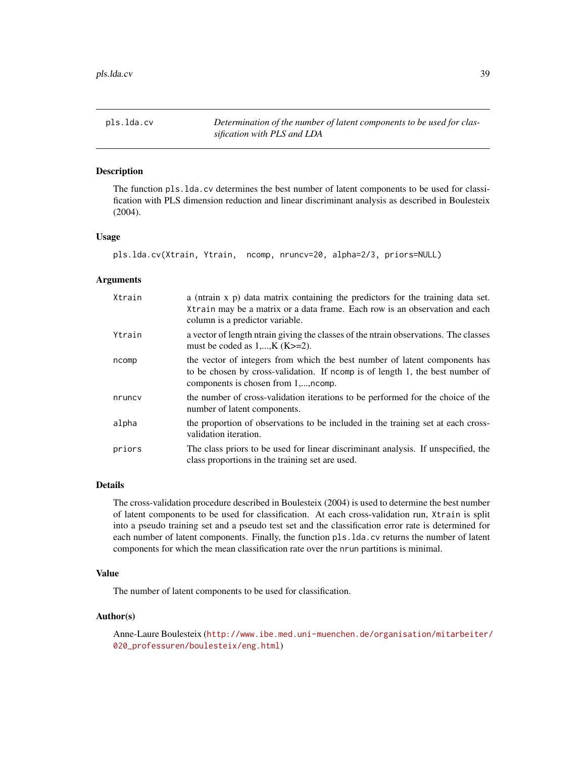pls.lda.cv *Determination of the number of latent components to be used for classification with PLS and LDA*

## Description

The function pls.lda.cv determines the best number of latent components to be used for classification with PLS dimension reduction and linear discriminant analysis as described in Boulesteix (2004).

## Usage

```
pls.lda.cv(Xtrain, Ytrain,  ncomp, nruncv=20, alpha=2/3, priors=NULL)
```

## Arguments

| | |
|---|---|
| Xtrain | a (ntrain x p) data matrix containing the predictors for the training data set. Xtrain may be a matrix or a data frame. Each row is an observation and each column is a predictor variable. |
| Ytrain | a vector of length ntrain giving the classes of the ntrain observations. The classes must be coded as 1,...,K (K>=2). |
| ncomp | the vector of integers from which the best number of latent components has to be chosen by cross-validation. If ncomp is of length 1, the best number of components is chosen from 1,...,ncomp. |
| nruncv | the number of cross-validation iterations to be performed for the choice of the number of latent components. |
| alpha | the proportion of observations to be included in the training set at each cross-validation iteration. |
| priors | The class priors to be used for linear discriminant analysis. If unspecified, the class proportions in the training set are used. |

## Details

The cross-validation procedure described in Boulesteix (2004) is used to determine the best number of latent components to be used for classification. At each cross-validation run, Xtrain is split into a pseudo training set and a pseudo test set and the classification error rate is determined for each number of latent components. Finally, the function pls.lda.cv returns the number of latent components for which the mean classification rate over the nrun partitions is minimal.

## Value

The number of latent components to be used for classification.

## Author(s)

Anne-Laure Boulesteix (http://www.ibe.med.uni-muenchen.de/organisation/mitarbeiter/020_professuren/boulesteix/eng.html)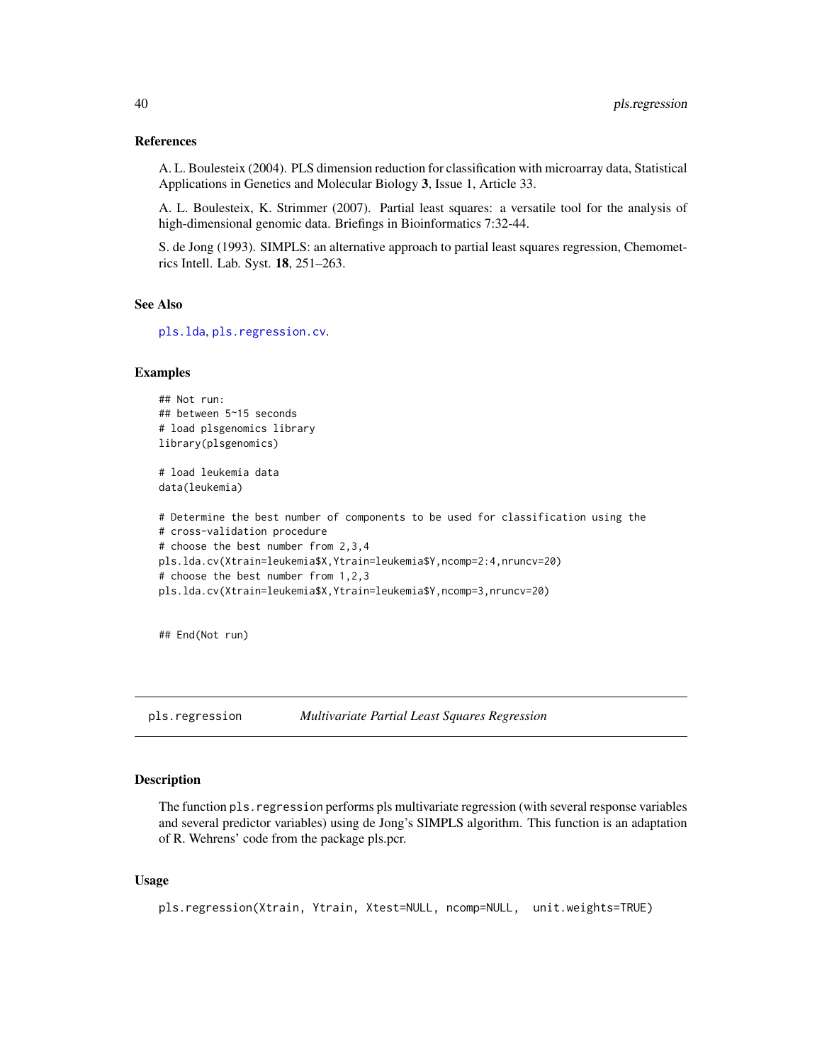### References

A. L. Boulesteix (2004). PLS dimension reduction for classification with microarray data, Statistical Applications in Genetics and Molecular Biology **3**, Issue 1, Article 33.

A. L. Boulesteix, K. Strimmer (2007). Partial least squares: a versatile tool for the analysis of high-dimensional genomic data. Briefings in Bioinformatics 7:32-44.

S. de Jong (1993). SIMPLS: an alternative approach to partial least squares regression, Chemometrics Intell. Lab. Syst. **18**, 251–263.

### See Also

pls.lda, pls.regression.cv.

### Examples

```
## Not run:
## between 5~15 seconds
# load plsgenomics library
library(plsgenomics)

# load leukemia data
data(leukemia)

# Determine the best number of components to be used for classification using the
# cross-validation procedure
# choose the best number from 2,3,4
pls.lda.cv(Xtrain=leukemia$X,Ytrain=leukemia$Y,ncomp=2:4,nruncv=20)
# choose the best number from 1,2,3
pls.lda.cv(Xtrain=leukemia$X,Ytrain=leukemia$Y,ncomp=3,nruncv=20)


## End(Not run)
```

---

## pls.regression *Multivariate Partial Least Squares Regression*

### Description

The function `pls.regression` performs pls multivariate regression (with several response variables and several predictor variables) using de Jong's SIMPLS algorithm. This function is an adaptation of R. Wehrens' code from the package pls.pcr.

### Usage

```
pls.regression(Xtrain, Ytrain, Xtest=NULL, ncomp=NULL,  unit.weights=TRUE)
```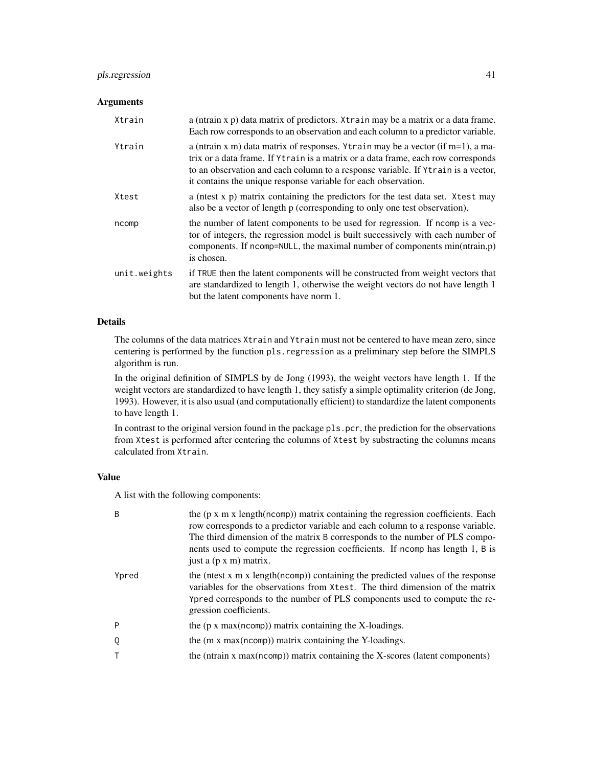### Arguments

| | |
|---|---|
| `Xtrain` | a (ntrain x p) data matrix of predictors. `Xtrain` may be a matrix or a data frame. Each row corresponds to an observation and each column to a predictor variable. |
| `Ytrain` | a (ntrain x m) data matrix of responses. `Ytrain` may be a vector (if m=1), a matrix or a data frame. If `Ytrain` is a matrix or a data frame, each row corresponds to an observation and each column to a response variable. If `Ytrain` is a vector, it contains the unique response variable for each observation. |
| `Xtest` | a (ntest x p) matrix containing the predictors for the test data set. `Xtest` may also be a vector of length p (corresponding to only one test observation). |
| `ncomp` | the number of latent components to be used for regression. If `ncomp` is a vector of integers, the regression model is built successively with each number of components. If `ncomp=NULL`, the maximal number of components min(ntrain,p) is chosen. |
| `unit.weights` | if `TRUE` then the latent components will be constructed from weight vectors that are standardized to length 1, otherwise the weight vectors do not have length 1 but the latent components have norm 1. |

### Details

The columns of the data matrices `Xtrain` and `Ytrain` must not be centered to have mean zero, since centering is performed by the function `pls.regression` as a preliminary step before the SIMPLS algorithm is run.

In the original definition of SIMPLS by de Jong (1993), the weight vectors have length 1. If the weight vectors are standardized to have length 1, they satisfy a simple optimality criterion (de Jong, 1993). However, it is also usual (and computationally efficient) to standardize the latent components to have length 1.

In contrast to the original version found in the package `pls.pcr`, the prediction for the observations from `Xtest` is performed after centering the columns of `Xtest` by substracting the columns means calculated from `Xtrain`.

### Value

A list with the following components:

| | |
|---|---|
| `B` | the (p x m x length(`ncomp`)) matrix containing the regression coefficients. Each row corresponds to a predictor variable and each column to a response variable. The third dimension of the matrix `B` corresponds to the number of PLS components used to compute the regression coefficients. If `ncomp` has length 1, `B` is just a (p x m) matrix. |
| `Ypred` | the (ntest x m x length(`ncomp`)) containing the predicted values of the response variables for the observations from `Xtest`. The third dimension of the matrix `Ypred` corresponds to the number of PLS components used to compute the regression coefficients. |
| `P` | the (p x max(`ncomp`)) matrix containing the X-loadings. |
| `Q` | the (m x max(`ncomp`)) matrix containing the Y-loadings. |
| `T` | the (ntrain x max(`ncomp`)) matrix containing the X-scores (latent components) |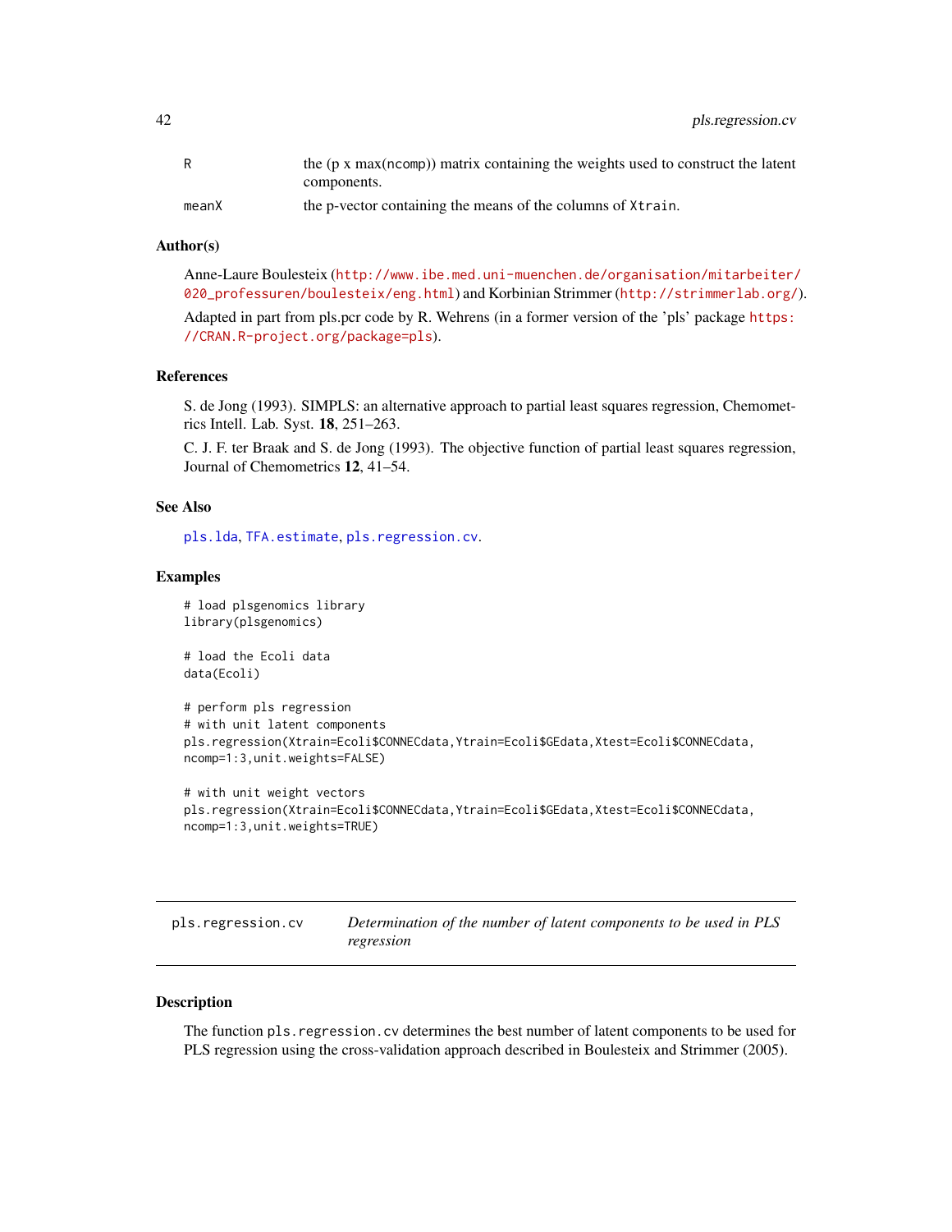| | |
|---|---|
| R | the (p x max(ncomp)) matrix containing the weights used to construct the latent components. |
| meanX | the p-vector containing the means of the columns of Xtrain. |

### Author(s)

Anne-Laure Boulesteix (http://www.ibe.med.uni-muenchen.de/organisation/mitarbeiter/020_professuren/boulesteix/eng.html) and Korbinian Strimmer (http://strimmerlab.org/).

Adapted in part from pls.pcr code by R. Wehrens (in a former version of the 'pls' package https://CRAN.R-project.org/package=pls).

### References

S. de Jong (1993). SIMPLS: an alternative approach to partial least squares regression, Chemometrics Intell. Lab. Syst. **18**, 251–263.

C. J. F. ter Braak and S. de Jong (1993). The objective function of partial least squares regression, Journal of Chemometrics **12**, 41–54.

### See Also

pls.lda, TFA.estimate, pls.regression.cv.

### Examples

```
# load plsgenomics library
library(plsgenomics)

# load the Ecoli data
data(Ecoli)

# perform pls regression
# with unit latent components
pls.regression(Xtrain=Ecoli$CONNECdata,Ytrain=Ecoli$GEdata,Xtest=Ecoli$CONNECdata,
ncomp=1:3,unit.weights=FALSE)

# with unit weight vectors
pls.regression(Xtrain=Ecoli$CONNECdata,Ytrain=Ecoli$GEdata,Xtest=Ecoli$CONNECdata,
ncomp=1:3,unit.weights=TRUE)
```

---

## pls.regression.cv — *Determination of the number of latent components to be used in PLS regression*

---

### Description

The function pls.regression.cv determines the best number of latent components to be used for PLS regression using the cross-validation approach described in Boulesteix and Strimmer (2005).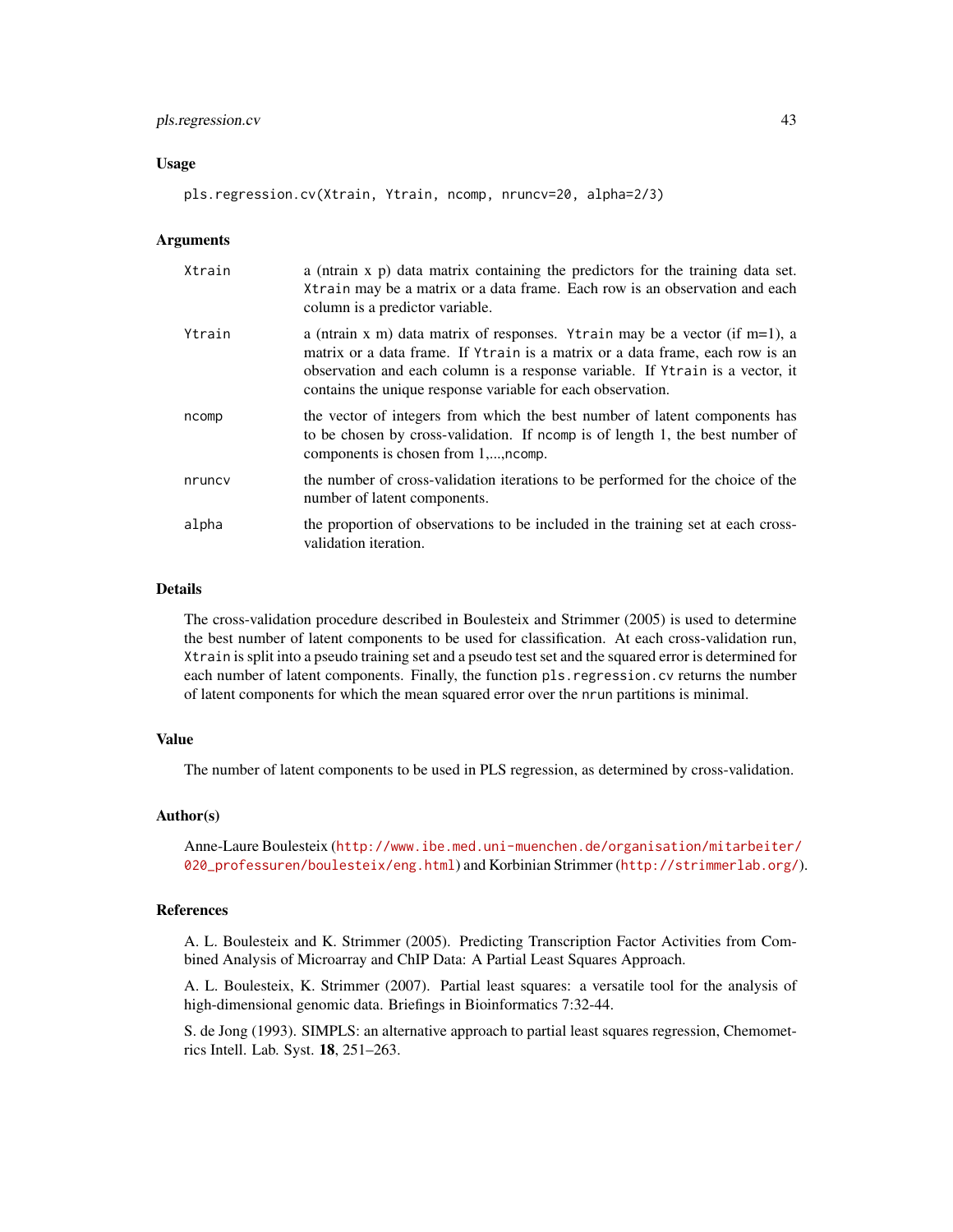### Usage

```
pls.regression.cv(Xtrain, Ytrain, ncomp, nruncv=20, alpha=2/3)
```

### Arguments

| | |
|---|---|
| Xtrain | a (ntrain x p) data matrix containing the predictors for the training data set. Xtrain may be a matrix or a data frame. Each row is an observation and each column is a predictor variable. |
| Ytrain | a (ntrain x m) data matrix of responses. Ytrain may be a vector (if m=1), a matrix or a data frame. If Ytrain is a matrix or a data frame, each row is an observation and each column is a response variable. If Ytrain is a vector, it contains the unique response variable for each observation. |
| ncomp | the vector of integers from which the best number of latent components has to be chosen by cross-validation. If ncomp is of length 1, the best number of components is chosen from 1,...,ncomp. |
| nruncv | the number of cross-validation iterations to be performed for the choice of the number of latent components. |
| alpha | the proportion of observations to be included in the training set at each cross-validation iteration. |

### Details

The cross-validation procedure described in Boulesteix and Strimmer (2005) is used to determine the best number of latent components to be used for classification. At each cross-validation run, Xtrain is split into a pseudo training set and a pseudo test set and the squared error is determined for each number of latent components. Finally, the function pls.regression.cv returns the number of latent components for which the mean squared error over the nrun partitions is minimal.

### Value

The number of latent components to be used in PLS regression, as determined by cross-validation.

### Author(s)

Anne-Laure Boulesteix (http://www.ibe.med.uni-muenchen.de/organisation/mitarbeiter/020_professuren/boulesteix/eng.html) and Korbinian Strimmer (http://strimmerlab.org/).

### References

A. L. Boulesteix and K. Strimmer (2005). Predicting Transcription Factor Activities from Combined Analysis of Microarray and ChIP Data: A Partial Least Squares Approach.

A. L. Boulesteix, K. Strimmer (2007). Partial least squares: a versatile tool for the analysis of high-dimensional genomic data. Briefings in Bioinformatics 7:32-44.

S. de Jong (1993). SIMPLS: an alternative approach to partial least squares regression, Chemometrics Intell. Lab. Syst. **18**, 251–263.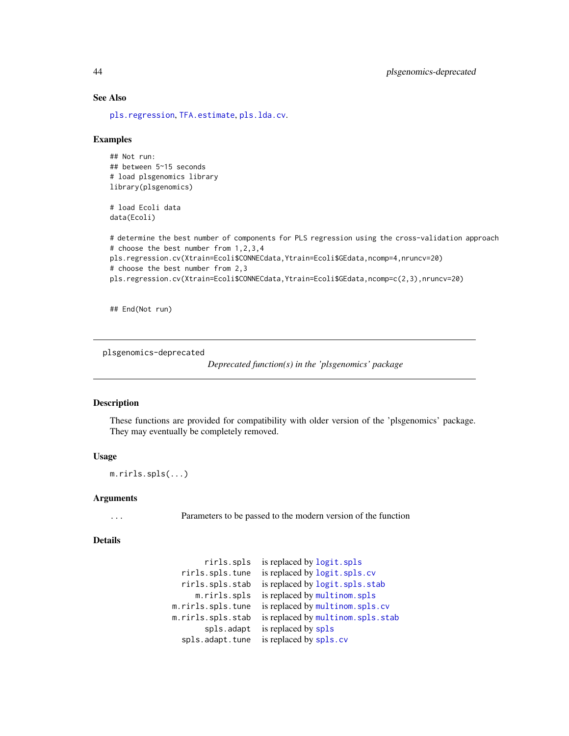### See Also

pls.regression, TFA.estimate, pls.lda.cv.

### Examples

```
## Not run:
## between 5~15 seconds
# load plsgenomics library
library(plsgenomics)

# load Ecoli data
data(Ecoli)

# determine the best number of components for PLS regression using the cross-validation approach
# choose the best number from 1,2,3,4
pls.regression.cv(Xtrain=Ecoli$CONNECdata,Ytrain=Ecoli$GEdata,ncomp=4,nruncv=20)
# choose the best number from 2,3
pls.regression.cv(Xtrain=Ecoli$CONNECdata,Ytrain=Ecoli$GEdata,ncomp=c(2,3),nruncv=20)


## End(Not run)
```

---

## plsgenomics-deprecated &nbsp;&nbsp;&nbsp; *Deprecated function(s) in the 'plsgenomics' package*

---

### Description

These functions are provided for compatibility with older version of the 'plsgenomics' package. They may eventually be completely removed.

### Usage

```
m.rirls.spls(...)
```

### Arguments

| | |
|---|---|
| ... | Parameters to be passed to the modern version of the function |

### Details

| | |
|---|---|
| rirls.spls | is replaced by logit.spls |
| rirls.spls.tune | is replaced by logit.spls.cv |
| rirls.spls.stab | is replaced by logit.spls.stab |
| m.rirls.spls | is replaced by multinom.spls |
| m.rirls.spls.tune | is replaced by multinom.spls.cv |
| m.rirls.spls.stab | is replaced by multinom.spls.stab |
| spls.adapt | is replaced by spls |
| spls.adapt.tune | is replaced by spls.cv |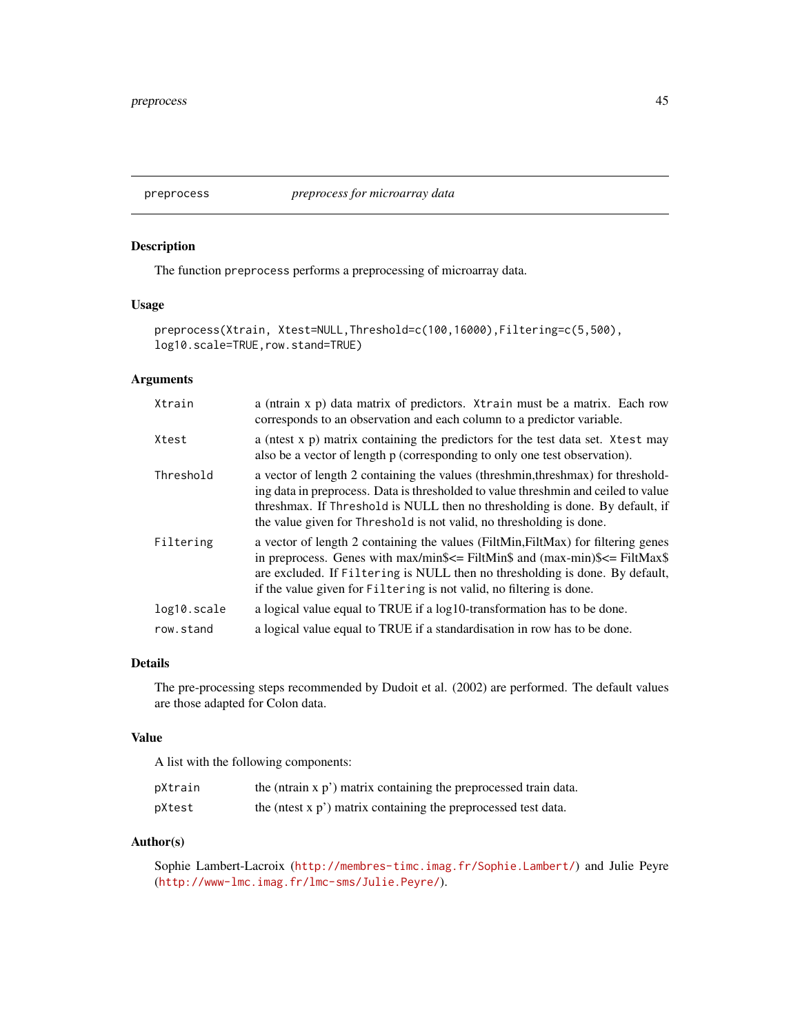## preprocess *preprocess for microarray data*

### Description

The function `preprocess` performs a preprocessing of microarray data.

### Usage

```
preprocess(Xtrain, Xtest=NULL,Threshold=c(100,16000),Filtering=c(5,500),
log10.scale=TRUE,row.stand=TRUE)
```

### Arguments

| | |
|---|---|
| `Xtrain` | a (ntrain x p) data matrix of predictors. `Xtrain` must be a matrix. Each row corresponds to an observation and each column to a predictor variable. |
| `Xtest` | a (ntest x p) matrix containing the predictors for the test data set. `Xtest` may also be a vector of length p (corresponding to only one test observation). |
| `Threshold` | a vector of length 2 containing the values (threshmin,threshmax) for thresholding data in preprocess. Data is thresholded to value threshmin and ceiled to value threshmax. If `Threshold` is NULL then no thresholding is done. By default, if the value given for `Threshold` is not valid, no thresholding is done. |
| `Filtering` | a vector of length 2 containing the values (FiltMin,FiltMax) for filtering genes in preprocess. Genes with max/min$<= FiltMin$ and (max-min)$<= FiltMax$ are excluded. If `Filtering` is NULL then no thresholding is done. By default, if the value given for `Filtering` is not valid, no filtering is done. |
| `log10.scale` | a logical value equal to TRUE if a log10-transformation has to be done. |
| `row.stand` | a logical value equal to TRUE if a standardisation in row has to be done. |

### Details

The pre-processing steps recommended by Dudoit et al. (2002) are performed. The default values are those adapted for Colon data.

### Value

A list with the following components:

| | |
|---|---|
| `pXtrain` | the (ntrain x p') matrix containing the preprocessed train data. |
| `pXtest` | the (ntest x p') matrix containing the preprocessed test data. |

### Author(s)

Sophie Lambert-Lacroix (http://membres-timc.imag.fr/Sophie.Lambert/) and Julie Peyre (http://www-lmc.imag.fr/lmc-sms/Julie.Peyre/).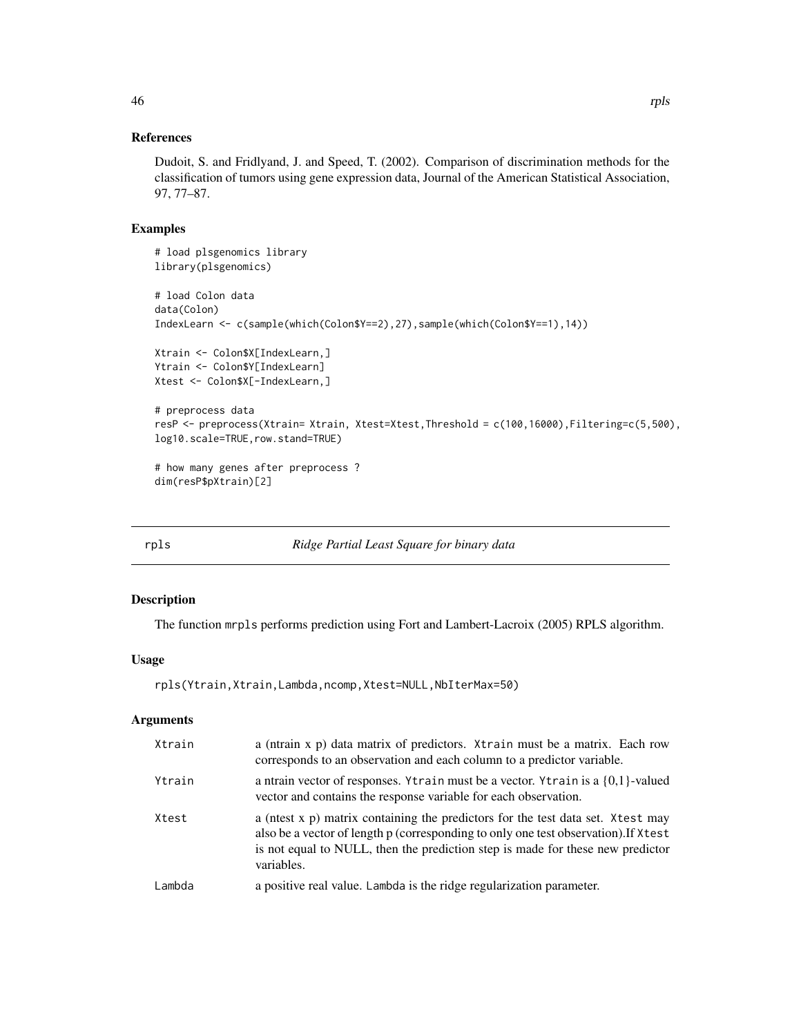### References

Dudoit, S. and Fridlyand, J. and Speed, T. (2002). Comparison of discrimination methods for the classification of tumors using gene expression data, Journal of the American Statistical Association, 97, 77–87.

### Examples

```
# load plsgenomics library
library(plsgenomics)

# load Colon data
data(Colon)
IndexLearn <- c(sample(which(Colon$Y==2),27),sample(which(Colon$Y==1),14))

Xtrain <- Colon$X[IndexLearn,]
Ytrain <- Colon$Y[IndexLearn]
Xtest <- Colon$X[-IndexLearn,]

# preprocess data
resP <- preprocess(Xtrain= Xtrain, Xtest=Xtest,Threshold = c(100,16000),Filtering=c(5,500),
log10.scale=TRUE,row.stand=TRUE)

# how many genes after preprocess ?
dim(resP$pXtrain)[2]
```

---

## rpls — *Ridge Partial Least Square for binary data*

### Description

The function `mrpls` performs prediction using Fort and Lambert-Lacroix (2005) RPLS algorithm.

### Usage

```
rpls(Ytrain,Xtrain,Lambda,ncomp,Xtest=NULL,NbIterMax=50)
```

### Arguments

| Argument | Description |
|---|---|
| Xtrain | a (ntrain x p) data matrix of predictors. `Xtrain` must be a matrix. Each row corresponds to an observation and each column to a predictor variable. |
| Ytrain | a ntrain vector of responses. `Ytrain` must be a vector. `Ytrain` is a {0,1}-valued vector and contains the response variable for each observation. |
| Xtest | a (ntest x p) matrix containing the predictors for the test data set. `Xtest` may also be a vector of length p (corresponding to only one test observation).If `Xtest` is not equal to NULL, then the prediction step is made for these new predictor variables. |
| Lambda | a positive real value. `Lambda` is the ridge regularization parameter. |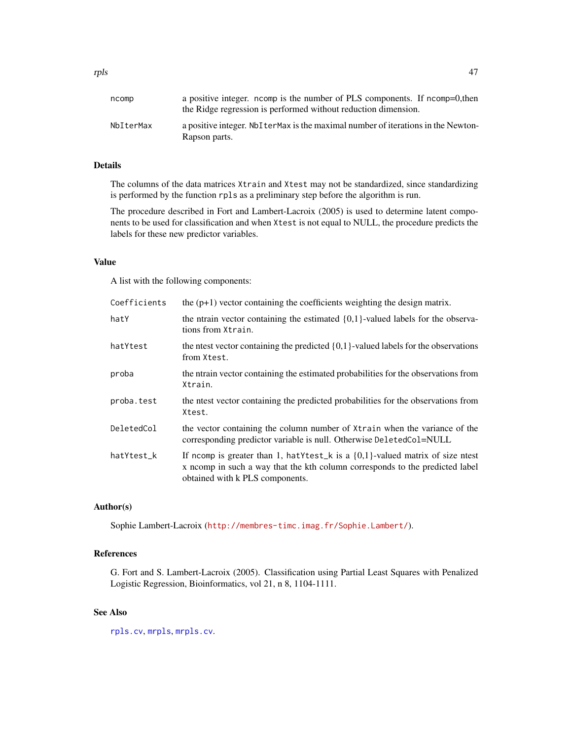| | |
|---|---|
| ncomp | a positive integer. ncomp is the number of PLS components. If ncomp=0,then the Ridge regression is performed without reduction dimension. |
| NbIterMax | a positive integer. NbIterMax is the maximal number of iterations in the Newton-Rapson parts. |

## Details

The columns of the data matrices Xtrain and Xtest may not be standardized, since standardizing is performed by the function rpls as a preliminary step before the algorithm is run.

The procedure described in Fort and Lambert-Lacroix (2005) is used to determine latent components to be used for classification and when Xtest is not equal to NULL, the procedure predicts the labels for these new predictor variables.

## Value

A list with the following components:

| | |
|---|---|
| Coefficients | the (p+1) vector containing the coefficients weighting the design matrix. |
| hatY | the ntrain vector containing the estimated {0,1}-valued labels for the observations from Xtrain. |
| hatYtest | the ntest vector containing the predicted {0,1}-valued labels for the observations from Xtest. |
| proba | the ntrain vector containing the estimated probabilities for the observations from Xtrain. |
| proba.test | the ntest vector containing the predicted probabilities for the observations from Xtest. |
| DeletedCol | the vector containing the column number of Xtrain when the variance of the corresponding predictor variable is null. Otherwise DeletedCol=NULL |
| hatYtest_k | If ncomp is greater than 1, hatYtest_k is a {0,1}-valued matrix of size ntest x ncomp in such a way that the kth column corresponds to the predicted label obtained with k PLS components. |

## Author(s)

Sophie Lambert-Lacroix (http://membres-timc.imag.fr/Sophie.Lambert/).

## References

G. Fort and S. Lambert-Lacroix (2005). Classification using Partial Least Squares with Penalized Logistic Regression, Bioinformatics, vol 21, n 8, 1104-1111.

## See Also

rpls.cv, mrpls, mrpls.cv.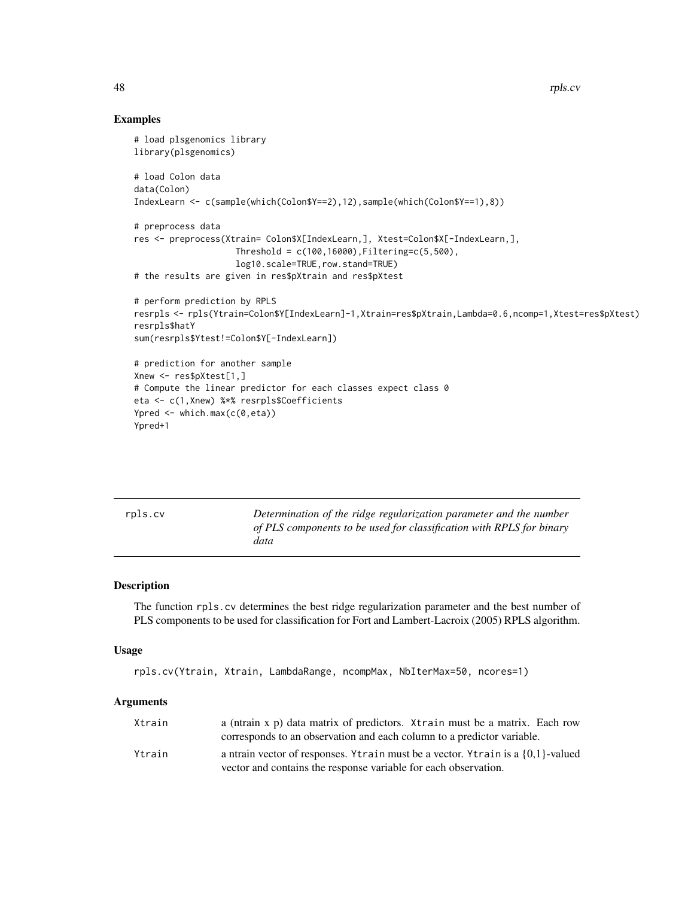## Examples

```
# load plsgenomics library
library(plsgenomics)

# load Colon data
data(Colon)
IndexLearn <- c(sample(which(Colon$Y==2),12),sample(which(Colon$Y==1),8))

# preprocess data
res <- preprocess(Xtrain= Colon$X[IndexLearn,], Xtest=Colon$X[-IndexLearn,],
                  Threshold = c(100,16000),Filtering=c(5,500),
                  log10.scale=TRUE,row.stand=TRUE)
# the results are given in res$pXtrain and res$pXtest

# perform prediction by RPLS
resrpls <- rpls(Ytrain=Colon$Y[IndexLearn]-1,Xtrain=res$pXtrain,Lambda=0.6,ncomp=1,Xtest=res$pXtest)
resrpls$hatY
sum(resrpls$Ytest!=Colon$Y[-IndexLearn])

# prediction for another sample
Xnew <- res$pXtest[1,]
# Compute the linear predictor for each classes expect class 0
eta <- c(1,Xnew) %*% resrpls$Coefficients
Ypred <- which.max(c(0,eta))
Ypred+1
```

---

rpls.cv — *Determination of the ridge regularization parameter and the number of PLS components to be used for classification with RPLS for binary data*

---

## Description

The function `rpls.cv` determines the best ridge regularization parameter and the best number of PLS components to be used for classification for Fort and Lambert-Lacroix (2005) RPLS algorithm.

## Usage

```
rpls.cv(Ytrain, Xtrain, LambdaRange, ncompMax, NbIterMax=50, ncores=1)
```

## Arguments

| | |
|---|---|
| Xtrain | a (ntrain x p) data matrix of predictors. Xtrain must be a matrix. Each row corresponds to an observation and each column to a predictor variable. |
| Ytrain | a ntrain vector of responses. Ytrain must be a vector. Ytrain is a {0,1}-valued vector and contains the response variable for each observation. |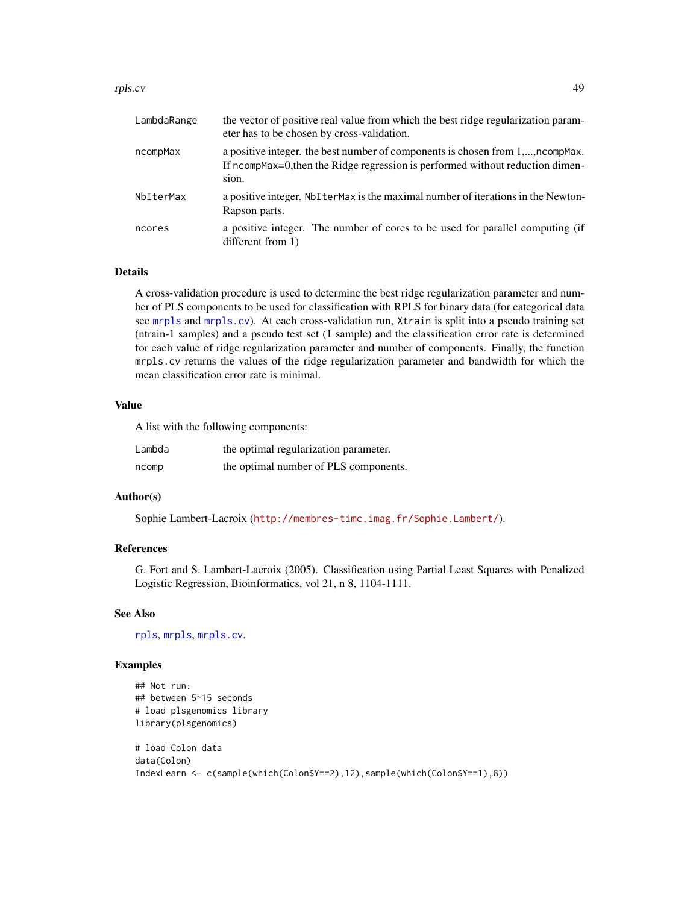| | |
|---|---|
| LambdaRange | the vector of positive real value from which the best ridge regularization parameter has to be chosen by cross-validation. |
| ncompMax | a positive integer. the best number of components is chosen from 1,...,ncompMax. If ncompMax=0,then the Ridge regression is performed without reduction dimension. |
| NbIterMax | a positive integer. NbIterMax is the maximal number of iterations in the Newton-Rapson parts. |
| ncores | a positive integer. The number of cores to be used for parallel computing (if different from 1) |

## Details

A cross-validation procedure is used to determine the best ridge regularization parameter and number of PLS components to be used for classification with RPLS for binary data (for categorical data see mrpls and mrpls.cv). At each cross-validation run, Xtrain is split into a pseudo training set (ntrain-1 samples) and a pseudo test set (1 sample) and the classification error rate is determined for each value of ridge regularization parameter and number of components. Finally, the function mrpls.cv returns the values of the ridge regularization parameter and bandwidth for which the mean classification error rate is minimal.

## Value

A list with the following components:

| | |
|---|---|
| Lambda | the optimal regularization parameter. |
| ncomp | the optimal number of PLS components. |

## Author(s)

Sophie Lambert-Lacroix (http://membres-timc.imag.fr/Sophie.Lambert/).

## References

G. Fort and S. Lambert-Lacroix (2005). Classification using Partial Least Squares with Penalized Logistic Regression, Bioinformatics, vol 21, n 8, 1104-1111.

## See Also

rpls, mrpls, mrpls.cv.

## Examples

```
## Not run:
## between 5~15 seconds
# load plsgenomics library
library(plsgenomics)

# load Colon data
data(Colon)
IndexLearn <- c(sample(which(Colon$Y==2),12),sample(which(Colon$Y==1),8))
```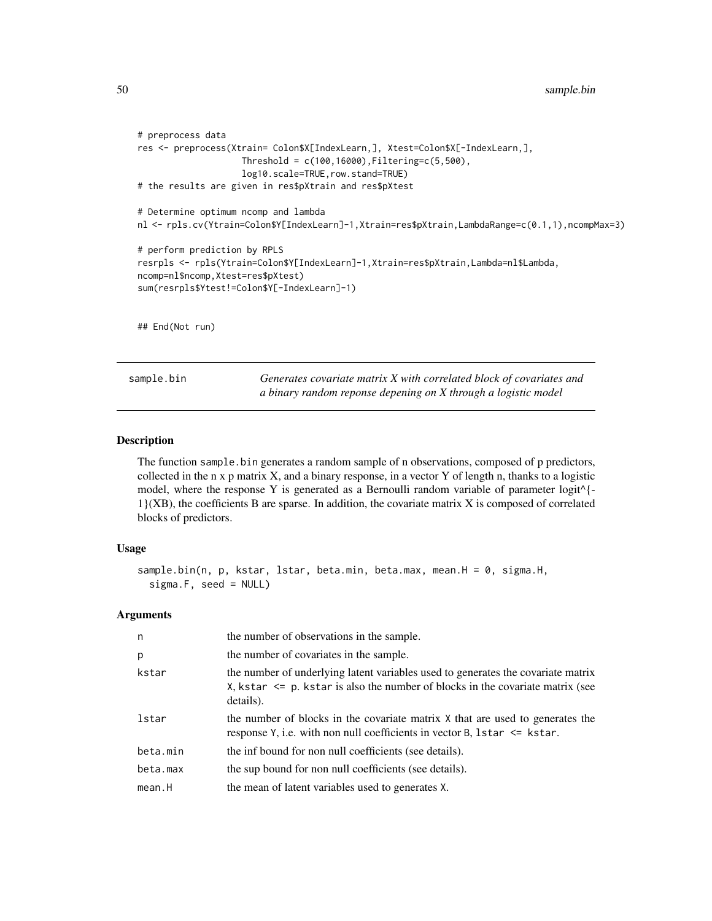```
# preprocess data
res <- preprocess(Xtrain= Colon$X[IndexLearn,], Xtest=Colon$X[-IndexLearn,],
                  Threshold = c(100,16000),Filtering=c(5,500),
                  log10.scale=TRUE,row.stand=TRUE)
# the results are given in res$pXtrain and res$pXtest

# Determine optimum ncomp and lambda
nl <- rpls.cv(Ytrain=Colon$Y[IndexLearn]-1,Xtrain=res$pXtrain,LambdaRange=c(0.1,1),ncompMax=3)

# perform prediction by RPLS
resrpls <- rpls(Ytrain=Colon$Y[IndexLearn]-1,Xtrain=res$pXtrain,Lambda=nl$Lambda,
ncomp=nl$ncomp,Xtest=res$pXtest)
sum(resrpls$Ytest!=Colon$Y[-IndexLearn]-1)


## End(Not run)
```

## sample.bin

*Generates covariate matrix X with correlated block of covariates and a binary random reponse depening on X through a logistic model*

### Description

The function `sample.bin` generates a random sample of n observations, composed of p predictors, collected in the n x p matrix X, and a binary response, in a vector Y of length n, thanks to a logistic model, where the response Y is generated as a Bernoulli random variable of parameter logit^{-1}(XB), the coefficients B are sparse. In addition, the covariate matrix X is composed of correlated blocks of predictors.

### Usage

```
sample.bin(n, p, kstar, lstar, beta.min, beta.max, mean.H = 0, sigma.H,
  sigma.F, seed = NULL)
```

### Arguments

| | |
|---|---|
| `n` | the number of observations in the sample. |
| `p` | the number of covariates in the sample. |
| `kstar` | the number of underlying latent variables used to generates the covariate matrix X, `kstar <= p`. `kstar` is also the number of blocks in the covariate matrix (see details). |
| `lstar` | the number of blocks in the covariate matrix `X` that are used to generates the response `Y`, i.e. with non null coefficients in vector `B`, `lstar <= kstar`. |
| `beta.min` | the inf bound for non null coefficients (see details). |
| `beta.max` | the sup bound for non null coefficients (see details). |
| `mean.H` | the mean of latent variables used to generates `X`. |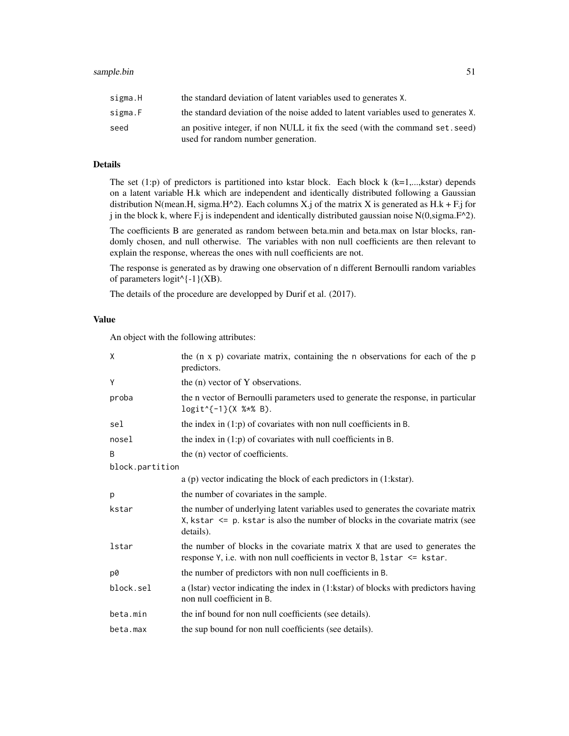| | |
|---|---|
| sigma.H | the standard deviation of latent variables used to generates X. |
| sigma.F | the standard deviation of the noise added to latent variables used to generates X. |
| seed | an positive integer, if non NULL it fix the seed (with the command set.seed) used for random number generation. |

## Details

The set (1:p) of predictors is partitioned into kstar block. Each block k (k=1,...,kstar) depends on a latent variable H.k which are independent and identically distributed following a Gaussian distribution N(mean.H, sigma.H^2). Each columns X.j of the matrix X is generated as H.k + F.j for j in the block k, where F.j is independent and identically distributed gaussian noise N(0,sigma.F^2).

The coefficients B are generated as random between beta.min and beta.max on lstar blocks, randomly chosen, and null otherwise. The variables with non null coefficients are then relevant to explain the response, whereas the ones with null coefficients are not.

The response is generated as by drawing one observation of n different Bernoulli random variables of parameters logit^{-1}(XB).

The details of the procedure are developped by Durif et al. (2017).

## Value

An object with the following attributes:

| | |
|---|---|
| X | the (n x p) covariate matrix, containing the n observations for each of the p predictors. |
| Y | the (n) vector of Y observations. |
| proba | the n vector of Bernoulli parameters used to generate the response, in particular `logit^{-1}(X %*% B)`. |
| sel | the index in (1:p) of covariates with non null coefficients in B. |
| nosel | the index in (1:p) of covariates with null coefficients in B. |
| B | the (n) vector of coefficients. |
| block.partition | a (p) vector indicating the block of each predictors in (1:kstar). |
| p | the number of covariates in the sample. |
| kstar | the number of underlying latent variables used to generates the covariate matrix X, kstar <= p. kstar is also the number of blocks in the covariate matrix (see details). |
| lstar | the number of blocks in the covariate matrix X that are used to generates the response Y, i.e. with non null coefficients in vector B, lstar <= kstar. |
| p0 | the number of predictors with non null coefficients in B. |
| block.sel | a (lstar) vector indicating the index in (1:kstar) of blocks with predictors having non null coefficient in B. |
| beta.min | the inf bound for non null coefficients (see details). |
| beta.max | the sup bound for non null coefficients (see details). |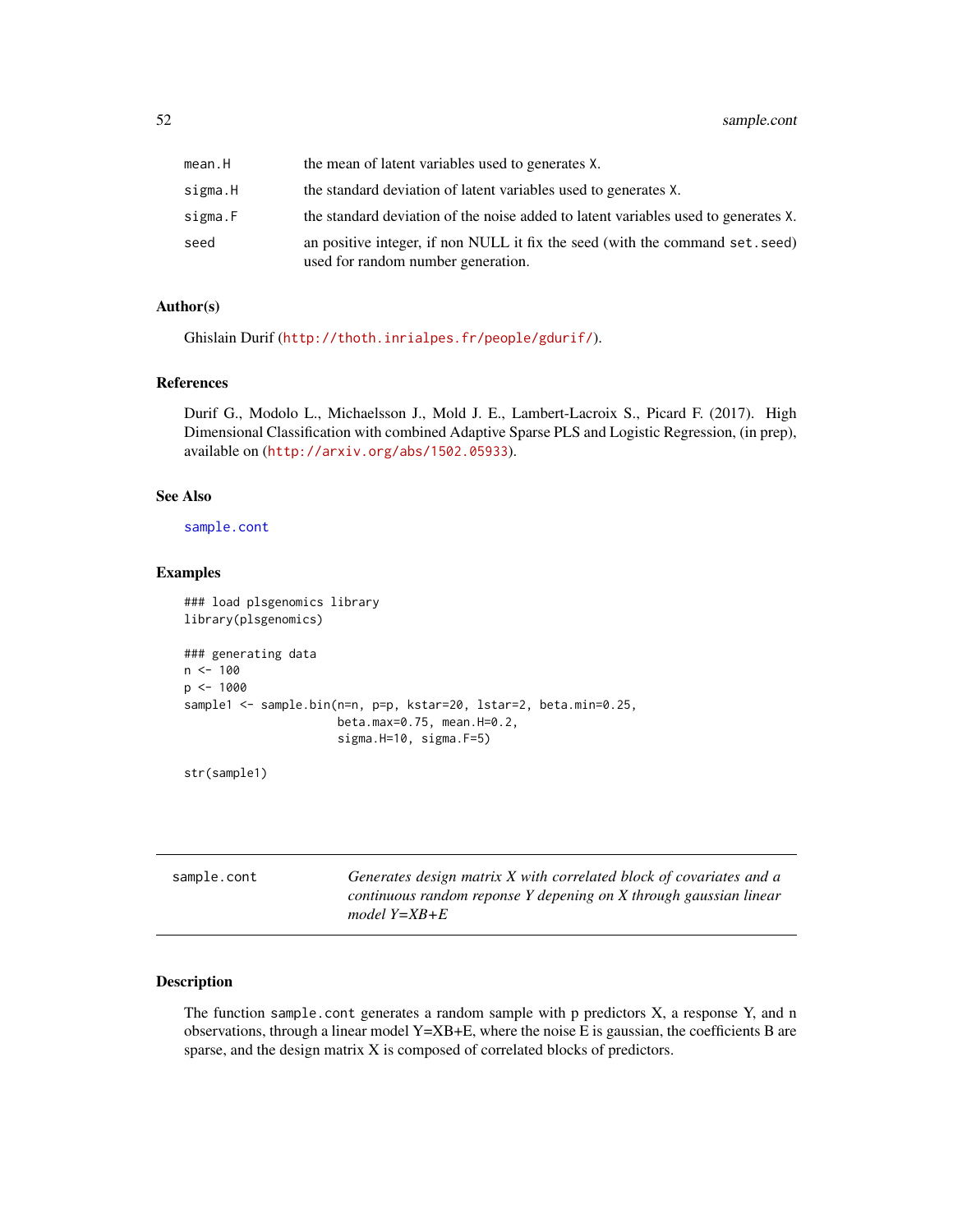| | |
|---|---|
| mean.H | the mean of latent variables used to generates X. |
| sigma.H | the standard deviation of latent variables used to generates X. |
| sigma.F | the standard deviation of the noise added to latent variables used to generates X. |
| seed | an positive integer, if non NULL it fix the seed (with the command set.seed) used for random number generation. |

### Author(s)

Ghislain Durif (http://thoth.inrialpes.fr/people/gdurif/).

### References

Durif G., Modolo L., Michaelsson J., Mold J. E., Lambert-Lacroix S., Picard F. (2017). High Dimensional Classification with combined Adaptive Sparse PLS and Logistic Regression, (in prep), available on (http://arxiv.org/abs/1502.05933).

### See Also

sample.cont

### Examples

```
### load plsgenomics library
library(plsgenomics)

### generating data
n <- 100
p <- 1000
sample1 <- sample.bin(n=n, p=p, kstar=20, lstar=2, beta.min=0.25,
                      beta.max=0.75, mean.H=0.2,
                      sigma.H=10, sigma.F=5)

str(sample1)
```

---

## sample.cont — *Generates design matrix X with correlated block of covariates and a continuous random reponse Y depening on X through gaussian linear model Y=XB+E*

### Description

The function sample.cont generates a random sample with p predictors X, a response Y, and n observations, through a linear model Y=XB+E, where the noise E is gaussian, the coefficients B are sparse, and the design matrix X is composed of correlated blocks of predictors.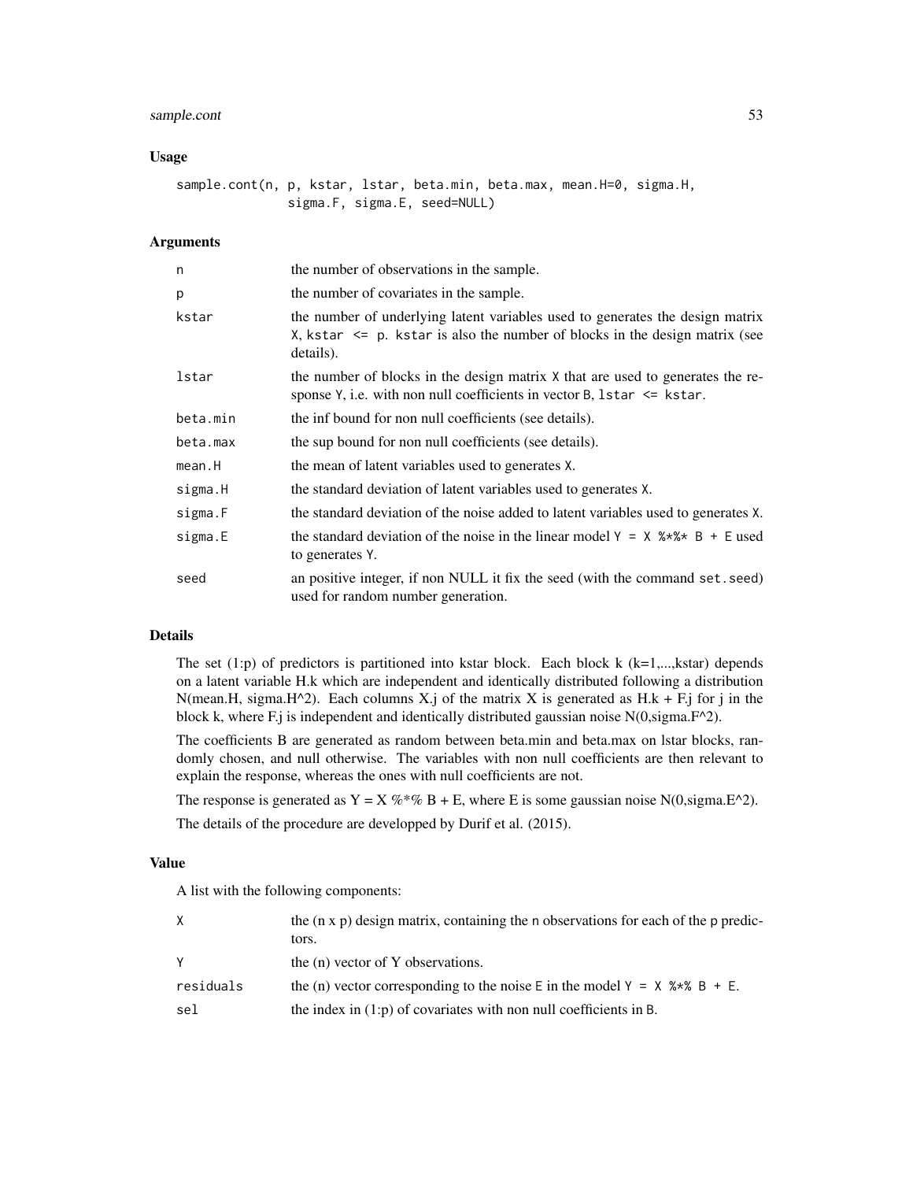### Usage

```
sample.cont(n, p, kstar, lstar, beta.min, beta.max, mean.H=0, sigma.H,
            sigma.F, sigma.E, seed=NULL)
```

### Arguments

| | |
|---|---|
| n | the number of observations in the sample. |
| p | the number of covariates in the sample. |
| kstar | the number of underlying latent variables used to generates the design matrix X, kstar <= p. kstar is also the number of blocks in the design matrix (see details). |
| lstar | the number of blocks in the design matrix X that are used to generates the response Y, i.e. with non null coefficients in vector B, lstar <= kstar. |
| beta.min | the inf bound for non null coefficients (see details). |
| beta.max | the sup bound for non null coefficients (see details). |
| mean.H | the mean of latent variables used to generates X. |
| sigma.H | the standard deviation of latent variables used to generates X. |
| sigma.F | the standard deviation of the noise added to latent variables used to generates X. |
| sigma.E | the standard deviation of the noise in the linear model Y = X %*% B + E used to generates Y. |
| seed | an positive integer, if non NULL it fix the seed (with the command set.seed) used for random number generation. |

### Details

The set (1:p) of predictors is partitioned into kstar block. Each block k (k=1,...,kstar) depends on a latent variable H.k which are independent and identically distributed following a distribution N(mean.H, sigma.H^2). Each columns X.j of the matrix X is generated as H.k + F.j for j in the block k, where F.j is independent and identically distributed gaussian noise N(0,sigma.F^2).

The coefficients B are generated as random between beta.min and beta.max on lstar blocks, randomly chosen, and null otherwise. The variables with non null coefficients are then relevant to explain the response, whereas the ones with null coefficients are not.

The response is generated as Y = X %*% B + E, where E is some gaussian noise N(0,sigma.E^2).

The details of the procedure are developped by Durif et al. (2015).

### Value

A list with the following components:

| | |
|---|---|
| X | the (n x p) design matrix, containing the n observations for each of the p predictors. |
| Y | the (n) vector of Y observations. |
| residuals | the (n) vector corresponding to the noise E in the model Y = X %*% B + E. |
| sel | the index in (1:p) of covariates with non null coefficients in B. |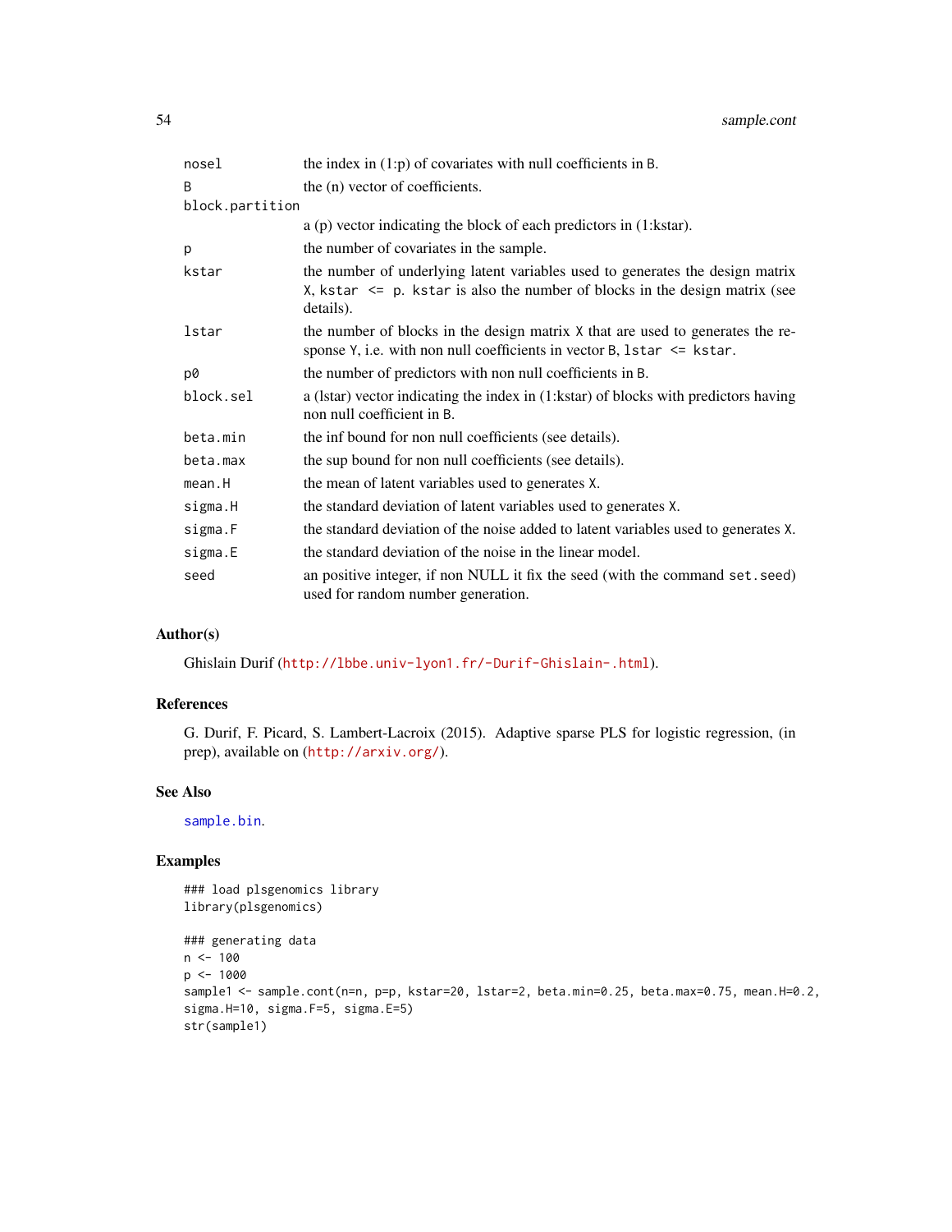| | |
|---|---|
| nosel | the index in (1:p) of covariates with null coefficients in B. |
| B | the (n) vector of coefficients. |
| block.partition | a (p) vector indicating the block of each predictors in (1:kstar). |
| p | the number of covariates in the sample. |
| kstar | the number of underlying latent variables used to generates the design matrix X, kstar <= p. kstar is also the number of blocks in the design matrix (see details). |
| lstar | the number of blocks in the design matrix X that are used to generates the response Y, i.e. with non null coefficients in vector B, lstar <= kstar. |
| p0 | the number of predictors with non null coefficients in B. |
| block.sel | a (lstar) vector indicating the index in (1:kstar) of blocks with predictors having non null coefficient in B. |
| beta.min | the inf bound for non null coefficients (see details). |
| beta.max | the sup bound for non null coefficients (see details). |
| mean.H | the mean of latent variables used to generates X. |
| sigma.H | the standard deviation of latent variables used to generates X. |
| sigma.F | the standard deviation of the noise added to latent variables used to generates X. |
| sigma.E | the standard deviation of the noise in the linear model. |
| seed | an positive integer, if non NULL it fix the seed (with the command set.seed) used for random number generation. |

## Author(s)

Ghislain Durif (http://lbbe.univ-lyon1.fr/-Durif-Ghislain-.html).

## References

G. Durif, F. Picard, S. Lambert-Lacroix (2015). Adaptive sparse PLS for logistic regression, (in prep), available on (http://arxiv.org/).

## See Also

sample.bin.

## Examples

```
### load plsgenomics library
library(plsgenomics)

### generating data
n <- 100
p <- 1000
sample1 <- sample.cont(n=n, p=p, kstar=20, lstar=2, beta.min=0.25, beta.max=0.75, mean.H=0.2,
sigma.H=10, sigma.F=5, sigma.E=5)
str(sample1)
```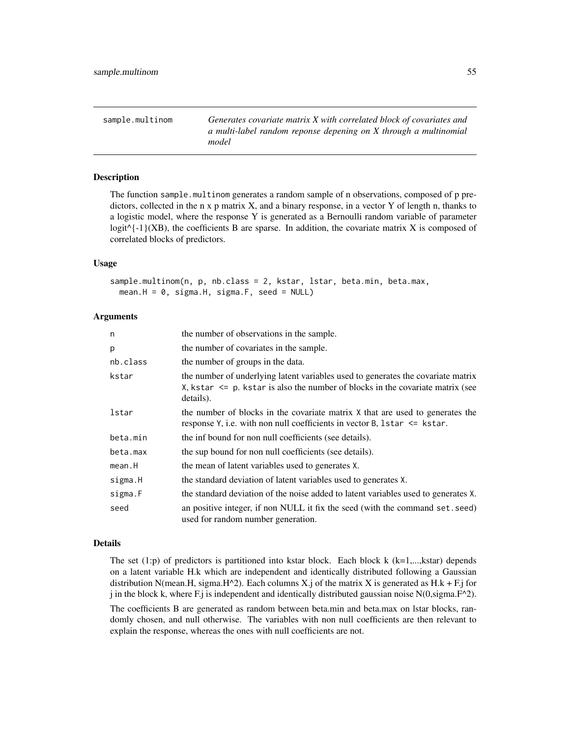sample.multinom — *Generates covariate matrix X with correlated block of covariates and a multi-label random reponse depening on X through a multinomial model*

## Description

The function sample.multinom generates a random sample of n observations, composed of p predictors, collected in the n x p matrix X, and a binary response, in a vector Y of length n, thanks to a logistic model, where the response Y is generated as a Bernoulli random variable of parameter logit^{-1}(XB), the coefficients B are sparse. In addition, the covariate matrix X is composed of correlated blocks of predictors.

## Usage

```
sample.multinom(n, p, nb.class = 2, kstar, lstar, beta.min, beta.max,
  mean.H = 0, sigma.H, sigma.F, seed = NULL)
```

## Arguments

| | |
|---|---|
| n | the number of observations in the sample. |
| p | the number of covariates in the sample. |
| nb.class | the number of groups in the data. |
| kstar | the number of underlying latent variables used to generates the covariate matrix X, kstar <= p. kstar is also the number of blocks in the covariate matrix (see details). |
| lstar | the number of blocks in the covariate matrix X that are used to generates the response Y, i.e. with non null coefficients in vector B, lstar <= kstar. |
| beta.min | the inf bound for non null coefficients (see details). |
| beta.max | the sup bound for non null coefficients (see details). |
| mean.H | the mean of latent variables used to generates X. |
| sigma.H | the standard deviation of latent variables used to generates X. |
| sigma.F | the standard deviation of the noise added to latent variables used to generates X. |
| seed | an positive integer, if non NULL it fix the seed (with the command set.seed) used for random number generation. |

## Details

The set (1:p) of predictors is partitioned into kstar block. Each block k (k=1,...,kstar) depends on a latent variable H.k which are independent and identically distributed following a Gaussian distribution N(mean.H, sigma.H^2). Each columns X.j of the matrix X is generated as H.k + F.j for j in the block k, where F.j is independent and identically distributed gaussian noise N(0,sigma.F^2).

The coefficients B are generated as random between beta.min and beta.max on lstar blocks, randomly chosen, and null otherwise. The variables with non null coefficients are then relevant to explain the response, whereas the ones with null coefficients are not.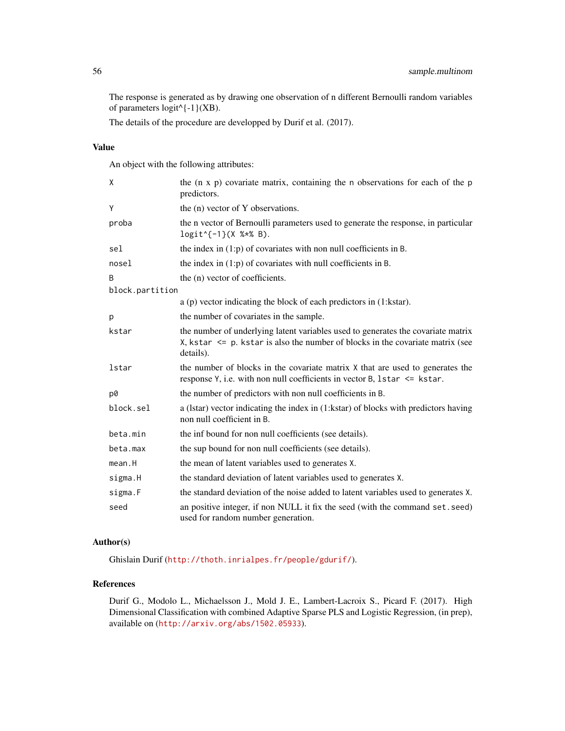The response is generated as by drawing one observation of n different Bernoulli random variables of parameters logit^{-1}(XB).

The details of the procedure are developped by Durif et al. (2017).

## Value

An object with the following attributes:

| | |
|---|---|
| `X` | the (n x p) covariate matrix, containing the n observations for each of the p predictors. |
| `Y` | the (n) vector of Y observations. |
| `proba` | the n vector of Bernoulli parameters used to generate the response, in particular `logit^{-1}(X %*% B)`. |
| `sel` | the index in (1:p) of covariates with non null coefficients in `B`. |
| `nosel` | the index in (1:p) of covariates with null coefficients in `B`. |
| `B` | the (n) vector of coefficients. |
| `block.partition` | a (p) vector indicating the block of each predictors in (1:kstar). |
| `p` | the number of covariates in the sample. |
| `kstar` | the number of underlying latent variables used to generates the covariate matrix `X`, `kstar <= p`. `kstar` is also the number of blocks in the covariate matrix (see details). |
| `lstar` | the number of blocks in the covariate matrix `X` that are used to generates the response `Y`, i.e. with non null coefficients in vector `B`, `lstar <= kstar`. |
| `p0` | the number of predictors with non null coefficients in `B`. |
| `block.sel` | a (lstar) vector indicating the index in (1:kstar) of blocks with predictors having non null coefficient in `B`. |
| `beta.min` | the inf bound for non null coefficients (see details). |
| `beta.max` | the sup bound for non null coefficients (see details). |
| `mean.H` | the mean of latent variables used to generates `X`. |
| `sigma.H` | the standard deviation of latent variables used to generates `X`. |
| `sigma.F` | the standard deviation of the noise added to latent variables used to generates `X`. |
| `seed` | an positive integer, if non NULL it fix the seed (with the command `set.seed`) used for random number generation. |

## Author(s)

Ghislain Durif (http://thoth.inrialpes.fr/people/gdurif/).

## References

Durif G., Modolo L., Michaelsson J., Mold J. E., Lambert-Lacroix S., Picard F. (2017). High Dimensional Classification with combined Adaptive Sparse PLS and Logistic Regression, (in prep), available on (http://arxiv.org/abs/1502.05933).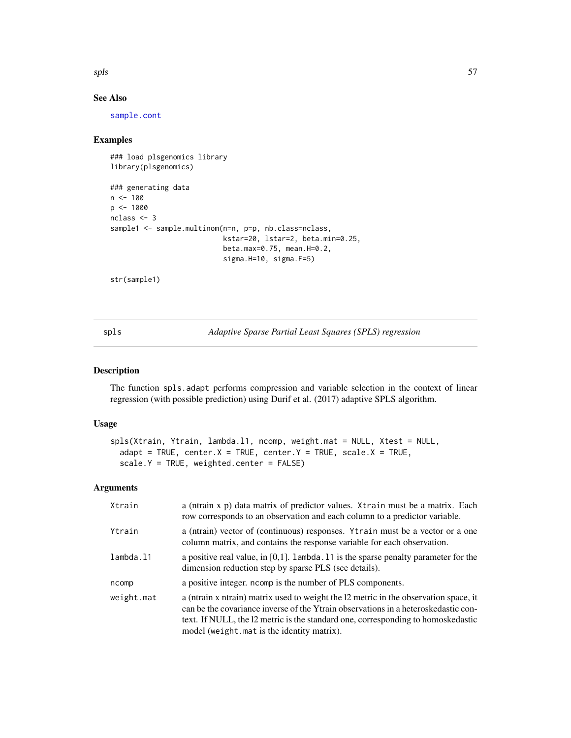## See Also

sample.cont

## Examples

```
### load plsgenomics library
library(plsgenomics)

### generating data
n <- 100
p <- 1000
nclass <- 3
sample1 <- sample.multinom(n=n, p=p, nb.class=nclass,
                           kstar=20, lstar=2, beta.min=0.25,
                           beta.max=0.75, mean.H=0.2,
                           sigma.H=10, sigma.F=5)

str(sample1)
```

---

# spls — *Adaptive Sparse Partial Least Squares (SPLS) regression*

## Description

The function spls.adapt performs compression and variable selection in the context of linear regression (with possible prediction) using Durif et al. (2017) adaptive SPLS algorithm.

## Usage

```
spls(Xtrain, Ytrain, lambda.l1, ncomp, weight.mat = NULL, Xtest = NULL,
  adapt = TRUE, center.X = TRUE, center.Y = TRUE, scale.X = TRUE,
  scale.Y = TRUE, weighted.center = FALSE)
```

## Arguments

| | |
|---|---|
| Xtrain | a (ntrain x p) data matrix of predictor values. Xtrain must be a matrix. Each row corresponds to an observation and each column to a predictor variable. |
| Ytrain | a (ntrain) vector of (continuous) responses. Ytrain must be a vector or a one column matrix, and contains the response variable for each observation. |
| lambda.l1 | a positive real value, in [0,1]. lambda.l1 is the sparse penalty parameter for the dimension reduction step by sparse PLS (see details). |
| ncomp | a positive integer. ncomp is the number of PLS components. |
| weight.mat | a (ntrain x ntrain) matrix used to weight the l2 metric in the observation space, it can be the covariance inverse of the Ytrain observations in a heteroskedastic context. If NULL, the l2 metric is the standard one, corresponding to homoskedastic model (weight.mat is the identity matrix). |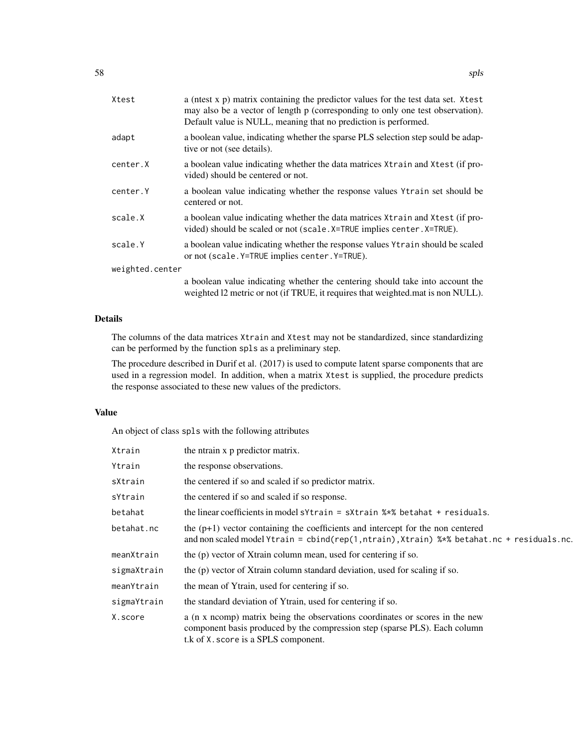| | |
|---|---|
| Xtest | a (ntest x p) matrix containing the predictor values for the test data set. Xtest may also be a vector of length p (corresponding to only one test observation). Default value is NULL, meaning that no prediction is performed. |
| adapt | a boolean value, indicating whether the sparse PLS selection step sould be adaptive or not (see details). |
| center.X | a boolean value indicating whether the data matrices Xtrain and Xtest (if provided) should be centered or not. |
| center.Y | a boolean value indicating whether the response values Ytrain set should be centered or not. |
| scale.X | a boolean value indicating whether the data matrices Xtrain and Xtest (if provided) should be scaled or not (scale.X=TRUE implies center.X=TRUE). |
| scale.Y | a boolean value indicating whether the response values Ytrain should be scaled or not (scale.Y=TRUE implies center.Y=TRUE). |
| weighted.center | a boolean value indicating whether the centering should take into account the weighted l2 metric or not (if TRUE, it requires that weighted.mat is non NULL). |

## Details

The columns of the data matrices Xtrain and Xtest may not be standardized, since standardizing can be performed by the function spls as a preliminary step.

The procedure described in Durif et al. (2017) is used to compute latent sparse components that are used in a regression model. In addition, when a matrix Xtest is supplied, the procedure predicts the response associated to these new values of the predictors.

## Value

An object of class spls with the following attributes

| | |
|---|---|
| Xtrain | the ntrain x p predictor matrix. |
| Ytrain | the response observations. |
| sXtrain | the centered if so and scaled if so predictor matrix. |
| sYtrain | the centered if so and scaled if so response. |
| betahat | the linear coefficients in model `sYtrain = sXtrain %*% betahat + residuals`. |
| betahat.nc | the (p+1) vector containing the coefficients and intercept for the non centered and non scaled model `Ytrain = cbind(rep(1,ntrain),Xtrain) %*% betahat.nc + residuals.nc`. |
| meanXtrain | the (p) vector of Xtrain column mean, used for centering if so. |
| sigmaXtrain | the (p) vector of Xtrain column standard deviation, used for scaling if so. |
| meanYtrain | the mean of Ytrain, used for centering if so. |
| sigmaYtrain | the standard deviation of Ytrain, used for centering if so. |
| X.score | a (n x ncomp) matrix being the observations coordinates or scores in the new component basis produced by the compression step (sparse PLS). Each column t.k of X.score is a SPLS component. |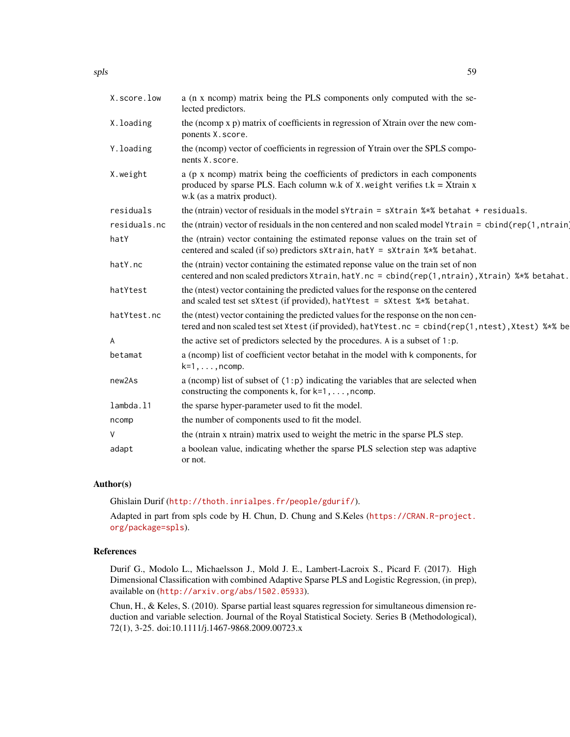| | |
|---|---|
| `X.score.low` | a (n x ncomp) matrix being the PLS components only computed with the selected predictors. |
| `X.loading` | the (ncomp x p) matrix of coefficients in regression of Xtrain over the new components `X.score`. |
| `Y.loading` | the (ncomp) vector of coefficients in regression of Ytrain over the SPLS components `X.score`. |
| `X.weight` | a (p x ncomp) matrix being the coefficients of predictors in each components produced by sparse PLS. Each column w.k of `X.weight` verifies t.k = Xtrain x w.k (as a matrix product). |
| `residuals` | the (ntrain) vector of residuals in the model `sYtrain = sXtrain %*% betahat + residuals`. |
| `residuals.nc` | the (ntrain) vector of residuals in the non centered and non scaled model `Ytrain = cbind(rep(1,ntrain)` |
| `hatY` | the (ntrain) vector containing the estimated reponse values on the train set of centered and scaled (if so) predictors `sXtrain`, `hatY = sXtrain %*% betahat`. |
| `hatY.nc` | the (ntrain) vector containing the estimated reponse value on the train set of non centered and non scaled predictors `Xtrain`, `hatY.nc = cbind(rep(1,ntrain),Xtrain) %*% betahat`. |
| `hatYtest` | the (ntest) vector containing the predicted values for the response on the centered and scaled test set `sXtest` (if provided), `hatYtest = sXtest %*% betahat`. |
| `hatYtest.nc` | the (ntest) vector containing the predicted values for the response on the non centered and non scaled test set `Xtest` (if provided), `hatYtest.nc = cbind(rep(1,ntest),Xtest) %*% be` |
| `A` | the active set of predictors selected by the procedures. `A` is a subset of `1:p`. |
| `betamat` | a (ncomp) list of coefficient vector betahat in the model with `k` components, for `k=1,...,ncomp`. |
| `new2As` | a (ncomp) list of subset of `(1:p)` indicating the variables that are selected when constructing the components `k`, for `k=1,...,ncomp`. |
| `lambda.l1` | the sparse hyper-parameter used to fit the model. |
| `ncomp` | the number of components used to fit the model. |
| `V` | the (ntrain x ntrain) matrix used to weight the metric in the sparse PLS step. |
| `adapt` | a boolean value, indicating whether the sparse PLS selection step was adaptive or not. |

## Author(s)

Ghislain Durif (http://thoth.inrialpes.fr/people/gdurif/).

Adapted in part from spls code by H. Chun, D. Chung and S.Keles (https://CRAN.R-project.org/package=spls).

## References

Durif G., Modolo L., Michaelsson J., Mold J. E., Lambert-Lacroix S., Picard F. (2017). High Dimensional Classification with combined Adaptive Sparse PLS and Logistic Regression, (in prep), available on (http://arxiv.org/abs/1502.05933).

Chun, H., & Keles, S. (2010). Sparse partial least squares regression for simultaneous dimension reduction and variable selection. Journal of the Royal Statistical Society. Series B (Methodological), 72(1), 3-25. doi:10.1111/j.1467-9868.2009.00723.x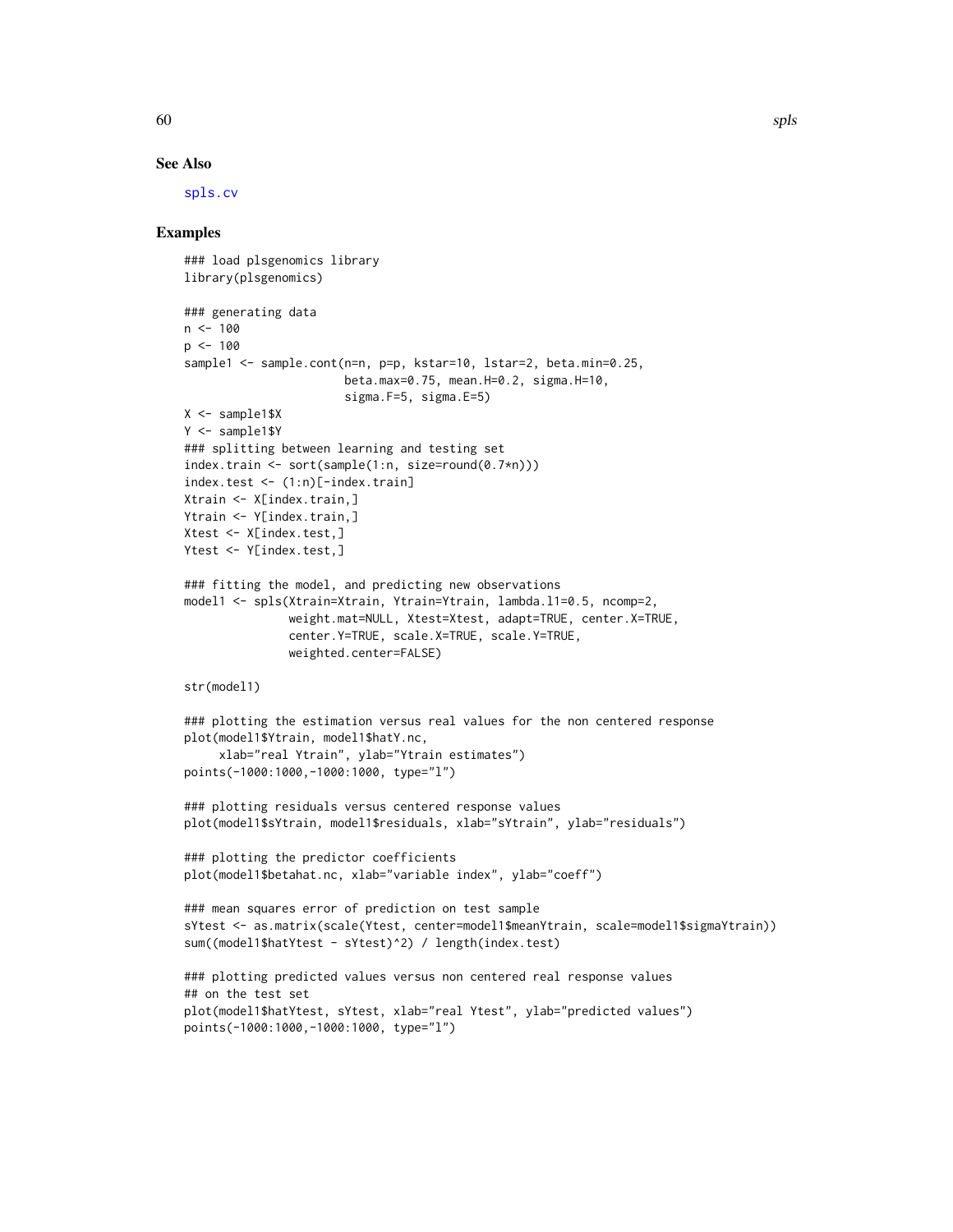## See Also

spls.cv

## Examples

```
### load plsgenomics library
library(plsgenomics)

### generating data
n <- 100
p <- 100
sample1 <- sample.cont(n=n, p=p, kstar=10, lstar=2, beta.min=0.25,
                       beta.max=0.75, mean.H=0.2, sigma.H=10,
                       sigma.F=5, sigma.E=5)
X <- sample1$X
Y <- sample1$Y
### splitting between learning and testing set
index.train <- sort(sample(1:n, size=round(0.7*n)))
index.test <- (1:n)[-index.train]
Xtrain <- X[index.train,]
Ytrain <- Y[index.train,]
Xtest <- X[index.test,]
Ytest <- Y[index.test,]

### fitting the model, and predicting new observations
model1 <- spls(Xtrain=Xtrain, Ytrain=Ytrain, lambda.l1=0.5, ncomp=2,
               weight.mat=NULL, Xtest=Xtest, adapt=TRUE, center.X=TRUE,
               center.Y=TRUE, scale.X=TRUE, scale.Y=TRUE,
               weighted.center=FALSE)

str(model1)

### plotting the estimation versus real values for the non centered response
plot(model1$Ytrain, model1$hatY.nc,
     xlab="real Ytrain", ylab="Ytrain estimates")
points(-1000:1000,-1000:1000, type="l")

### plotting residuals versus centered response values
plot(model1$sYtrain, model1$residuals, xlab="sYtrain", ylab="residuals")

### plotting the predictor coefficients
plot(model1$betahat.nc, xlab="variable index", ylab="coeff")

### mean squares error of prediction on test sample
sYtest <- as.matrix(scale(Ytest, center=model1$meanYtrain, scale=model1$sigmaYtrain))
sum((model1$hatYtest - sYtest)^2) / length(index.test)

### plotting predicted values versus non centered real response values
## on the test set
plot(model1$hatYtest, sYtest, xlab="real Ytest", ylab="predicted values")
points(-1000:1000,-1000:1000, type="l")
```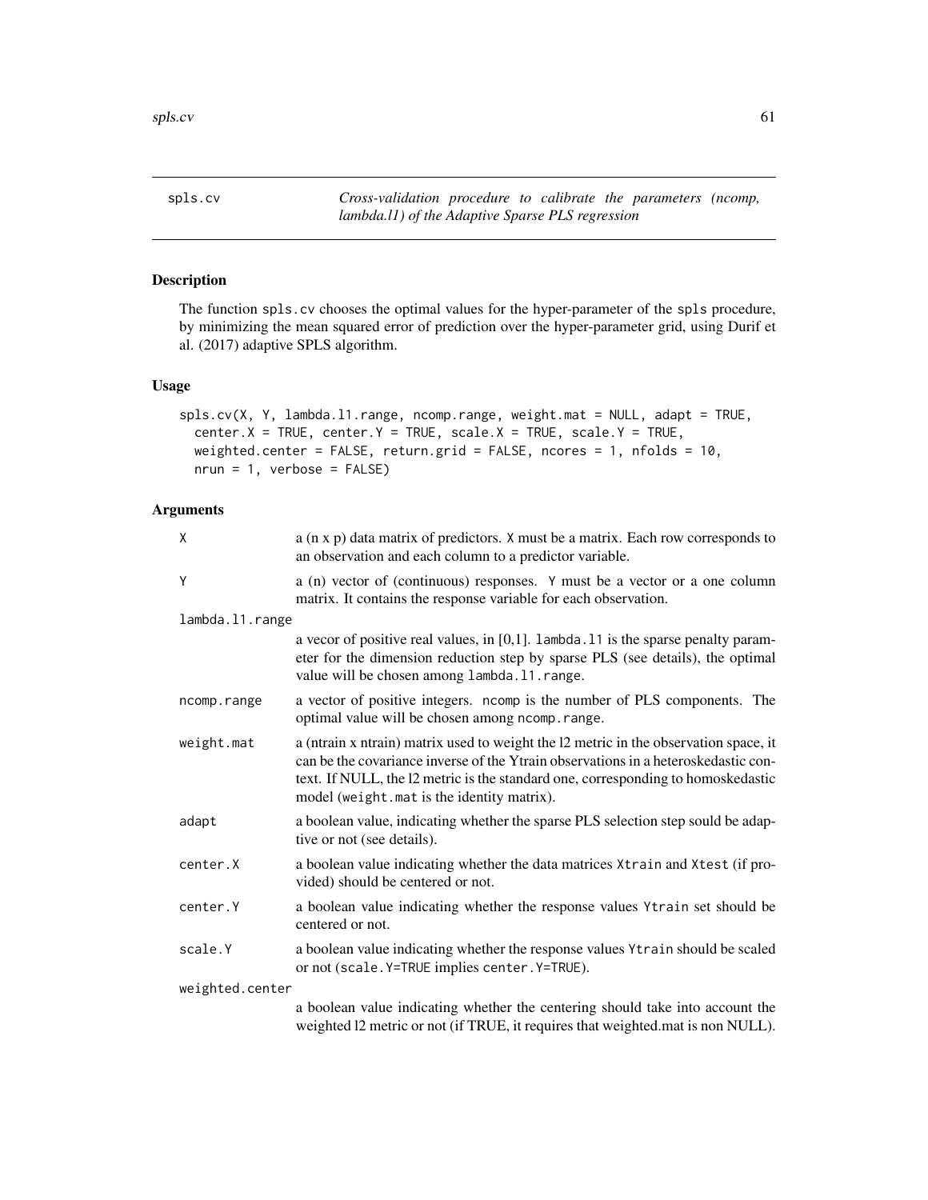spls.cv — *Cross-validation procedure to calibrate the parameters (ncomp, lambda.l1) of the Adaptive Sparse PLS regression*

## Description

The function spls.cv chooses the optimal values for the hyper-parameter of the spls procedure, by minimizing the mean squared error of prediction over the hyper-parameter grid, using Durif et al. (2017) adaptive SPLS algorithm.

## Usage

```
spls.cv(X, Y, lambda.l1.range, ncomp.range, weight.mat = NULL, adapt = TRUE,
  center.X = TRUE, center.Y = TRUE, scale.X = TRUE, scale.Y = TRUE,
  weighted.center = FALSE, return.grid = FALSE, ncores = 1, nfolds = 10,
  nrun = 1, verbose = FALSE)
```

## Arguments

| | |
|---|---|
| X | a (n x p) data matrix of predictors. X must be a matrix. Each row corresponds to an observation and each column to a predictor variable. |
| Y | a (n) vector of (continuous) responses. Y must be a vector or a one column matrix. It contains the response variable for each observation. |
| lambda.l1.range | a vecor of positive real values, in [0,1]. lambda.l1 is the sparse penalty parameter for the dimension reduction step by sparse PLS (see details), the optimal value will be chosen among lambda.l1.range. |
| ncomp.range | a vector of positive integers. ncomp is the number of PLS components. The optimal value will be chosen among ncomp.range. |
| weight.mat | a (ntrain x ntrain) matrix used to weight the l2 metric in the observation space, it can be the covariance inverse of the Ytrain observations in a heteroskedastic context. If NULL, the l2 metric is the standard one, corresponding to homoskedastic model (weight.mat is the identity matrix). |
| adapt | a boolean value, indicating whether the sparse PLS selection step sould be adaptive or not (see details). |
| center.X | a boolean value indicating whether the data matrices Xtrain and Xtest (if provided) should be centered or not. |
| center.Y | a boolean value indicating whether the response values Ytrain set should be centered or not. |
| scale.Y | a boolean value indicating whether the response values Ytrain should be scaled or not (scale.Y=TRUE implies center.Y=TRUE). |
| weighted.center | a boolean value indicating whether the centering should take into account the weighted l2 metric or not (if TRUE, it requires that weighted.mat is non NULL). |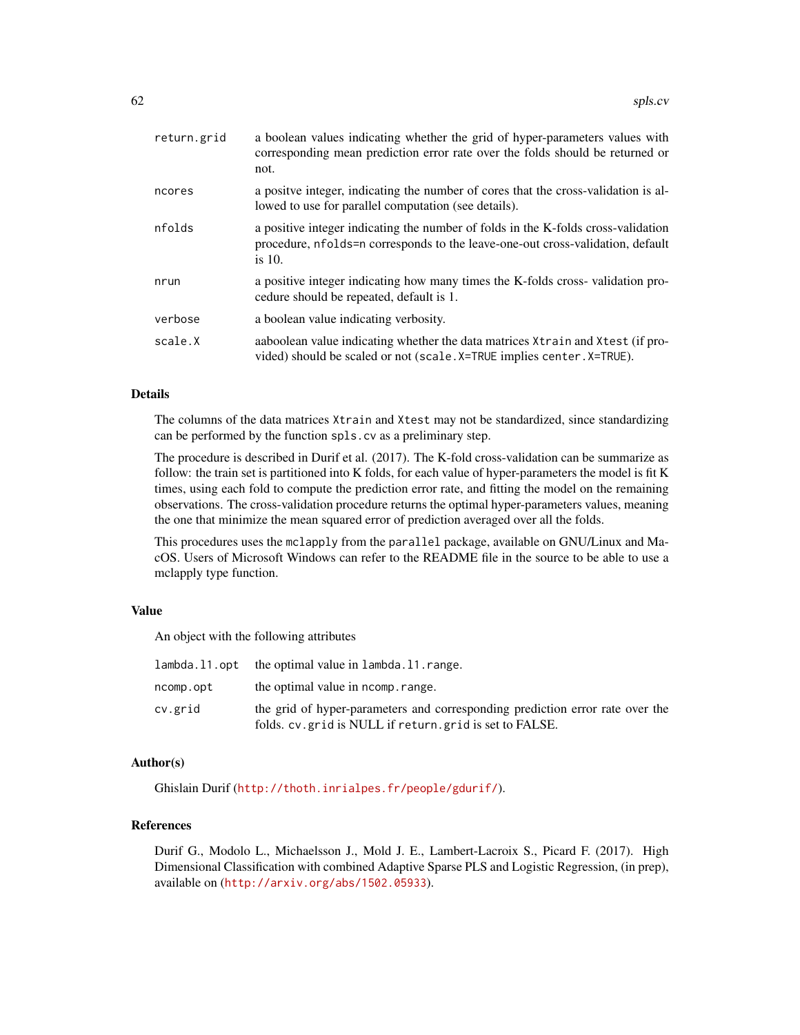| | |
|---|---|
| return.grid | a boolean values indicating whether the grid of hyper-parameters values with corresponding mean prediction error rate over the folds should be returned or not. |
| ncores | a positve integer, indicating the number of cores that the cross-validation is allowed to use for parallel computation (see details). |
| nfolds | a positive integer indicating the number of folds in the K-folds cross-validation procedure, `nfolds=n` corresponds to the leave-one-out cross-validation, default is 10. |
| nrun | a positive integer indicating how many times the K-folds cross- validation procedure should be repeated, default is 1. |
| verbose | a boolean value indicating verbosity. |
| scale.X | aaboolean value indicating whether the data matrices `Xtrain` and `Xtest` (if provided) should be scaled or not (`scale.X=TRUE` implies `center.X=TRUE`). |

## Details

The columns of the data matrices `Xtrain` and `Xtest` may not be standardized, since standardizing can be performed by the function `spls.cv` as a preliminary step.

The procedure is described in Durif et al. (2017). The K-fold cross-validation can be summarize as follow: the train set is partitioned into K folds, for each value of hyper-parameters the model is fit K times, using each fold to compute the prediction error rate, and fitting the model on the remaining observations. The cross-validation procedure returns the optimal hyper-parameters values, meaning the one that minimize the mean squared error of prediction averaged over all the folds.

This procedures uses the `mclapply` from the `parallel` package, available on GNU/Linux and MacOS. Users of Microsoft Windows can refer to the README file in the source to be able to use a mclapply type function.

## Value

An object with the following attributes

| | |
|---|---|
| lambda.l1.opt | the optimal value in `lambda.l1.range`. |
| ncomp.opt | the optimal value in `ncomp.range`. |
| cv.grid | the grid of hyper-parameters and corresponding prediction error rate over the folds. `cv.grid` is NULL if `return.grid` is set to FALSE. |

## Author(s)

Ghislain Durif (http://thoth.inrialpes.fr/people/gdurif/).

## References

Durif G., Modolo L., Michaelsson J., Mold J. E., Lambert-Lacroix S., Picard F. (2017). High Dimensional Classification with combined Adaptive Sparse PLS and Logistic Regression, (in prep), available on (http://arxiv.org/abs/1502.05933).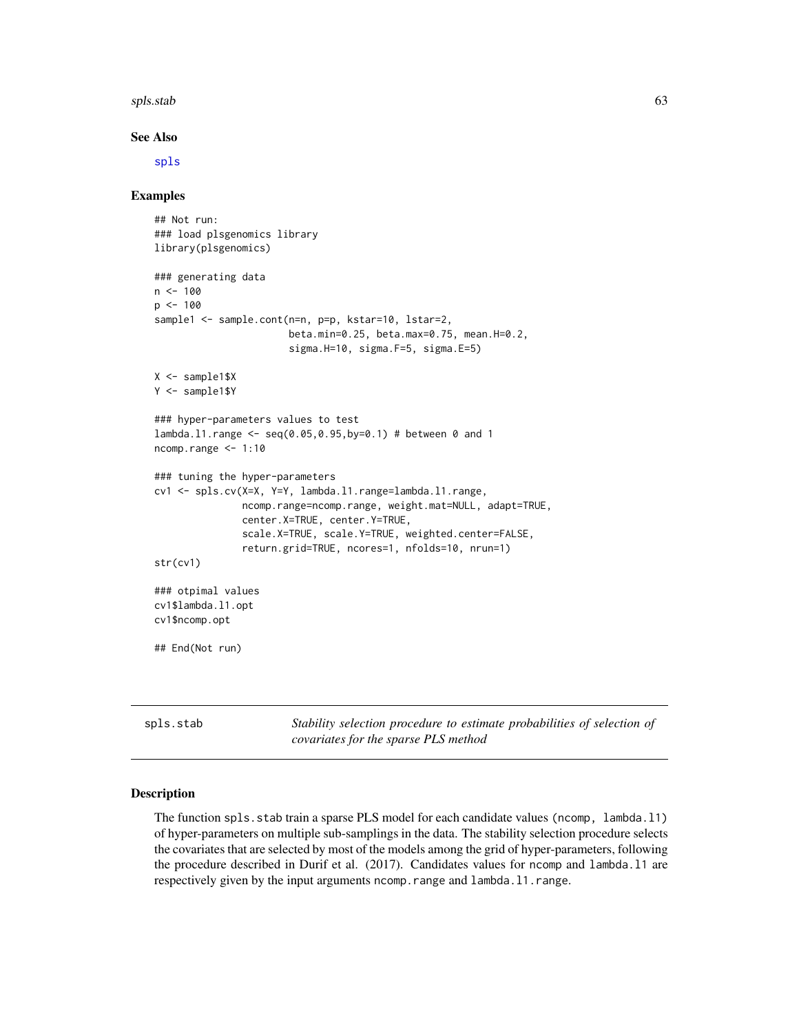### See Also

spls

### Examples

```
## Not run:
### load plsgenomics library
library(plsgenomics)

### generating data
n <- 100
p <- 100
sample1 <- sample.cont(n=n, p=p, kstar=10, lstar=2,
                       beta.min=0.25, beta.max=0.75, mean.H=0.2,
                       sigma.H=10, sigma.F=5, sigma.E=5)

X <- sample1$X
Y <- sample1$Y

### hyper-parameters values to test
lambda.l1.range <- seq(0.05,0.95,by=0.1) # between 0 and 1
ncomp.range <- 1:10

### tuning the hyper-parameters
cv1 <- spls.cv(X=X, Y=Y, lambda.l1.range=lambda.l1.range,
               ncomp.range=ncomp.range, weight.mat=NULL, adapt=TRUE,
               center.X=TRUE, center.Y=TRUE,
               scale.X=TRUE, scale.Y=TRUE, weighted.center=FALSE,
               return.grid=TRUE, ncores=1, nfolds=10, nrun=1)
str(cv1)

### otpimal values
cv1$lambda.l1.opt
cv1$ncomp.opt

## End(Not run)
```

---

## spls.stab — *Stability selection procedure to estimate probabilities of selection of covariates for the sparse PLS method*

---

### Description

The function `spls.stab` train a sparse PLS model for each candidate values (`ncomp, lambda.l1`) of hyper-parameters on multiple sub-samplings in the data. The stability selection procedure selects the covariates that are selected by most of the models among the grid of hyper-parameters, following the procedure described in Durif et al. (2017). Candidates values for `ncomp` and `lambda.l1` are respectively given by the input arguments `ncomp.range` and `lambda.l1.range`.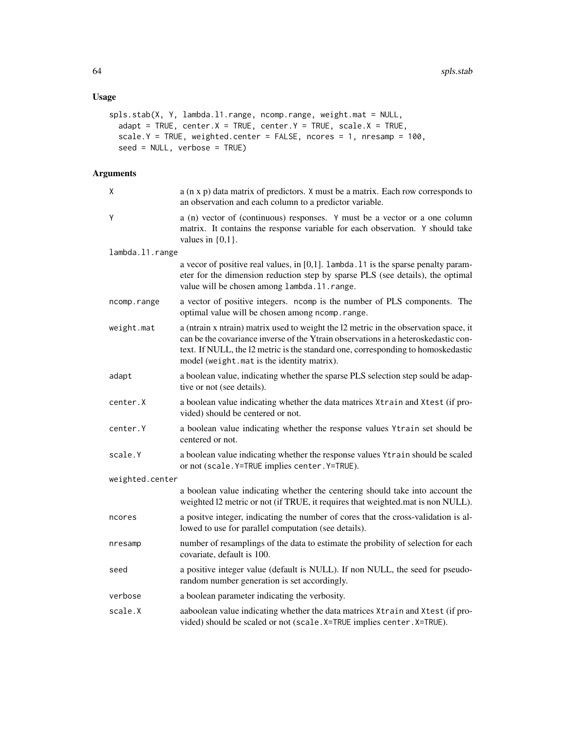## Usage

```
spls.stab(X, Y, lambda.l1.range, ncomp.range, weight.mat = NULL,
  adapt = TRUE, center.X = TRUE, center.Y = TRUE, scale.X = TRUE,
  scale.Y = TRUE, weighted.center = FALSE, ncores = 1, nresamp = 100,
  seed = NULL, verbose = TRUE)
```

## Arguments

| | |
|---|---|
| X | a (n x p) data matrix of predictors. X must be a matrix. Each row corresponds to an observation and each column to a predictor variable. |
| Y | a (n) vector of (continuous) responses. Y must be a vector or a one column matrix. It contains the response variable for each observation. Y should take values in {0,1}. |
| lambda.l1.range | a vecor of positive real values, in [0,1]. lambda.l1 is the sparse penalty parameter for the dimension reduction step by sparse PLS (see details), the optimal value will be chosen among lambda.l1.range. |
| ncomp.range | a vector of positive integers. ncomp is the number of PLS components. The optimal value will be chosen among ncomp.range. |
| weight.mat | a (ntrain x ntrain) matrix used to weight the l2 metric in the observation space, it can be the covariance inverse of the Ytrain observations in a heteroskedastic context. If NULL, the l2 metric is the standard one, corresponding to homoskedastic model (weight.mat is the identity matrix). |
| adapt | a boolean value, indicating whether the sparse PLS selection step sould be adaptive or not (see details). |
| center.X | a boolean value indicating whether the data matrices Xtrain and Xtest (if provided) should be centered or not. |
| center.Y | a boolean value indicating whether the response values Ytrain set should be centered or not. |
| scale.Y | a boolean value indicating whether the response values Ytrain should be scaled or not (scale.Y=TRUE implies center.Y=TRUE). |
| weighted.center | a boolean value indicating whether the centering should take into account the weighted l2 metric or not (if TRUE, it requires that weighted.mat is non NULL). |
| ncores | a positve integer, indicating the number of cores that the cross-validation is allowed to use for parallel computation (see details). |
| nresamp | number of resamplings of the data to estimate the probility of selection for each covariate, default is 100. |
| seed | a positive integer value (default is NULL). If non NULL, the seed for pseudo-random number generation is set accordingly. |
| verbose | a boolean parameter indicating the verbosity. |
| scale.X | aaboolean value indicating whether the data matrices Xtrain and Xtest (if provided) should be scaled or not (scale.X=TRUE implies center.X=TRUE). |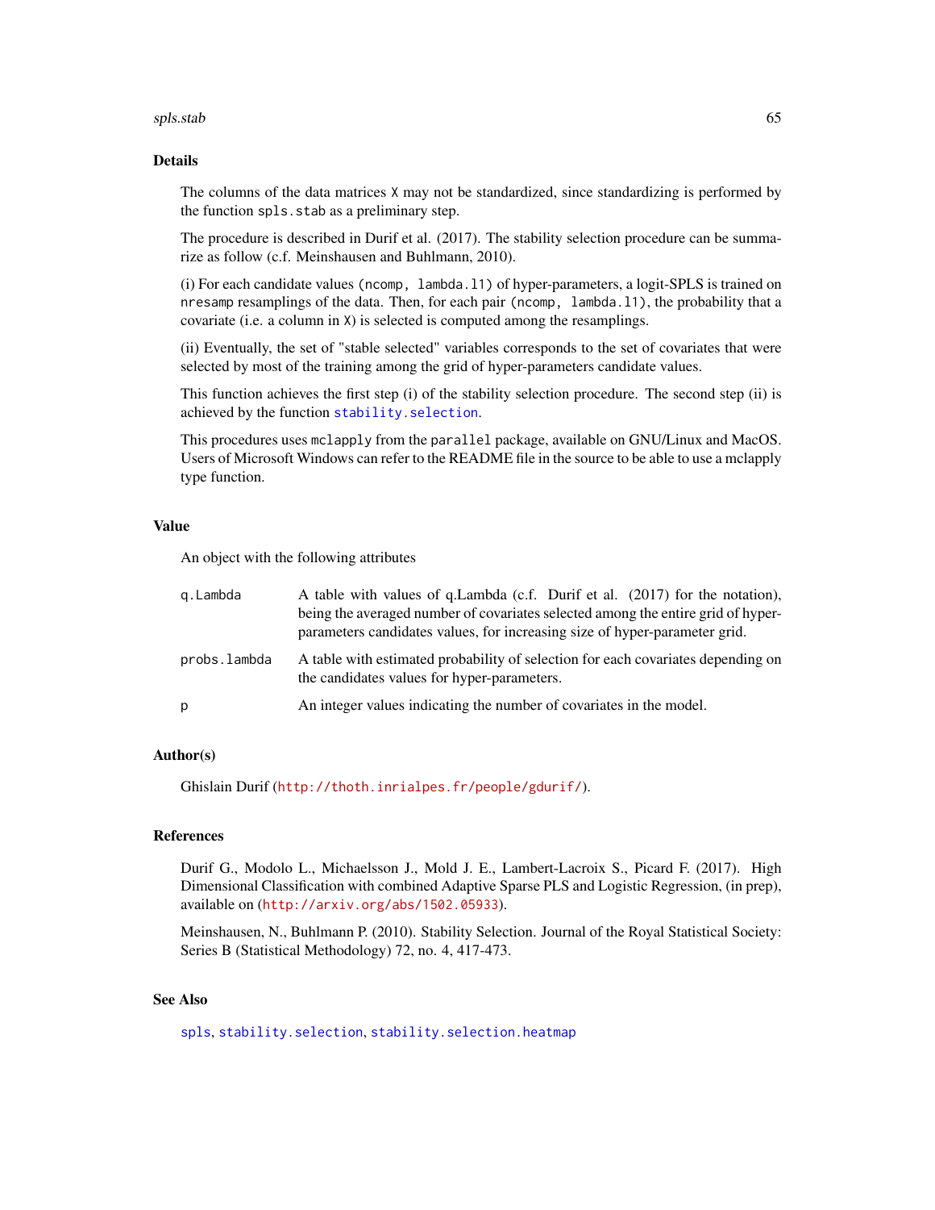## Details

The columns of the data matrices `X` may not be standardized, since standardizing is performed by the function `spls.stab` as a preliminary step.

The procedure is described in Durif et al. (2017). The stability selection procedure can be summarize as follow (c.f. Meinshausen and Buhlmann, 2010).

(i) For each candidate values `(ncomp, lambda.l1)` of hyper-parameters, a logit-SPLS is trained on `nresamp` resamplings of the data. Then, for each pair `(ncomp, lambda.l1)`, the probability that a covariate (i.e. a column in `X`) is selected is computed among the resamplings.

(ii) Eventually, the set of "stable selected" variables corresponds to the set of covariates that were selected by most of the training among the grid of hyper-parameters candidate values.

This function achieves the first step (i) of the stability selection procedure. The second step (ii) is achieved by the function `stability.selection`.

This procedures uses `mclapply` from the `parallel` package, available on GNU/Linux and MacOS. Users of Microsoft Windows can refer to the README file in the source to be able to use a mclapply type function.

## Value

An object with the following attributes

| | |
|---|---|
| `q.Lambda` | A table with values of q.Lambda (c.f. Durif et al. (2017) for the notation), being the averaged number of covariates selected among the entire grid of hyper-parameters candidates values, for increasing size of hyper-parameter grid. |
| `probs.lambda` | A table with estimated probability of selection for each covariates depending on the candidates values for hyper-parameters. |
| `p` | An integer values indicating the number of covariates in the model. |

## Author(s)

Ghislain Durif (http://thoth.inrialpes.fr/people/gdurif/).

## References

Durif G., Modolo L., Michaelsson J., Mold J. E., Lambert-Lacroix S., Picard F. (2017). High Dimensional Classification with combined Adaptive Sparse PLS and Logistic Regression, (in prep), available on (http://arxiv.org/abs/1502.05933).

Meinshausen, N., Buhlmann P. (2010). Stability Selection. Journal of the Royal Statistical Society: Series B (Statistical Methodology) 72, no. 4, 417-473.

## See Also

`spls`, `stability.selection`, `stability.selection.heatmap`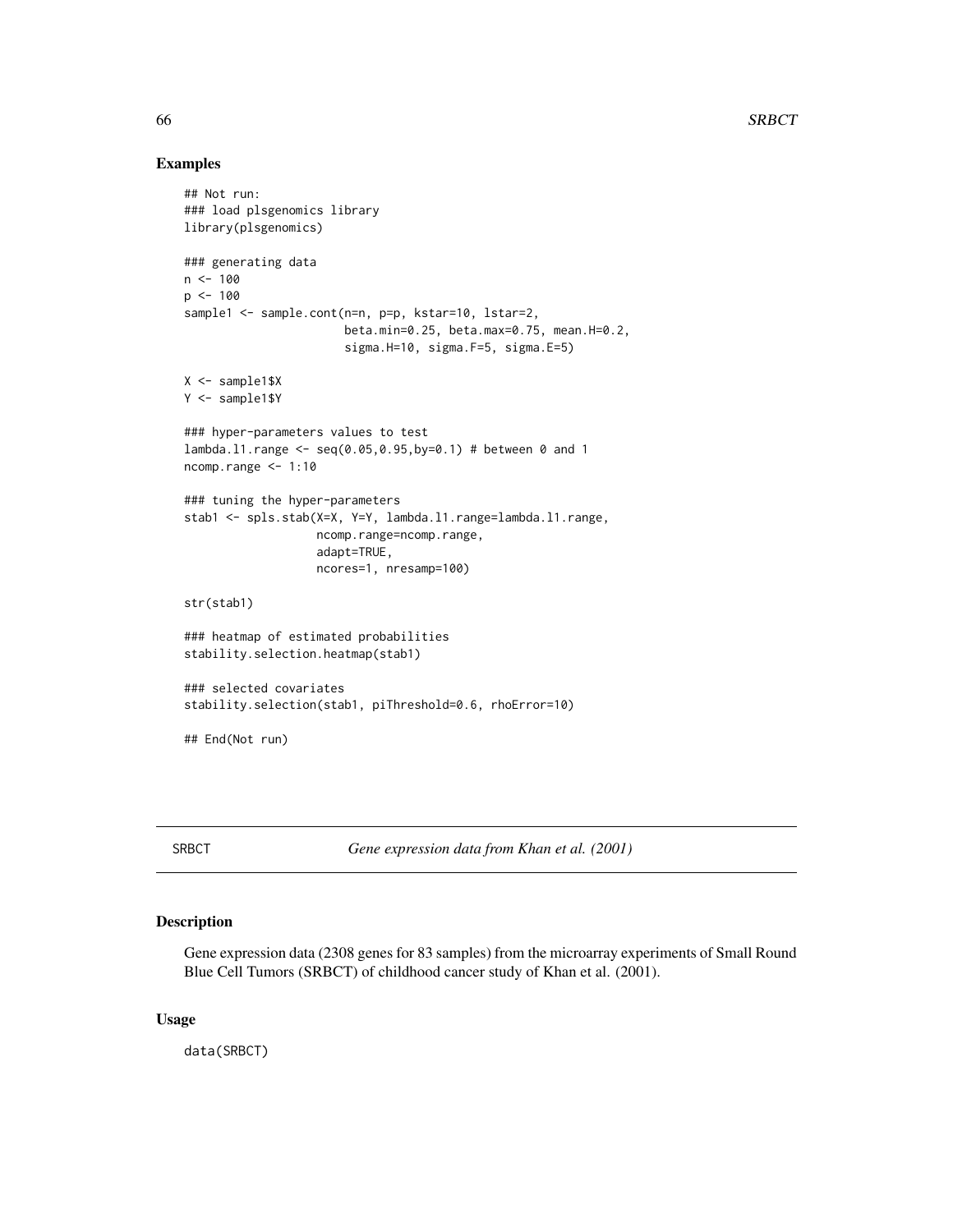## Examples

```
## Not run:
### load plsgenomics library
library(plsgenomics)

### generating data
n <- 100
p <- 100
sample1 <- sample.cont(n=n, p=p, kstar=10, lstar=2,
                       beta.min=0.25, beta.max=0.75, mean.H=0.2,
                       sigma.H=10, sigma.F=5, sigma.E=5)

X <- sample1$X
Y <- sample1$Y

### hyper-parameters values to test
lambda.l1.range <- seq(0.05,0.95,by=0.1) # between 0 and 1
ncomp.range <- 1:10

### tuning the hyper-parameters
stab1 <- spls.stab(X=X, Y=Y, lambda.l1.range=lambda.l1.range,
                   ncomp.range=ncomp.range,
                   adapt=TRUE,
                   ncores=1, nresamp=100)

str(stab1)

### heatmap of estimated probabilities
stability.selection.heatmap(stab1)

### selected covariates
stability.selection(stab1, piThreshold=0.6, rhoError=10)

## End(Not run)
```

---

# SRBCT — *Gene expression data from Khan et al. (2001)*

---

## Description

Gene expression data (2308 genes for 83 samples) from the microarray experiments of Small Round Blue Cell Tumors (SRBCT) of childhood cancer study of Khan et al. (2001).

## Usage

```
data(SRBCT)
```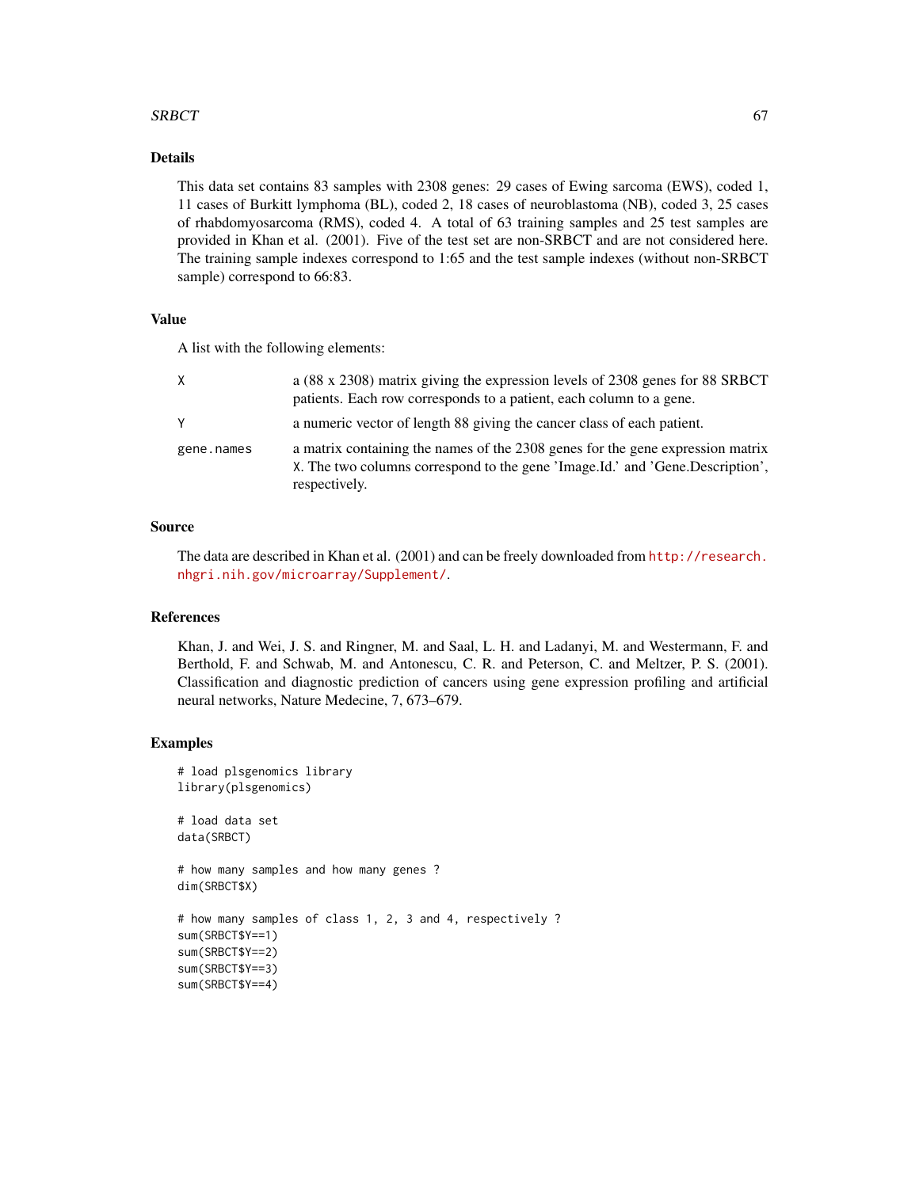## Details

This data set contains 83 samples with 2308 genes: 29 cases of Ewing sarcoma (EWS), coded 1, 11 cases of Burkitt lymphoma (BL), coded 2, 18 cases of neuroblastoma (NB), coded 3, 25 cases of rhabdomyosarcoma (RMS), coded 4. A total of 63 training samples and 25 test samples are provided in Khan et al. (2001). Five of the test set are non-SRBCT and are not considered here. The training sample indexes correspond to 1:65 and the test sample indexes (without non-SRBCT sample) correspond to 66:83.

## Value

A list with the following elements:

- `X` — a (88 x 2308) matrix giving the expression levels of 2308 genes for 88 SRBCT patients. Each row corresponds to a patient, each column to a gene.
- `Y` — a numeric vector of length 88 giving the cancer class of each patient.
- `gene.names` — a matrix containing the names of the 2308 genes for the gene expression matrix `X`. The two columns correspond to the gene 'Image.Id.' and 'Gene.Description', respectively.

## Source

The data are described in Khan et al. (2001) and can be freely downloaded from http://research.nhgri.nih.gov/microarray/Supplement/.

## References

Khan, J. and Wei, J. S. and Ringner, M. and Saal, L. H. and Ladanyi, M. and Westermann, F. and Berthold, F. and Schwab, M. and Antonescu, C. R. and Peterson, C. and Meltzer, P. S. (2001). Classification and diagnostic prediction of cancers using gene expression profiling and artificial neural networks, Nature Medecine, 7, 673–679.

## Examples

```
# load plsgenomics library
library(plsgenomics)

# load data set
data(SRBCT)

# how many samples and how many genes ?
dim(SRBCT$X)

# how many samples of class 1, 2, 3 and 4, respectively ?
sum(SRBCT$Y==1)
sum(SRBCT$Y==2)
sum(SRBCT$Y==3)
sum(SRBCT$Y==4)
```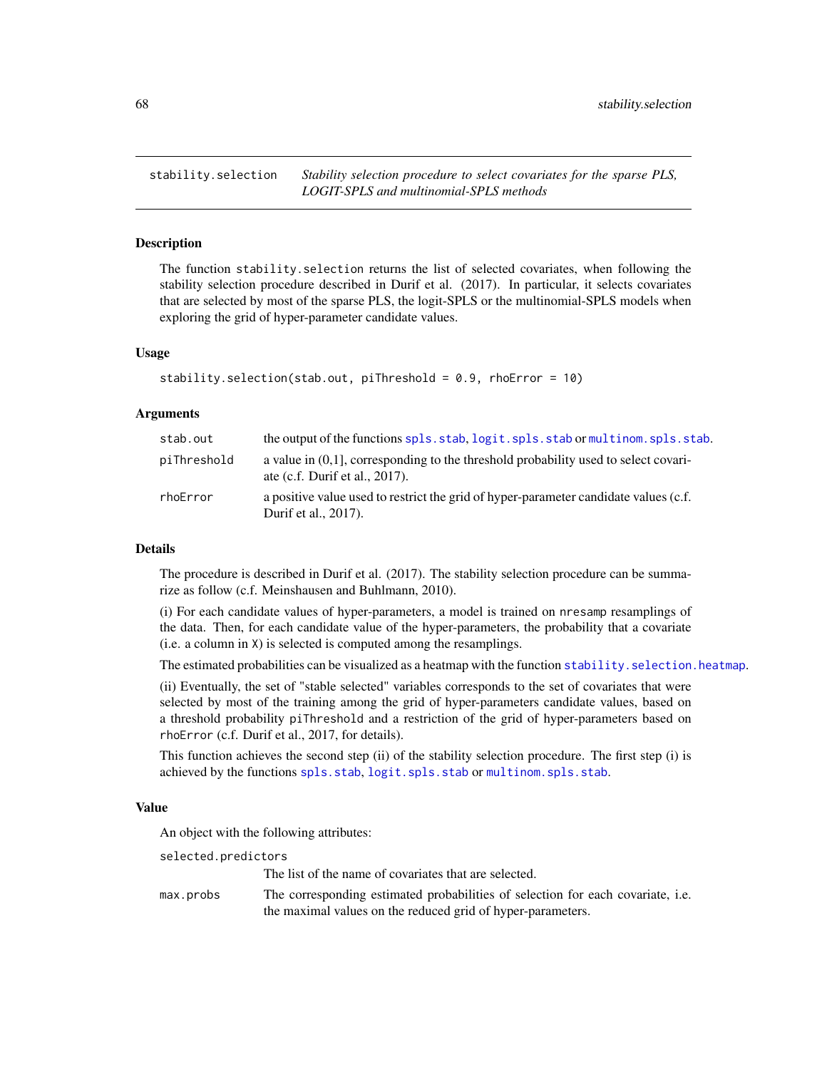stability.selection — *Stability selection procedure to select covariates for the sparse PLS, LOGIT-SPLS and multinomial-SPLS methods*

## Description

The function stability.selection returns the list of selected covariates, when following the stability selection procedure described in Durif et al. (2017). In particular, it selects covariates that are selected by most of the sparse PLS, the logit-SPLS or the multinomial-SPLS models when exploring the grid of hyper-parameter candidate values.

## Usage

```
stability.selection(stab.out, piThreshold = 0.9, rhoError = 10)
```

## Arguments

| | |
|---|---|
| stab.out | the output of the functions spls.stab, logit.spls.stab or multinom.spls.stab. |
| piThreshold | a value in (0,1], corresponding to the threshold probability used to select covariate (c.f. Durif et al., 2017). |
| rhoError | a positive value used to restrict the grid of hyper-parameter candidate values (c.f. Durif et al., 2017). |

## Details

The procedure is described in Durif et al. (2017). The stability selection procedure can be summarize as follow (c.f. Meinshausen and Buhlmann, 2010).

(i) For each candidate values of hyper-parameters, a model is trained on nresamp resamplings of the data. Then, for each candidate value of the hyper-parameters, the probability that a covariate (i.e. a column in X) is selected is computed among the resamplings.

The estimated probabilities can be visualized as a heatmap with the function stability.selection.heatmap.

(ii) Eventually, the set of "stable selected" variables corresponds to the set of covariates that were selected by most of the training among the grid of hyper-parameters candidate values, based on a threshold probability piThreshold and a restriction of the grid of hyper-parameters based on rhoError (c.f. Durif et al., 2017, for details).

This function achieves the second step (ii) of the stability selection procedure. The first step (i) is achieved by the functions spls.stab, logit.spls.stab or multinom.spls.stab.

## Value

An object with the following attributes:

| | |
|---|---|
| selected.predictors | The list of the name of covariates that are selected. |
| max.probs | The corresponding estimated probabilities of selection for each covariate, i.e. the maximal values on the reduced grid of hyper-parameters. |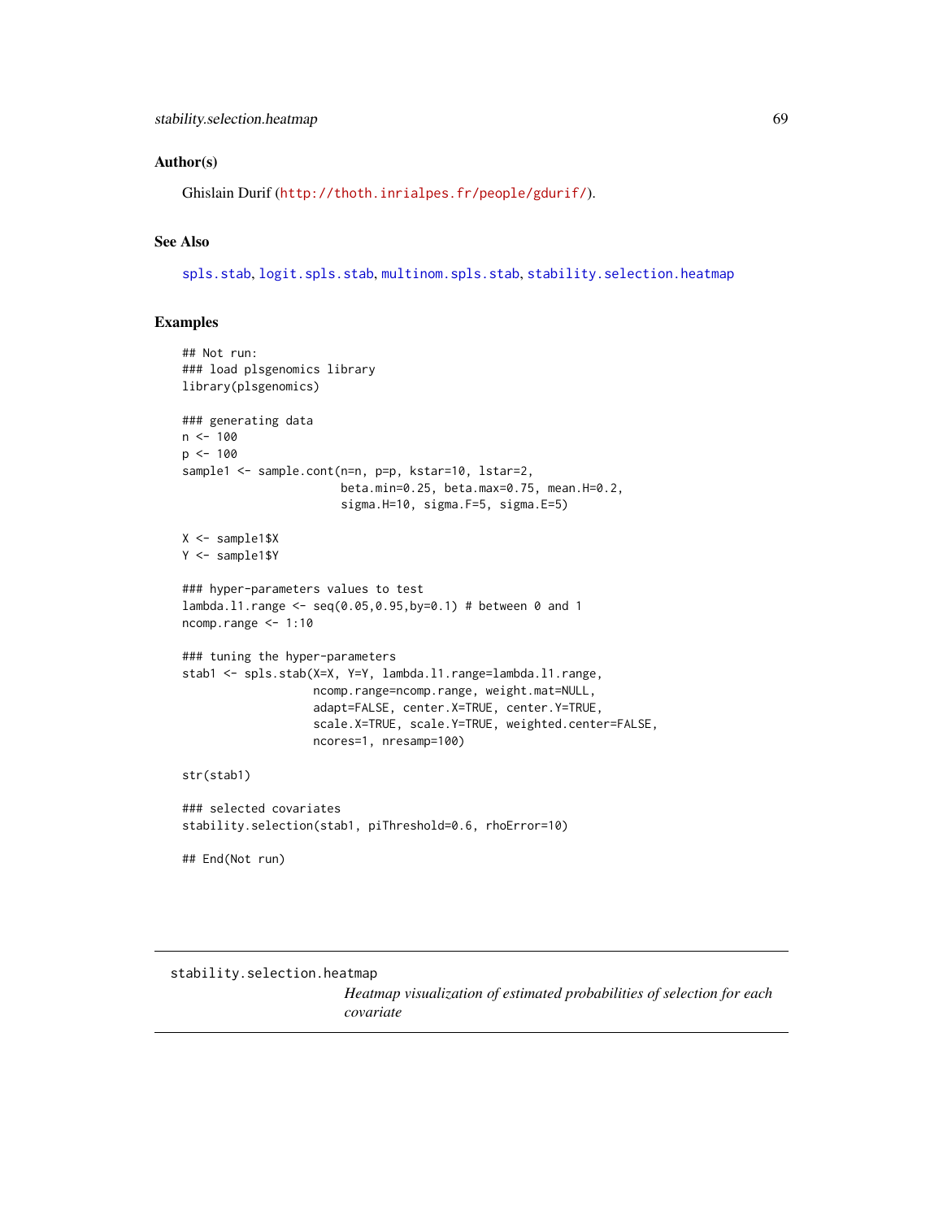## Author(s)

Ghislain Durif (http://thoth.inrialpes.fr/people/gdurif/).

## See Also

spls.stab, logit.spls.stab, multinom.spls.stab, stability.selection.heatmap

## Examples

```
## Not run:
### load plsgenomics library
library(plsgenomics)

### generating data
n <- 100
p <- 100
sample1 <- sample.cont(n=n, p=p, kstar=10, lstar=2,
                       beta.min=0.25, beta.max=0.75, mean.H=0.2,
                       sigma.H=10, sigma.F=5, sigma.E=5)

X <- sample1$X
Y <- sample1$Y

### hyper-parameters values to test
lambda.l1.range <- seq(0.05,0.95,by=0.1) # between 0 and 1
ncomp.range <- 1:10

### tuning the hyper-parameters
stab1 <- spls.stab(X=X, Y=Y, lambda.l1.range=lambda.l1.range,
                   ncomp.range=ncomp.range, weight.mat=NULL,
                   adapt=FALSE, center.X=TRUE, center.Y=TRUE,
                   scale.X=TRUE, scale.Y=TRUE, weighted.center=FALSE,
                   ncores=1, nresamp=100)

str(stab1)

### selected covariates
stability.selection(stab1, piThreshold=0.6, rhoError=10)

## End(Not run)
```

---

# stability.selection.heatmap

*Heatmap visualization of estimated probabilities of selection for each covariate*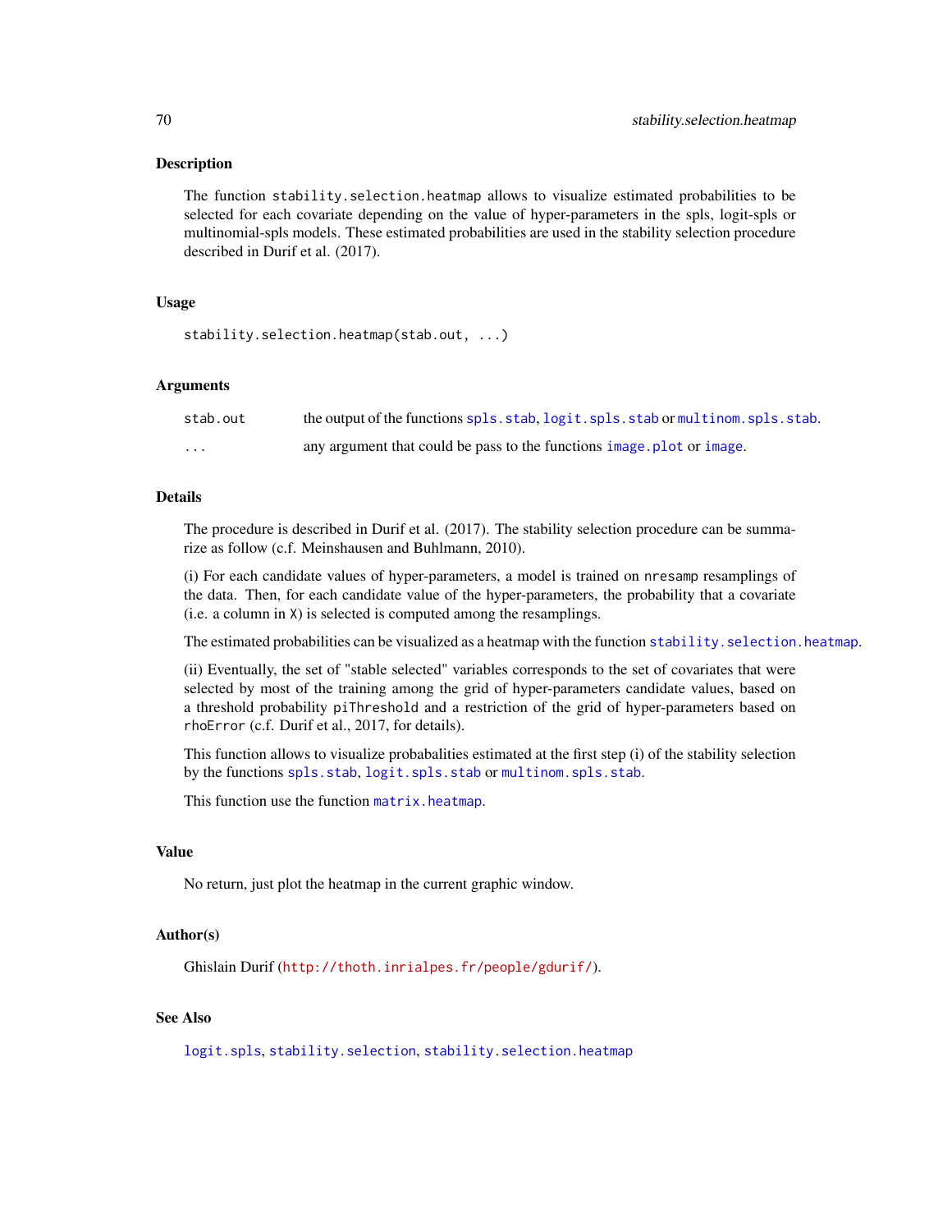### Description

The function `stability.selection.heatmap` allows to visualize estimated probabilities to be selected for each covariate depending on the value of hyper-parameters in the spls, logit-spls or multinomial-spls models. These estimated probabilities are used in the stability selection procedure described in Durif et al. (2017).

### Usage

```
stability.selection.heatmap(stab.out, ...)
```

### Arguments

| | |
|---|---|
| `stab.out` | the output of the functions `spls.stab`, `logit.spls.stab` or `multinom.spls.stab`. |
| `...` | any argument that could be pass to the functions `image.plot` or `image`. |

### Details

The procedure is described in Durif et al. (2017). The stability selection procedure can be summarize as follow (c.f. Meinshausen and Buhlmann, 2010).

(i) For each candidate values of hyper-parameters, a model is trained on `nresamp` resamplings of the data. Then, for each candidate value of the hyper-parameters, the probability that a covariate (i.e. a column in `X`) is selected is computed among the resamplings.

The estimated probabilities can be visualized as a heatmap with the function `stability.selection.heatmap`.

(ii) Eventually, the set of "stable selected" variables corresponds to the set of covariates that were selected by most of the training among the grid of hyper-parameters candidate values, based on a threshold probability `piThreshold` and a restriction of the grid of hyper-parameters based on `rhoError` (c.f. Durif et al., 2017, for details).

This function allows to visualize probabalities estimated at the first step (i) of the stability selection by the functions `spls.stab`, `logit.spls.stab` or `multinom.spls.stab`.

This function use the function `matrix.heatmap`.

### Value

No return, just plot the heatmap in the current graphic window.

### Author(s)

Ghislain Durif (http://thoth.inrialpes.fr/people/gdurif/).

### See Also

`logit.spls`, `stability.selection`, `stability.selection.heatmap`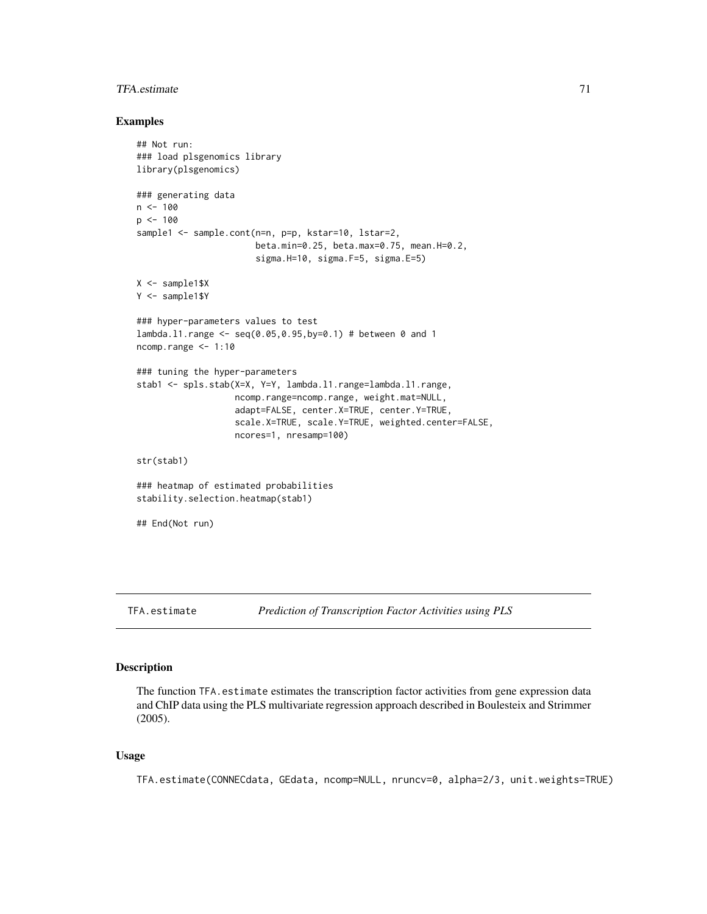### Examples

```
## Not run:
### load plsgenomics library
library(plsgenomics)

### generating data
n <- 100
p <- 100
sample1 <- sample.cont(n=n, p=p, kstar=10, lstar=2,
                       beta.min=0.25, beta.max=0.75, mean.H=0.2,
                       sigma.H=10, sigma.F=5, sigma.E=5)

X <- sample1$X
Y <- sample1$Y

### hyper-parameters values to test
lambda.l1.range <- seq(0.05,0.95,by=0.1) # between 0 and 1
ncomp.range <- 1:10

### tuning the hyper-parameters
stab1 <- spls.stab(X=X, Y=Y, lambda.l1.range=lambda.l1.range,
                   ncomp.range=ncomp.range, weight.mat=NULL,
                   adapt=FALSE, center.X=TRUE, center.Y=TRUE,
                   scale.X=TRUE, scale.Y=TRUE, weighted.center=FALSE,
                   ncores=1, nresamp=100)

str(stab1)

### heatmap of estimated probabilities
stability.selection.heatmap(stab1)

## End(Not run)
```

---

## TFA.estimate — *Prediction of Transcription Factor Activities using PLS*

---

### Description

The function TFA.estimate estimates the transcription factor activities from gene expression data and ChIP data using the PLS multivariate regression approach described in Boulesteix and Strimmer (2005).

### Usage

```
TFA.estimate(CONNECdata, GEdata, ncomp=NULL, nruncv=0, alpha=2/3, unit.weights=TRUE)
```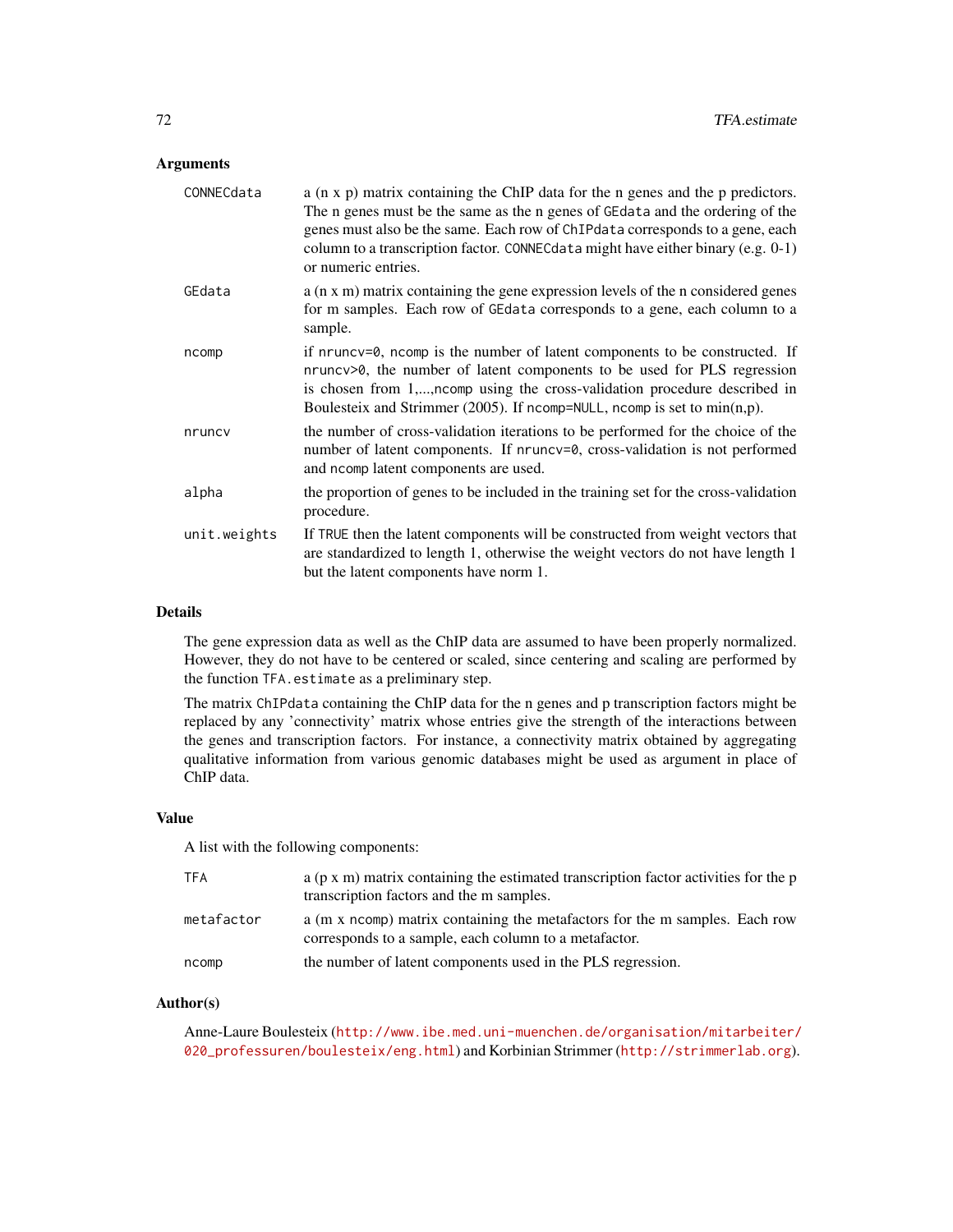### Arguments

| | |
|---|---|
| `CONNECdata` | a (n x p) matrix containing the ChIP data for the n genes and the p predictors. The n genes must be the same as the n genes of `GEdata` and the ordering of the genes must also be the same. Each row of `ChIPdata` corresponds to a gene, each column to a transcription factor. `CONNECdata` might have either binary (e.g. 0-1) or numeric entries. |
| `GEdata` | a (n x m) matrix containing the gene expression levels of the n considered genes for m samples. Each row of `GEdata` corresponds to a gene, each column to a sample. |
| `ncomp` | if `nruncv=0`, `ncomp` is the number of latent components to be constructed. If `nruncv>0`, the number of latent components to be used for PLS regression is chosen from 1,...,`ncomp` using the cross-validation procedure described in Boulesteix and Strimmer (2005). If `ncomp=NULL`, `ncomp` is set to min(n,p). |
| `nruncv` | the number of cross-validation iterations to be performed for the choice of the number of latent components. If `nruncv=0`, cross-validation is not performed and `ncomp` latent components are used. |
| `alpha` | the proportion of genes to be included in the training set for the cross-validation procedure. |
| `unit.weights` | If `TRUE` then the latent components will be constructed from weight vectors that are standardized to length 1, otherwise the weight vectors do not have length 1 but the latent components have norm 1. |

### Details

The gene expression data as well as the ChIP data are assumed to have been properly normalized. However, they do not have to be centered or scaled, since centering and scaling are performed by the function `TFA.estimate` as a preliminary step.

The matrix `ChIPdata` containing the ChIP data for the n genes and p transcription factors might be replaced by any 'connectivity' matrix whose entries give the strength of the interactions between the genes and transcription factors. For instance, a connectivity matrix obtained by aggregating qualitative information from various genomic databases might be used as argument in place of ChIP data.

### Value

A list with the following components:

| | |
|---|---|
| `TFA` | a (p x m) matrix containing the estimated transcription factor activities for the p transcription factors and the m samples. |
| `metafactor` | a (m x `ncomp`) matrix containing the metafactors for the m samples. Each row corresponds to a sample, each column to a metafactor. |
| `ncomp` | the number of latent components used in the PLS regression. |

### Author(s)

Anne-Laure Boulesteix (http://www.ibe.med.uni-muenchen.de/organisation/mitarbeiter/020_professuren/boulesteix/eng.html) and Korbinian Strimmer (http://strimmerlab.org).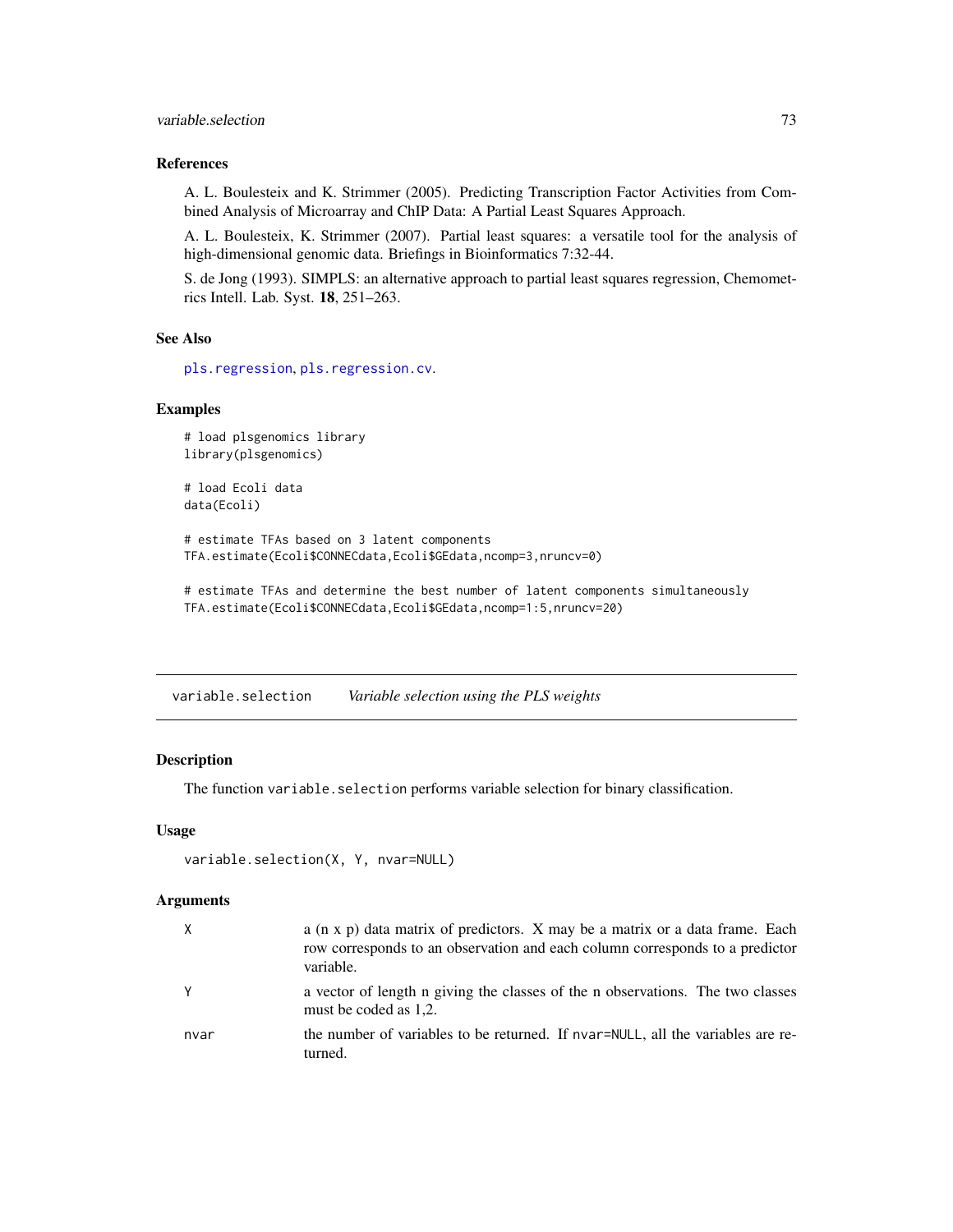### References

A. L. Boulesteix and K. Strimmer (2005). Predicting Transcription Factor Activities from Combined Analysis of Microarray and ChIP Data: A Partial Least Squares Approach.

A. L. Boulesteix, K. Strimmer (2007). Partial least squares: a versatile tool for the analysis of high-dimensional genomic data. Briefings in Bioinformatics 7:32-44.

S. de Jong (1993). SIMPLS: an alternative approach to partial least squares regression, Chemometrics Intell. Lab. Syst. **18**, 251–263.

### See Also

`pls.regression`, `pls.regression.cv`.

### Examples

```
# load plsgenomics library
library(plsgenomics)

# load Ecoli data
data(Ecoli)

# estimate TFAs based on 3 latent components
TFA.estimate(Ecoli$CONNECdata,Ecoli$GEdata,ncomp=3,nruncv=0)

# estimate TFAs and determine the best number of latent components simultaneously
TFA.estimate(Ecoli$CONNECdata,Ecoli$GEdata,ncomp=1:5,nruncv=20)
```

---

## variable.selection &nbsp;&nbsp;&nbsp; *Variable selection using the PLS weights*

### Description

The function `variable.selection` performs variable selection for binary classification.

### Usage

```
variable.selection(X, Y, nvar=NULL)
```

### Arguments

| | |
|---|---|
| `X` | a (n x p) data matrix of predictors. X may be a matrix or a data frame. Each row corresponds to an observation and each column corresponds to a predictor variable. |
| `Y` | a vector of length n giving the classes of the n observations. The two classes must be coded as 1,2. |
| `nvar` | the number of variables to be returned. If `nvar=NULL`, all the variables are returned. |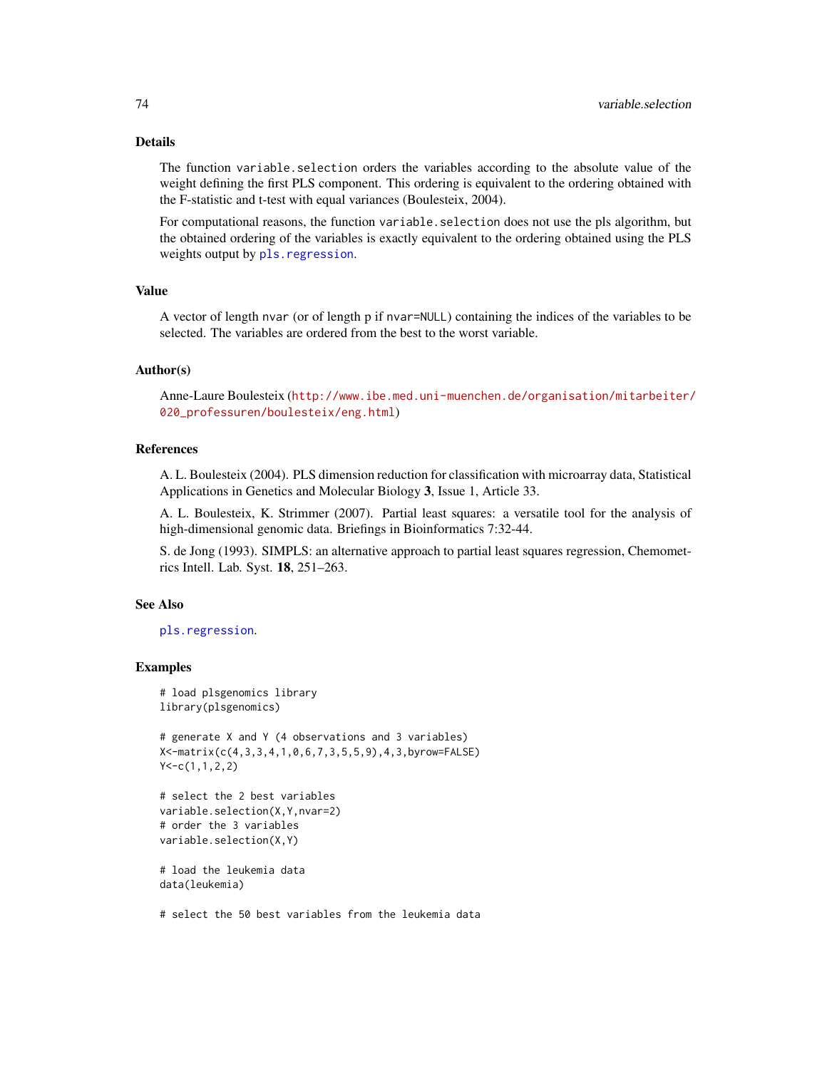## Details

The function `variable.selection` orders the variables according to the absolute value of the weight defining the first PLS component. This ordering is equivalent to the ordering obtained with the F-statistic and t-test with equal variances (Boulesteix, 2004).

For computational reasons, the function `variable.selection` does not use the pls algorithm, but the obtained ordering of the variables is exactly equivalent to the ordering obtained using the PLS weights output by `pls.regression`.

## Value

A vector of length `nvar` (or of length p if `nvar=NULL`) containing the indices of the variables to be selected. The variables are ordered from the best to the worst variable.

## Author(s)

Anne-Laure Boulesteix (http://www.ibe.med.uni-muenchen.de/organisation/mitarbeiter/020_professuren/boulesteix/eng.html)

## References

A. L. Boulesteix (2004). PLS dimension reduction for classification with microarray data, Statistical Applications in Genetics and Molecular Biology **3**, Issue 1, Article 33.

A. L. Boulesteix, K. Strimmer (2007). Partial least squares: a versatile tool for the analysis of high-dimensional genomic data. Briefings in Bioinformatics 7:32-44.

S. de Jong (1993). SIMPLS: an alternative approach to partial least squares regression, Chemometrics Intell. Lab. Syst. **18**, 251–263.

## See Also

`pls.regression`.

## Examples

```
# load plsgenomics library
library(plsgenomics)

# generate X and Y (4 observations and 3 variables)
X<-matrix(c(4,3,3,4,1,0,6,7,3,5,5,9),4,3,byrow=FALSE)
Y<-c(1,1,2,2)

# select the 2 best variables
variable.selection(X,Y,nvar=2)
# order the 3 variables
variable.selection(X,Y)

# load the leukemia data
data(leukemia)

# select the 50 best variables from the leukemia data
```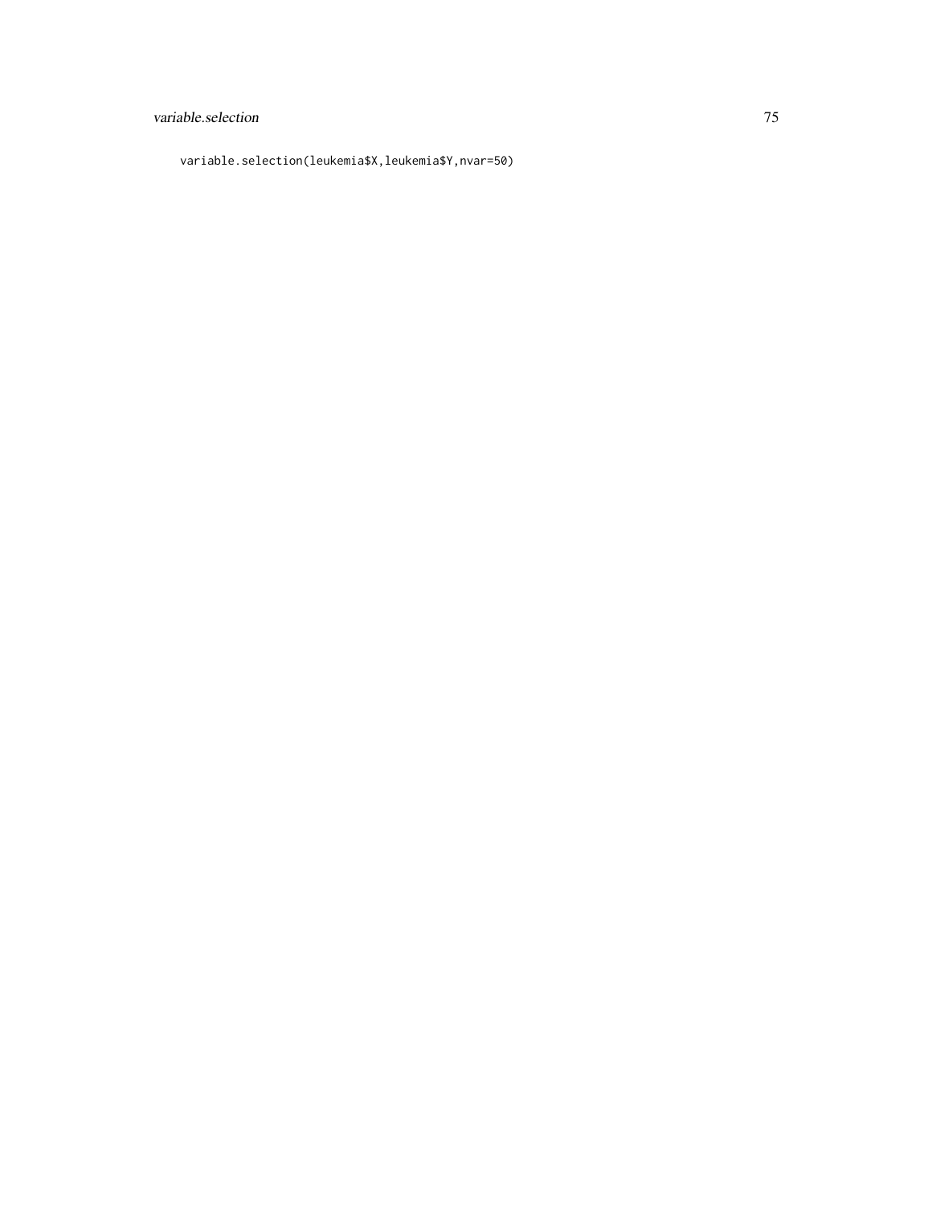```
variable.selection(leukemia$X,leukemia$Y,nvar=50)
```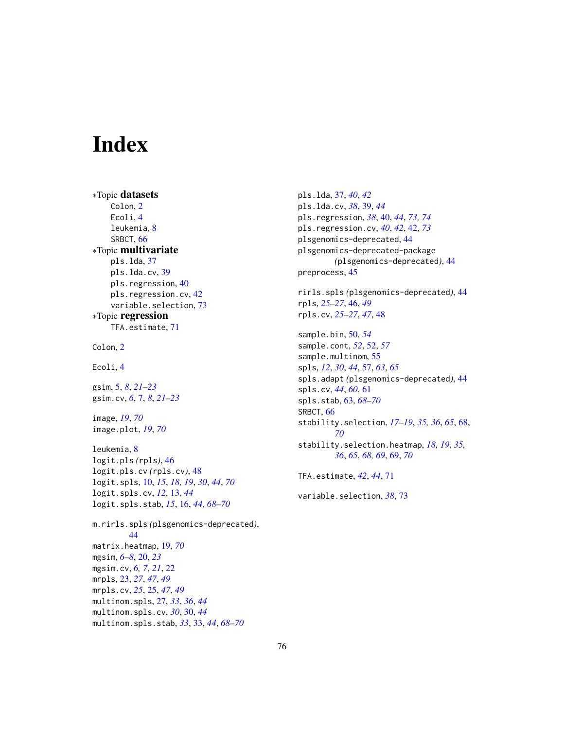# Index

∗Topic **datasets**
- Colon, 2
- Ecoli, 4
- leukemia, 8
- SRBCT, 66

∗Topic **multivariate**
- pls.lda, 37
- pls.lda.cv, 39
- pls.regression, 40
- pls.regression.cv, 42
- variable.selection, 73

∗Topic **regression**
- TFA.estimate, 71

Colon, 2

Ecoli, 4

gsim, 5, *8*, *21–23*
gsim.cv, *6*, 7, *8*, *21–23*

image, *19*, *70*
image.plot, *19*, *70*

leukemia, 8
logit.pls *(*rpls*)*, 46
logit.pls.cv *(*rpls.cv*)*, 48
logit.spls, 10, *15*, *18, 19*, *30*, *44*, *70*
logit.spls.cv, *12*, 13, *44*
logit.spls.stab, *15*, 16, *44*, *68–70*

m.rirls.spls *(*plsgenomics-deprecated*)*, 44
matrix.heatmap, 19, *70*
mgsim, *6–8*, 20, *23*
mgsim.cv, *6, 7*, *21*, 22
mrpls, 23, *27*, *47*, *49*
mrpls.cv, *25*, 25, *47*, *49*
multinom.spls, 27, *33*, *36*, *44*
multinom.spls.cv, *30*, 30, *44*
multinom.spls.stab, *33*, 33, *44*, *68–70*

pls.lda, 37, *40*, *42*
pls.lda.cv, *38*, 39, *44*
pls.regression, *38*, 40, *44*, *73, 74*
pls.regression.cv, *40*, *42*, 42, *73*
plsgenomics-deprecated, 44
plsgenomics-deprecated-package *(*plsgenomics-deprecated*)*, 44
preprocess, 45

rirls.spls *(*plsgenomics-deprecated*)*, 44
rpls, *25–27*, 46, *49*
rpls.cv, *25–27*, *47*, 48

sample.bin, 50, *54*
sample.cont, *52*, 52, *57*
sample.multinom, 55
spls, *12*, *30*, *44*, 57, *63*, *65*
spls.adapt *(*plsgenomics-deprecated*)*, 44
spls.cv, *44*, *60*, 61
spls.stab, 63, *68–70*
SRBCT, 66
stability.selection, *17–19*, *35, 36*, *65*, 68, *70*
stability.selection.heatmap, *18, 19*, *35, 36*, *65*, *68, 69*, 69, *70*

TFA.estimate, *42*, *44*, 71

variable.selection, *38*, 73